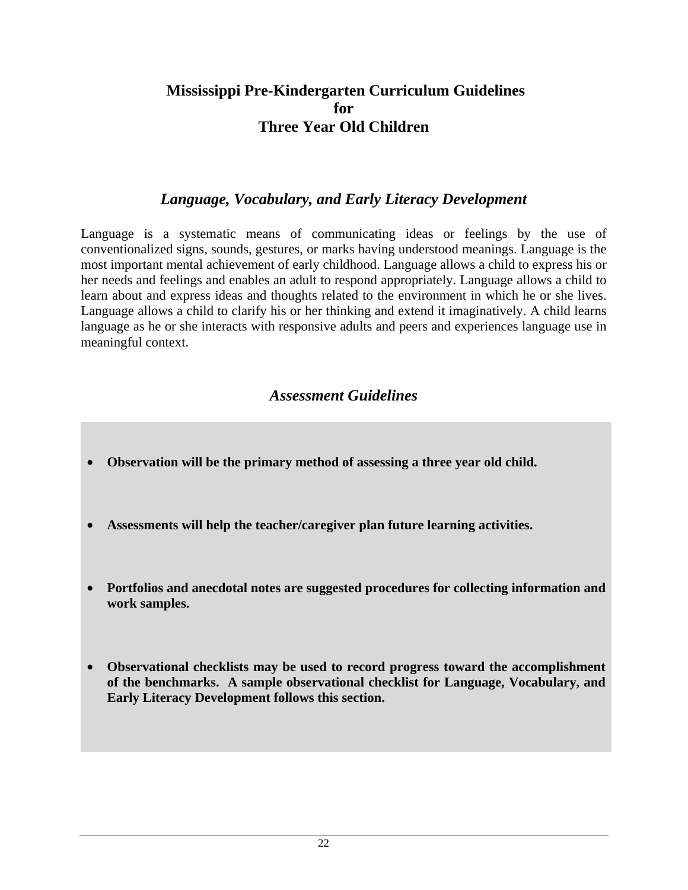# Mississippi Pre-Kindergarten Curriculum Guidelines for Three Year Old Children

## *Language, Vocabulary, and Early Literacy Development*

Language is a systematic means of communicating ideas or feelings by the use of conventionalized signs, sounds, gestures, or marks having understood meanings. Language is the most important mental achievement of early childhood. Language allows a child to express his or her needs and feelings and enables an adult to respond appropriately. Language allows a child to learn about and express ideas and thoughts related to the environment in which he or she lives. Language allows a child to clarify his or her thinking and extend it imaginatively. A child learns language as he or she interacts with responsive adults and peers and experiences language use in meaningful context.

## *Assessment Guidelines*

- **Observation will be the primary method of assessing a three year old child.**
- **Assessments will help the teacher/caregiver plan future learning activities.**
- **Portfolios and anecdotal notes are suggested procedures for collecting information and work samples.**
- **Observational checklists may be used to record progress toward the accomplishment of the benchmarks. A sample observational checklist for Language, Vocabulary, and Early Literacy Development follows this section.**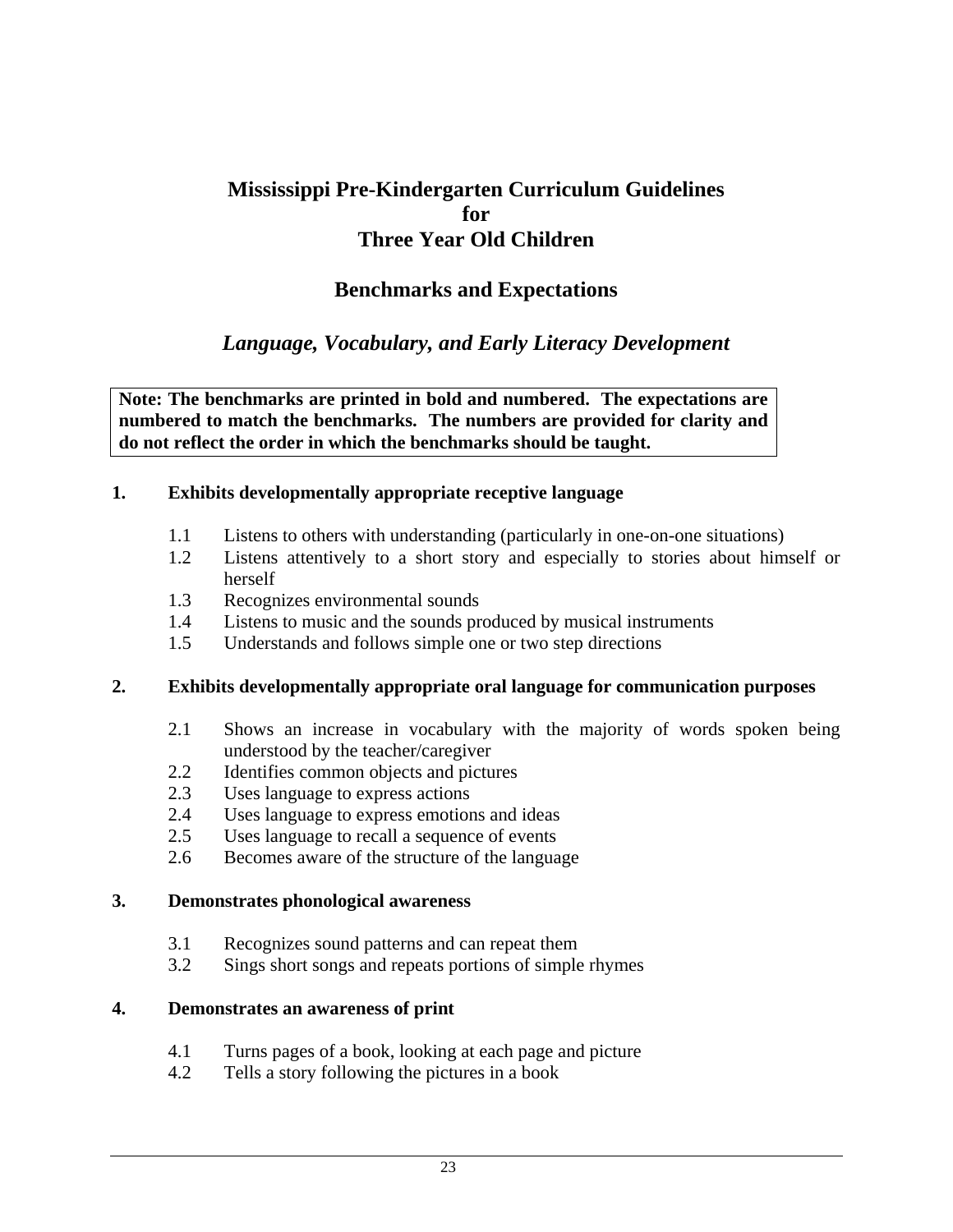# Mississippi Pre-Kindergarten Curriculum Guidelines for Three Year Old Children

## Benchmarks and Expectations

### *Language, Vocabulary, and Early Literacy Development*

**Note: The benchmarks are printed in bold and numbered. The expectations are numbered to match the benchmarks. The numbers are provided for clarity and do not reflect the order in which the benchmarks should be taught.**

**1. Exhibits developmentally appropriate receptive language**

- 1.1 Listens to others with understanding (particularly in one-on-one situations)
- 1.2 Listens attentively to a short story and especially to stories about himself or herself
- 1.3 Recognizes environmental sounds
- 1.4 Listens to music and the sounds produced by musical instruments
- 1.5 Understands and follows simple one or two step directions

**2. Exhibits developmentally appropriate oral language for communication purposes**

- 2.1 Shows an increase in vocabulary with the majority of words spoken being understood by the teacher/caregiver
- 2.2 Identifies common objects and pictures
- 2.3 Uses language to express actions
- 2.4 Uses language to express emotions and ideas
- 2.5 Uses language to recall a sequence of events
- 2.6 Becomes aware of the structure of the language

**3. Demonstrates phonological awareness**

- 3.1 Recognizes sound patterns and can repeat them
- 3.2 Sings short songs and repeats portions of simple rhymes

**4. Demonstrates an awareness of print**

- 4.1 Turns pages of a book, looking at each page and picture
- 4.2 Tells a story following the pictures in a book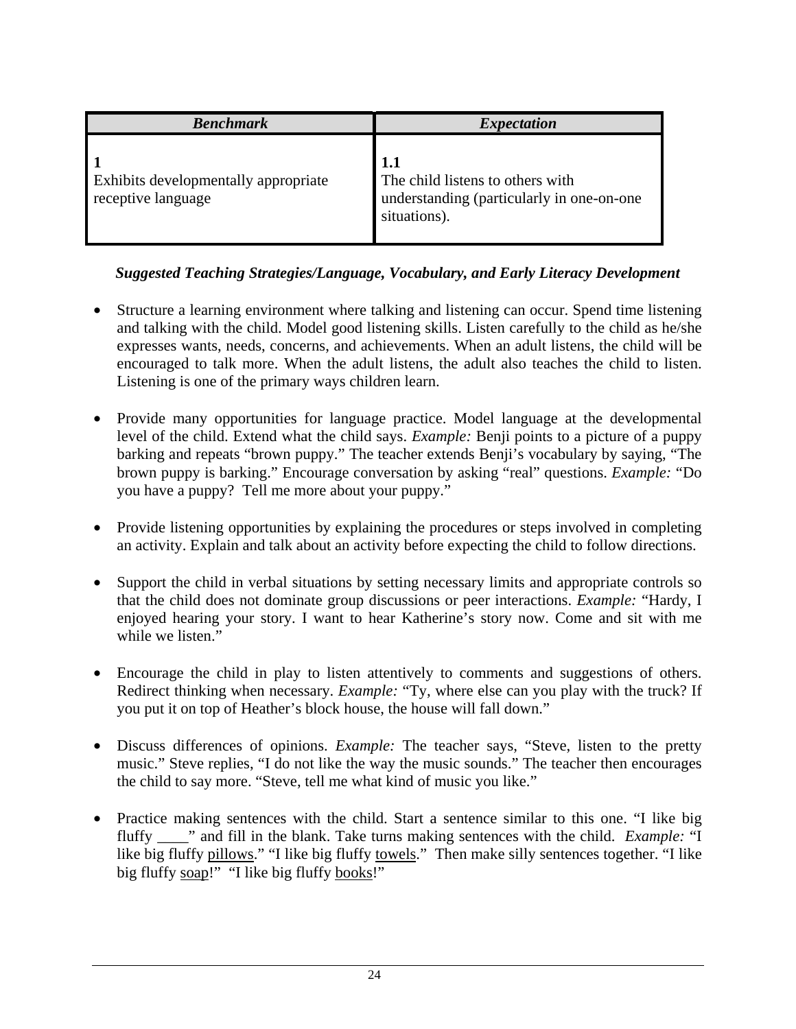| *Benchmark* | *Expectation* |
| --- | --- |
| **1**<br>Exhibits developmentally appropriate receptive language | **1.1**<br>The child listens to others with understanding (particularly in one-on-one situations). |

***Suggested Teaching Strategies/Language, Vocabulary, and Early Literacy Development***

- Structure a learning environment where talking and listening can occur. Spend time listening and talking with the child. Model good listening skills. Listen carefully to the child as he/she expresses wants, needs, concerns, and achievements. When an adult listens, the child will be encouraged to talk more. When the adult listens, the adult also teaches the child to listen. Listening is one of the primary ways children learn.

- Provide many opportunities for language practice. Model language at the developmental level of the child. Extend what the child says. *Example:* Benji points to a picture of a puppy barking and repeats "brown puppy." The teacher extends Benji's vocabulary by saying, "The brown puppy is barking." Encourage conversation by asking "real" questions. *Example:* "Do you have a puppy? Tell me more about your puppy."

- Provide listening opportunities by explaining the procedures or steps involved in completing an activity. Explain and talk about an activity before expecting the child to follow directions.

- Support the child in verbal situations by setting necessary limits and appropriate controls so that the child does not dominate group discussions or peer interactions. *Example:* "Hardy, I enjoyed hearing your story. I want to hear Katherine's story now. Come and sit with me while we listen."

- Encourage the child in play to listen attentively to comments and suggestions of others. Redirect thinking when necessary. *Example:* "Ty, where else can you play with the truck? If you put it on top of Heather's block house, the house will fall down."

- Discuss differences of opinions. *Example:* The teacher says, "Steve, listen to the pretty music." Steve replies, "I do not like the way the music sounds." The teacher then encourages the child to say more. "Steve, tell me what kind of music you like."

- Practice making sentences with the child. Start a sentence similar to this one. "I like big fluffy ____" and fill in the blank. Take turns making sentences with the child. *Example:* "I like big fluffy <u>pillows</u>." "I like big fluffy <u>towels</u>." Then make silly sentences together. "I like big fluffy <u>soap</u>!" "I like big fluffy <u>books</u>!"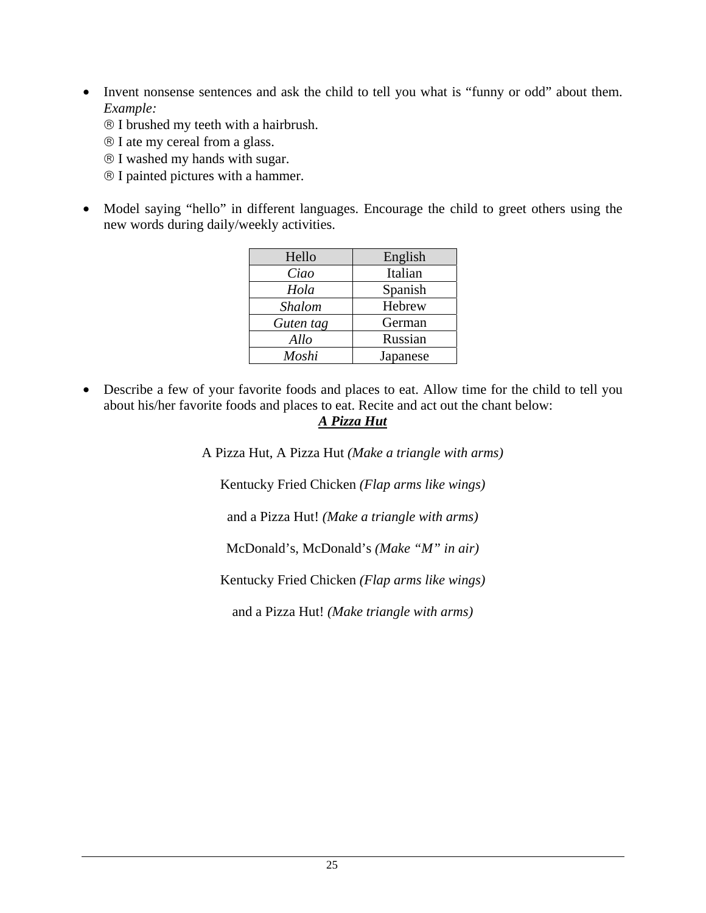- Invent nonsense sentences and ask the child to tell you what is "funny or odd" about them. *Example:*
  - ® I brushed my teeth with a hairbrush.
  - ® I ate my cereal from a glass.
  - ® I washed my hands with sugar.
  - ® I painted pictures with a hammer.

- Model saying "hello" in different languages. Encourage the child to greet others using the new words during daily/weekly activities.

| Hello | English |
|---|---|
| *Ciao* | Italian |
| *Hola* | Spanish |
| *Shalom* | Hebrew |
| *Guten tag* | German |
| *Allo* | Russian |
| *Moshi* | Japanese |

- Describe a few of your favorite foods and places to eat. Allow time for the child to tell you about his/her favorite foods and places to eat. Recite and act out the chant below:

***A Pizza Hut***

A Pizza Hut, A Pizza Hut *(Make a triangle with arms)*

Kentucky Fried Chicken *(Flap arms like wings)*

and a Pizza Hut! *(Make a triangle with arms)*

McDonald's, McDonald's *(Make "M" in air)*

Kentucky Fried Chicken *(Flap arms like wings)*

and a Pizza Hut! *(Make triangle with arms)*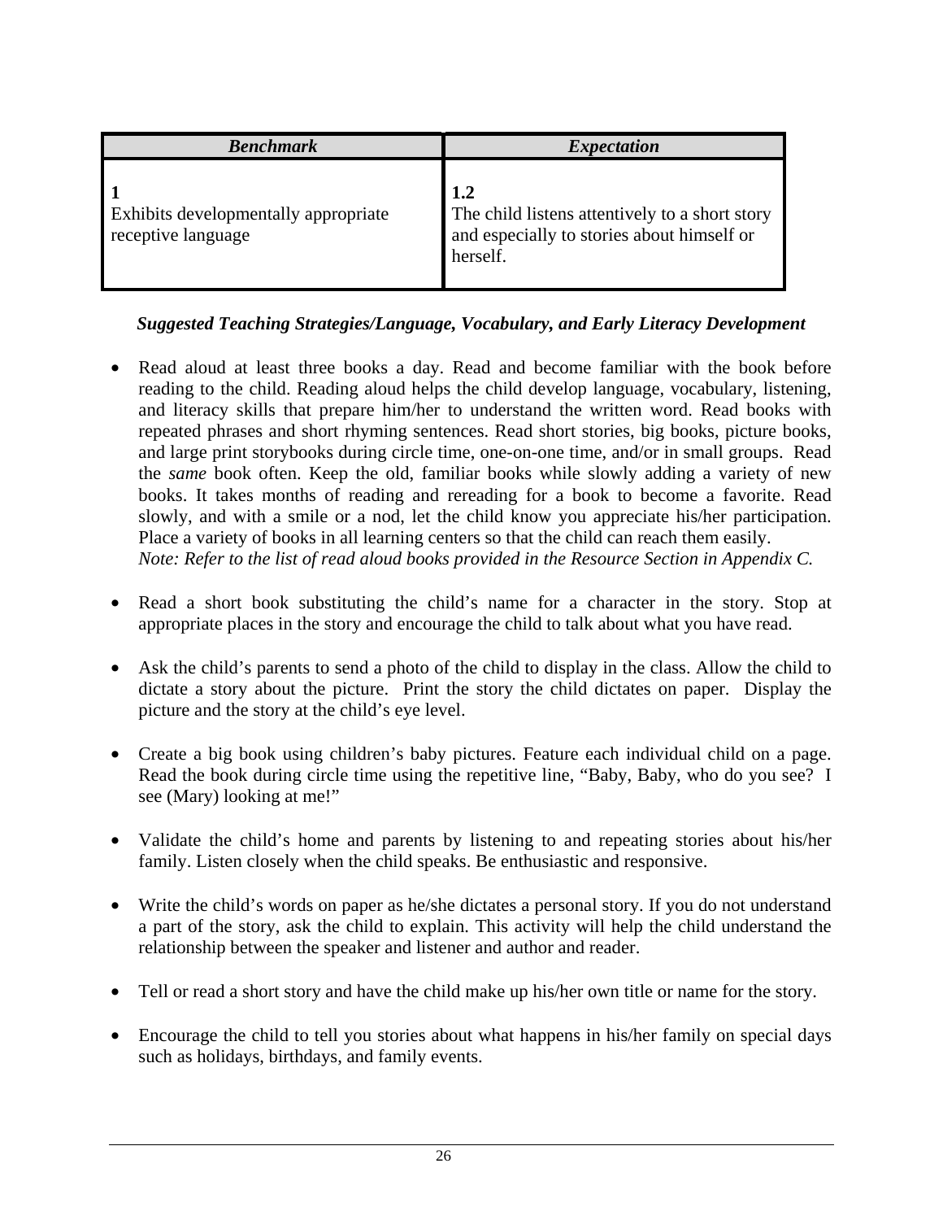| *Benchmark* | *Expectation* |
|---|---|
| **1**<br>Exhibits developmentally appropriate receptive language | **1.2**<br>The child listens attentively to a short story and especially to stories about himself or herself. |

***Suggested Teaching Strategies/Language, Vocabulary, and Early Literacy Development***

- Read aloud at least three books a day. Read and become familiar with the book before reading to the child. Reading aloud helps the child develop language, vocabulary, listening, and literacy skills that prepare him/her to understand the written word. Read books with repeated phrases and short rhyming sentences. Read short stories, big books, picture books, and large print storybooks during circle time, one-on-one time, and/or in small groups. Read the *same* book often. Keep the old, familiar books while slowly adding a variety of new books. It takes months of reading and rereading for a book to become a favorite. Read slowly, and with a smile or a nod, let the child know you appreciate his/her participation. Place a variety of books in all learning centers so that the child can reach them easily.
  *Note: Refer to the list of read aloud books provided in the Resource Section in Appendix C.*

- Read a short book substituting the child's name for a character in the story. Stop at appropriate places in the story and encourage the child to talk about what you have read.

- Ask the child's parents to send a photo of the child to display in the class. Allow the child to dictate a story about the picture. Print the story the child dictates on paper. Display the picture and the story at the child's eye level.

- Create a big book using children's baby pictures. Feature each individual child on a page. Read the book during circle time using the repetitive line, "Baby, Baby, who do you see? I see (Mary) looking at me!"

- Validate the child's home and parents by listening to and repeating stories about his/her family. Listen closely when the child speaks. Be enthusiastic and responsive.

- Write the child's words on paper as he/she dictates a personal story. If you do not understand a part of the story, ask the child to explain. This activity will help the child understand the relationship between the speaker and listener and author and reader.

- Tell or read a short story and have the child make up his/her own title or name for the story.

- Encourage the child to tell you stories about what happens in his/her family on special days such as holidays, birthdays, and family events.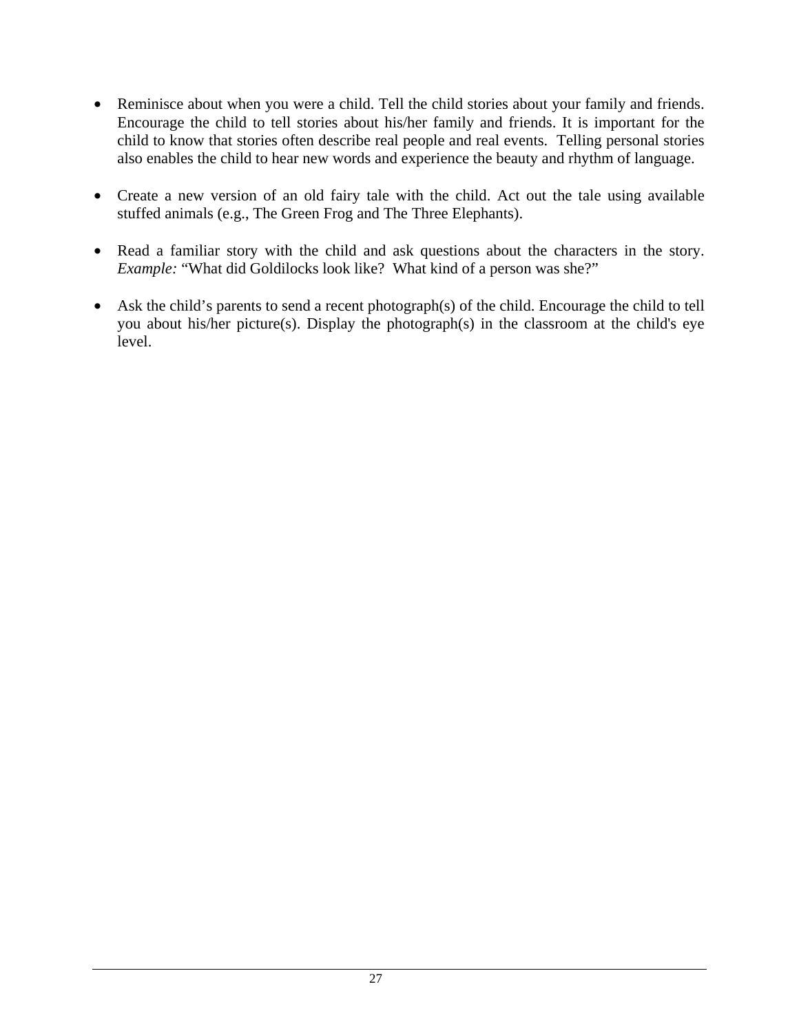- Reminisce about when you were a child. Tell the child stories about your family and friends. Encourage the child to tell stories about his/her family and friends. It is important for the child to know that stories often describe real people and real events. Telling personal stories also enables the child to hear new words and experience the beauty and rhythm of language.

- Create a new version of an old fairy tale with the child. Act out the tale using available stuffed animals (e.g., The Green Frog and The Three Elephants).

- Read a familiar story with the child and ask questions about the characters in the story. *Example:* "What did Goldilocks look like? What kind of a person was she?"

- Ask the child's parents to send a recent photograph(s) of the child. Encourage the child to tell you about his/her picture(s). Display the photograph(s) in the classroom at the child's eye level.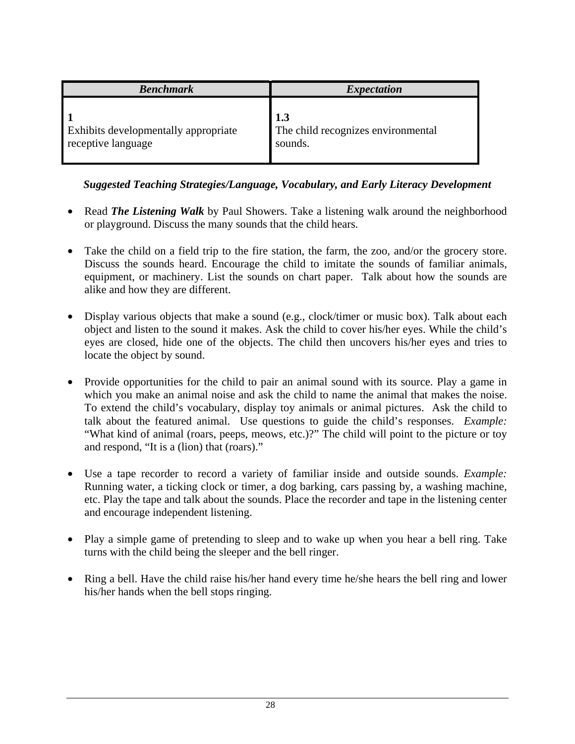| *Benchmark* | *Expectation* |
|---|---|
| **1**<br>Exhibits developmentally appropriate receptive language | **1.3**<br>The child recognizes environmental sounds. |

***Suggested Teaching Strategies/Language, Vocabulary, and Early Literacy Development***

- Read ***The Listening Walk*** by Paul Showers. Take a listening walk around the neighborhood or playground. Discuss the many sounds that the child hears.

- Take the child on a field trip to the fire station, the farm, the zoo, and/or the grocery store. Discuss the sounds heard. Encourage the child to imitate the sounds of familiar animals, equipment, or machinery. List the sounds on chart paper. Talk about how the sounds are alike and how they are different.

- Display various objects that make a sound (e.g., clock/timer or music box). Talk about each object and listen to the sound it makes. Ask the child to cover his/her eyes. While the child's eyes are closed, hide one of the objects. The child then uncovers his/her eyes and tries to locate the object by sound.

- Provide opportunities for the child to pair an animal sound with its source. Play a game in which you make an animal noise and ask the child to name the animal that makes the noise. To extend the child's vocabulary, display toy animals or animal pictures. Ask the child to talk about the featured animal. Use questions to guide the child's responses. *Example:* "What kind of animal (roars, peeps, meows, etc.)?" The child will point to the picture or toy and respond, "It is a (lion) that (roars)."

- Use a tape recorder to record a variety of familiar inside and outside sounds. *Example:* Running water, a ticking clock or timer, a dog barking, cars passing by, a washing machine, etc. Play the tape and talk about the sounds. Place the recorder and tape in the listening center and encourage independent listening.

- Play a simple game of pretending to sleep and to wake up when you hear a bell ring. Take turns with the child being the sleeper and the bell ringer.

- Ring a bell. Have the child raise his/her hand every time he/she hears the bell ring and lower his/her hands when the bell stops ringing.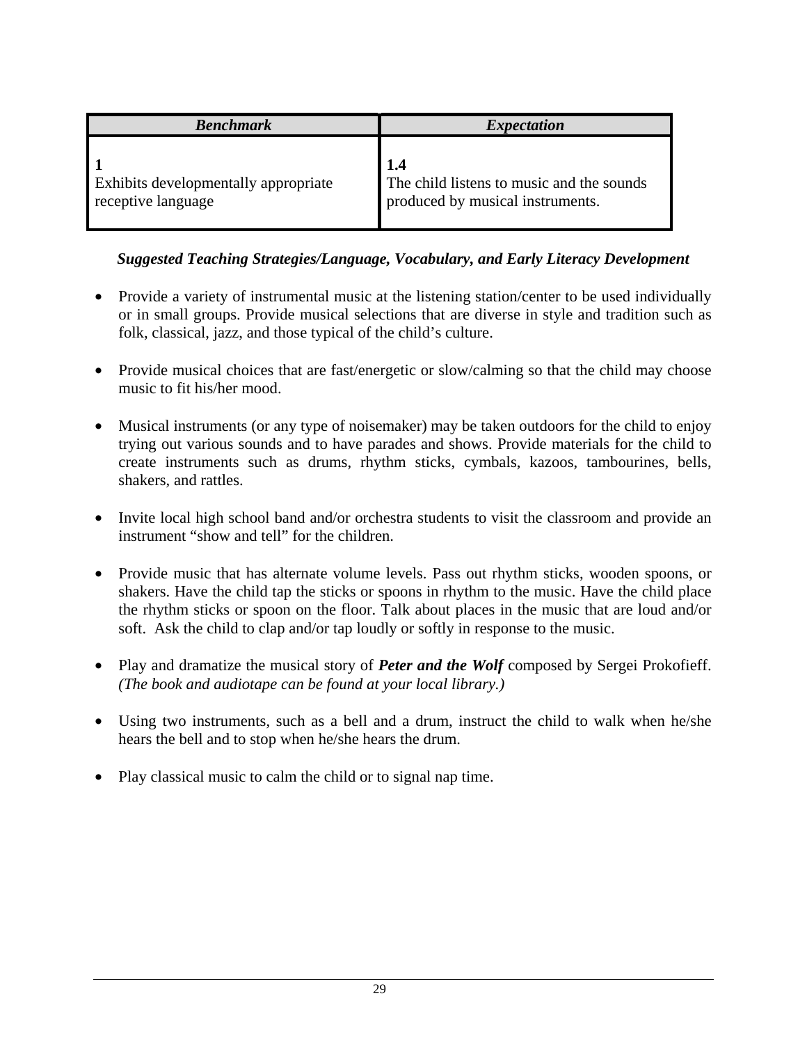| ***Benchmark*** | ***Expectation*** |
|---|---|
| **1**<br>Exhibits developmentally appropriate receptive language | **1.4**<br>The child listens to music and the sounds produced by musical instruments. |

***Suggested Teaching Strategies/Language, Vocabulary, and Early Literacy Development***

- Provide a variety of instrumental music at the listening station/center to be used individually or in small groups. Provide musical selections that are diverse in style and tradition such as folk, classical, jazz, and those typical of the child's culture.

- Provide musical choices that are fast/energetic or slow/calming so that the child may choose music to fit his/her mood.

- Musical instruments (or any type of noisemaker) may be taken outdoors for the child to enjoy trying out various sounds and to have parades and shows. Provide materials for the child to create instruments such as drums, rhythm sticks, cymbals, kazoos, tambourines, bells, shakers, and rattles.

- Invite local high school band and/or orchestra students to visit the classroom and provide an instrument "show and tell" for the children.

- Provide music that has alternate volume levels. Pass out rhythm sticks, wooden spoons, or shakers. Have the child tap the sticks or spoons in rhythm to the music. Have the child place the rhythm sticks or spoon on the floor. Talk about places in the music that are loud and/or soft. Ask the child to clap and/or tap loudly or softly in response to the music.

- Play and dramatize the musical story of ***Peter and the Wolf*** composed by Sergei Prokofieff. *(The book and audiotape can be found at your local library.)*

- Using two instruments, such as a bell and a drum, instruct the child to walk when he/she hears the bell and to stop when he/she hears the drum.

- Play classical music to calm the child or to signal nap time.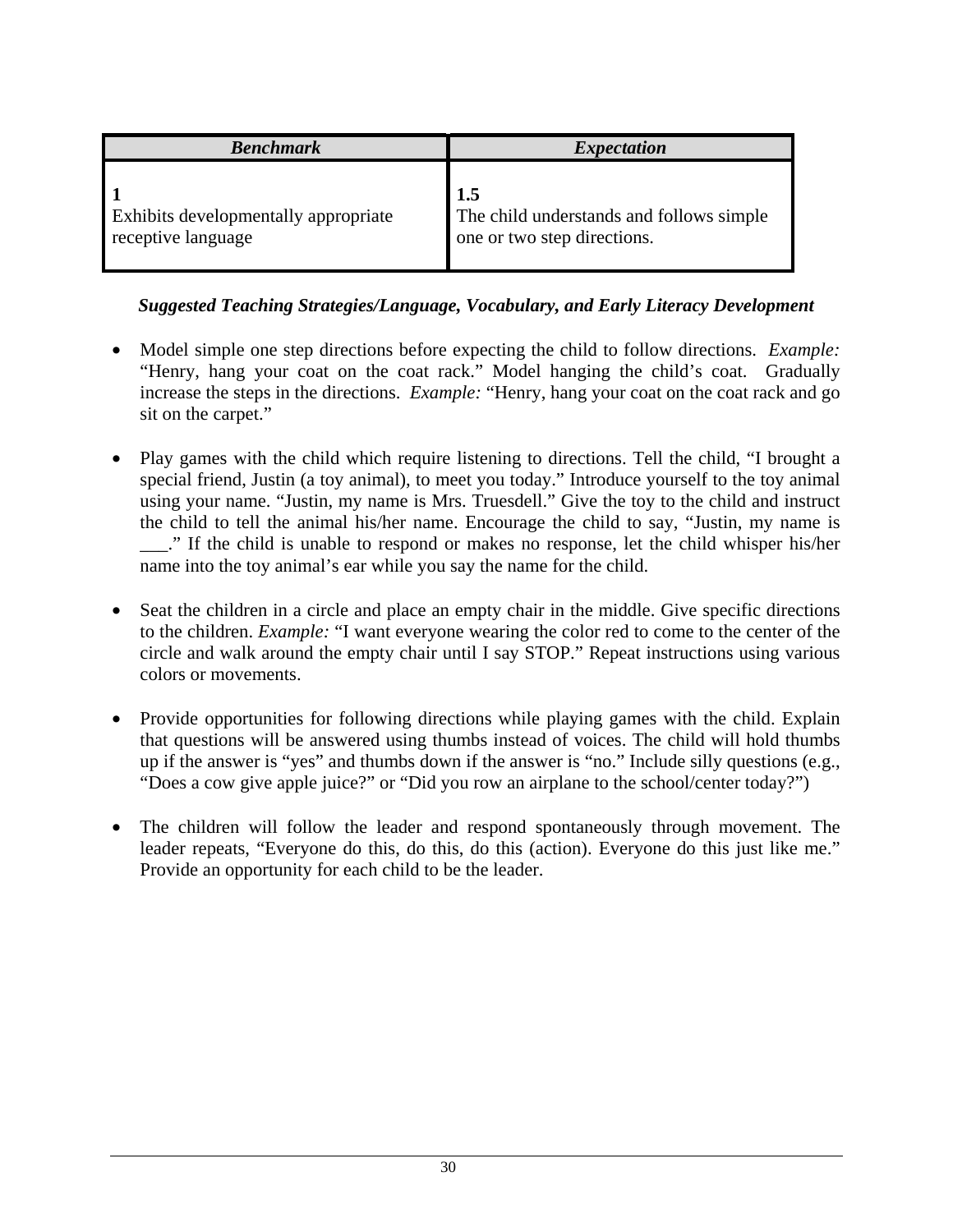| *Benchmark* | *Expectation* |
|---|---|
| **1**<br>Exhibits developmentally appropriate receptive language | **1.5**<br>The child understands and follows simple one or two step directions. |

***Suggested Teaching Strategies/Language, Vocabulary, and Early Literacy Development***

- Model simple one step directions before expecting the child to follow directions. *Example:* "Henry, hang your coat on the coat rack." Model hanging the child's coat. Gradually increase the steps in the directions. *Example:* "Henry, hang your coat on the coat rack and go sit on the carpet."

- Play games with the child which require listening to directions. Tell the child, "I brought a special friend, Justin (a toy animal), to meet you today." Introduce yourself to the toy animal using your name. "Justin, my name is Mrs. Truesdell." Give the toy to the child and instruct the child to tell the animal his/her name. Encourage the child to say, "Justin, my name is ___." If the child is unable to respond or makes no response, let the child whisper his/her name into the toy animal's ear while you say the name for the child.

- Seat the children in a circle and place an empty chair in the middle. Give specific directions to the children. *Example:* "I want everyone wearing the color red to come to the center of the circle and walk around the empty chair until I say STOP." Repeat instructions using various colors or movements.

- Provide opportunities for following directions while playing games with the child. Explain that questions will be answered using thumbs instead of voices. The child will hold thumbs up if the answer is "yes" and thumbs down if the answer is "no." Include silly questions (e.g., "Does a cow give apple juice?" or "Did you row an airplane to the school/center today?")

- The children will follow the leader and respond spontaneously through movement. The leader repeats, "Everyone do this, do this, do this (action). Everyone do this just like me." Provide an opportunity for each child to be the leader.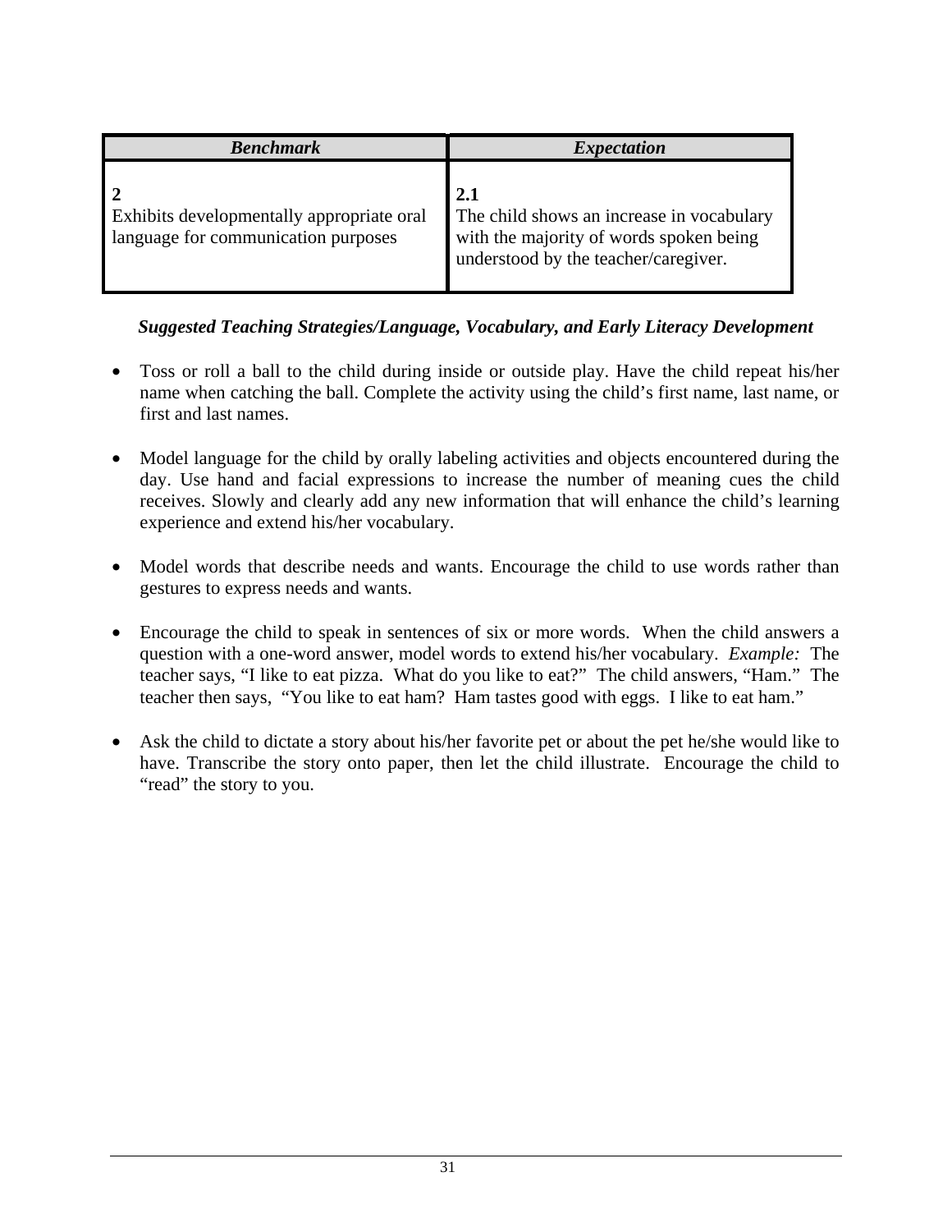| *Benchmark* | *Expectation* |
|---|---|
| **2** Exhibits developmentally appropriate oral language for communication purposes | **2.1** The child shows an increase in vocabulary with the majority of words spoken being understood by the teacher/caregiver. |

***Suggested Teaching Strategies/Language, Vocabulary, and Early Literacy Development***

- Toss or roll a ball to the child during inside or outside play. Have the child repeat his/her name when catching the ball. Complete the activity using the child's first name, last name, or first and last names.

- Model language for the child by orally labeling activities and objects encountered during the day. Use hand and facial expressions to increase the number of meaning cues the child receives. Slowly and clearly add any new information that will enhance the child's learning experience and extend his/her vocabulary.

- Model words that describe needs and wants. Encourage the child to use words rather than gestures to express needs and wants.

- Encourage the child to speak in sentences of six or more words. When the child answers a question with a one-word answer, model words to extend his/her vocabulary. *Example:* The teacher says, "I like to eat pizza. What do you like to eat?" The child answers, "Ham." The teacher then says, "You like to eat ham? Ham tastes good with eggs. I like to eat ham."

- Ask the child to dictate a story about his/her favorite pet or about the pet he/she would like to have. Transcribe the story onto paper, then let the child illustrate. Encourage the child to "read" the story to you.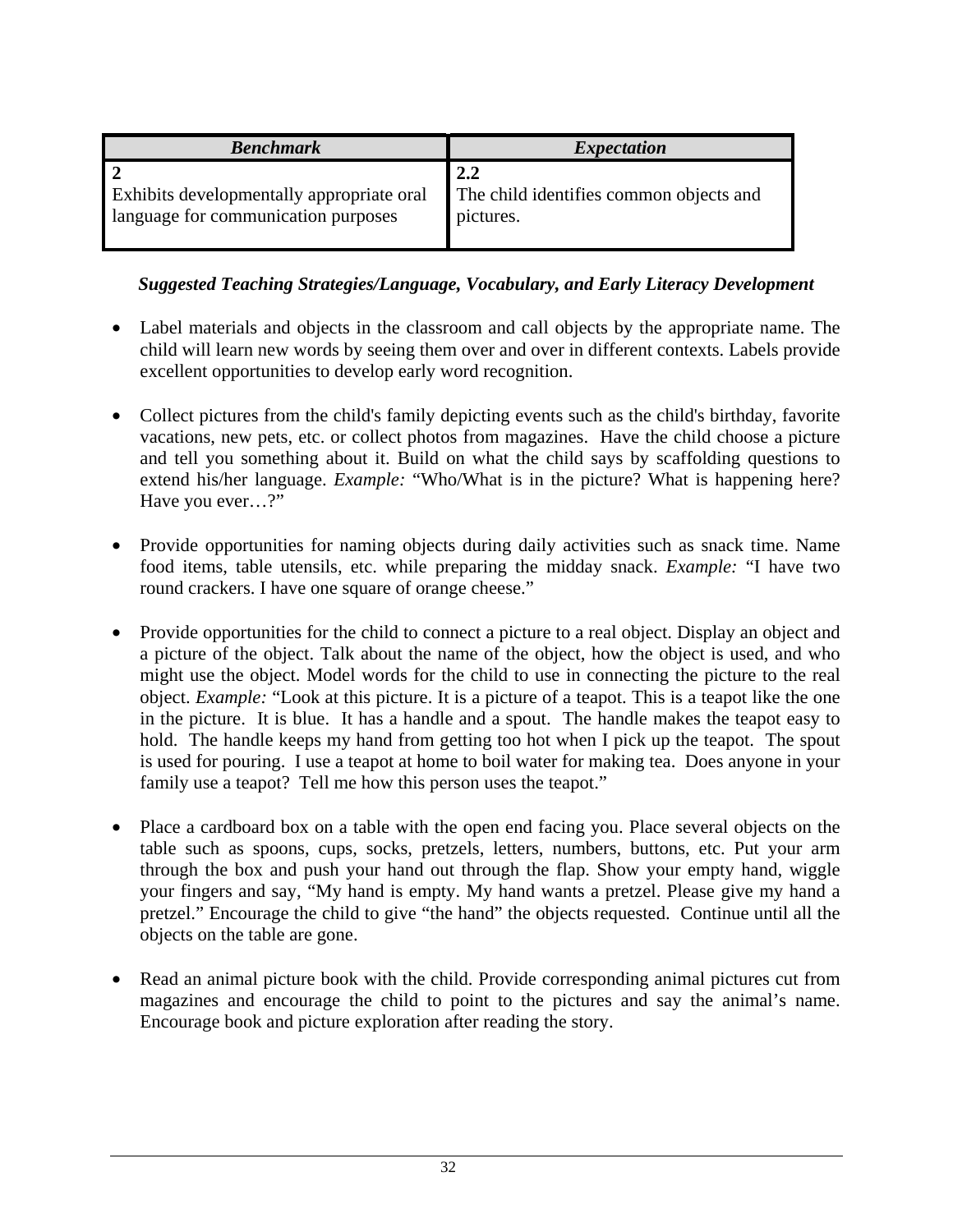| *Benchmark* | *Expectation* |
|---|---|
| **2**<br>Exhibits developmentally appropriate oral language for communication purposes | **2.2**<br>The child identifies common objects and pictures. |

***Suggested Teaching Strategies/Language, Vocabulary, and Early Literacy Development***

- Label materials and objects in the classroom and call objects by the appropriate name. The child will learn new words by seeing them over and over in different contexts. Labels provide excellent opportunities to develop early word recognition.

- Collect pictures from the child's family depicting events such as the child's birthday, favorite vacations, new pets, etc. or collect photos from magazines. Have the child choose a picture and tell you something about it. Build on what the child says by scaffolding questions to extend his/her language. *Example:* "Who/What is in the picture? What is happening here? Have you ever…?"

- Provide opportunities for naming objects during daily activities such as snack time. Name food items, table utensils, etc. while preparing the midday snack. *Example:* "I have two round crackers. I have one square of orange cheese."

- Provide opportunities for the child to connect a picture to a real object. Display an object and a picture of the object. Talk about the name of the object, how the object is used, and who might use the object. Model words for the child to use in connecting the picture to the real object. *Example:* "Look at this picture. It is a picture of a teapot. This is a teapot like the one in the picture. It is blue. It has a handle and a spout. The handle makes the teapot easy to hold. The handle keeps my hand from getting too hot when I pick up the teapot. The spout is used for pouring. I use a teapot at home to boil water for making tea. Does anyone in your family use a teapot? Tell me how this person uses the teapot."

- Place a cardboard box on a table with the open end facing you. Place several objects on the table such as spoons, cups, socks, pretzels, letters, numbers, buttons, etc. Put your arm through the box and push your hand out through the flap. Show your empty hand, wiggle your fingers and say, "My hand is empty. My hand wants a pretzel. Please give my hand a pretzel." Encourage the child to give "the hand" the objects requested. Continue until all the objects on the table are gone.

- Read an animal picture book with the child. Provide corresponding animal pictures cut from magazines and encourage the child to point to the pictures and say the animal's name. Encourage book and picture exploration after reading the story.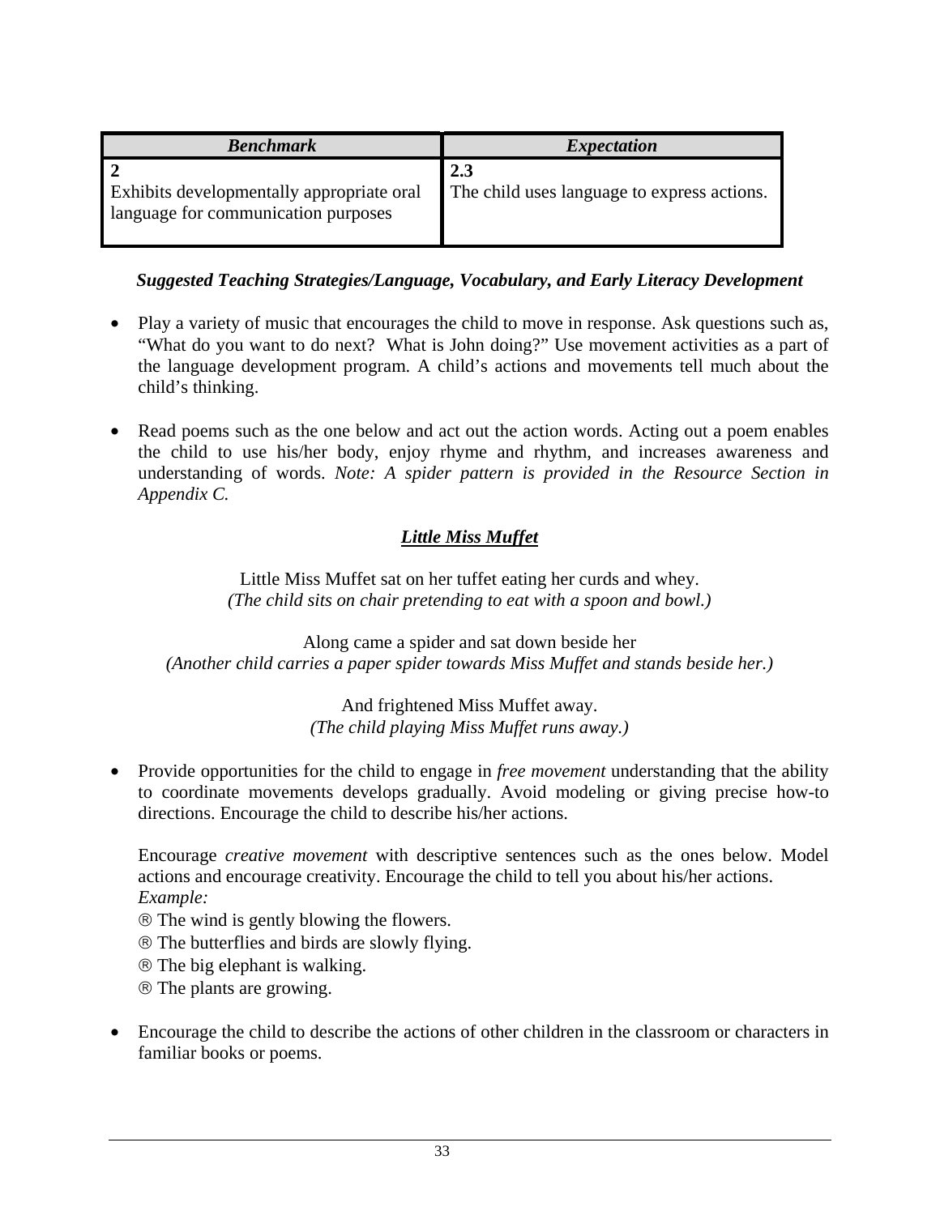| *Benchmark* | *Expectation* |
|---|---|
| **2**<br>Exhibits developmentally appropriate oral language for communication purposes | **2.3**<br>The child uses language to express actions. |

***Suggested Teaching Strategies/Language, Vocabulary, and Early Literacy Development***

- Play a variety of music that encourages the child to move in response. Ask questions such as, "What do you want to do next? What is John doing?" Use movement activities as a part of the language development program. A child's actions and movements tell much about the child's thinking.

- Read poems such as the one below and act out the action words. Acting out a poem enables the child to use his/her body, enjoy rhyme and rhythm, and increases awareness and understanding of words. *Note: A spider pattern is provided in the Resource Section in Appendix C.*

***<u>Little Miss Muffet</u>***

Little Miss Muffet sat on her tuffet eating her curds and whey.
*(The child sits on chair pretending to eat with a spoon and bowl.)*

Along came a spider and sat down beside her
*(Another child carries a paper spider towards Miss Muffet and stands beside her.)*

And frightened Miss Muffet away.
*(The child playing Miss Muffet runs away.)*

- Provide opportunities for the child to engage in *free movement* understanding that the ability to coordinate movements develops gradually. Avoid modeling or giving precise how-to directions. Encourage the child to describe his/her actions.

  Encourage *creative movement* with descriptive sentences such as the ones below. Model actions and encourage creativity. Encourage the child to tell you about his/her actions.
  *Example:*
  ® The wind is gently blowing the flowers.
  ® The butterflies and birds are slowly flying.
  ® The big elephant is walking.
  ® The plants are growing.

- Encourage the child to describe the actions of other children in the classroom or characters in familiar books or poems.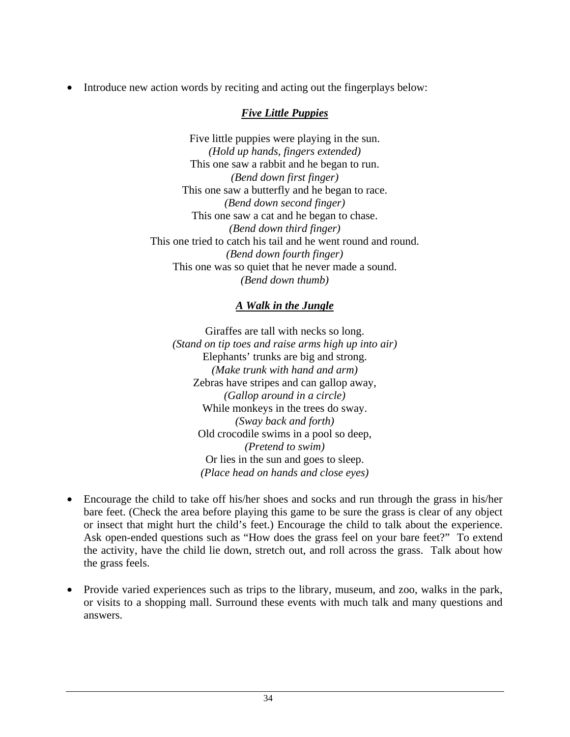- Introduce new action words by reciting and acting out the fingerplays below:

***<u>Five Little Puppies</u>***

Five little puppies were playing in the sun.
*(Hold up hands, fingers extended)*
This one saw a rabbit and he began to run.
*(Bend down first finger)*
This one saw a butterfly and he began to race.
*(Bend down second finger)*
This one saw a cat and he began to chase.
*(Bend down third finger)*
This one tried to catch his tail and he went round and round.
*(Bend down fourth finger)*
This one was so quiet that he never made a sound.
*(Bend down thumb)*

***<u>A Walk in the Jungle</u>***

Giraffes are tall with necks so long.
*(Stand on tip toes and raise arms high up into air)*
Elephants' trunks are big and strong.
*(Make trunk with hand and arm)*
Zebras have stripes and can gallop away,
*(Gallop around in a circle)*
While monkeys in the trees do sway.
*(Sway back and forth)*
Old crocodile swims in a pool so deep,
*(Pretend to swim)*
Or lies in the sun and goes to sleep.
*(Place head on hands and close eyes)*

- Encourage the child to take off his/her shoes and socks and run through the grass in his/her bare feet. (Check the area before playing this game to be sure the grass is clear of any object or insect that might hurt the child's feet.) Encourage the child to talk about the experience. Ask open-ended questions such as "How does the grass feel on your bare feet?" To extend the activity, have the child lie down, stretch out, and roll across the grass. Talk about how the grass feels.

- Provide varied experiences such as trips to the library, museum, and zoo, walks in the park, or visits to a shopping mall. Surround these events with much talk and many questions and answers.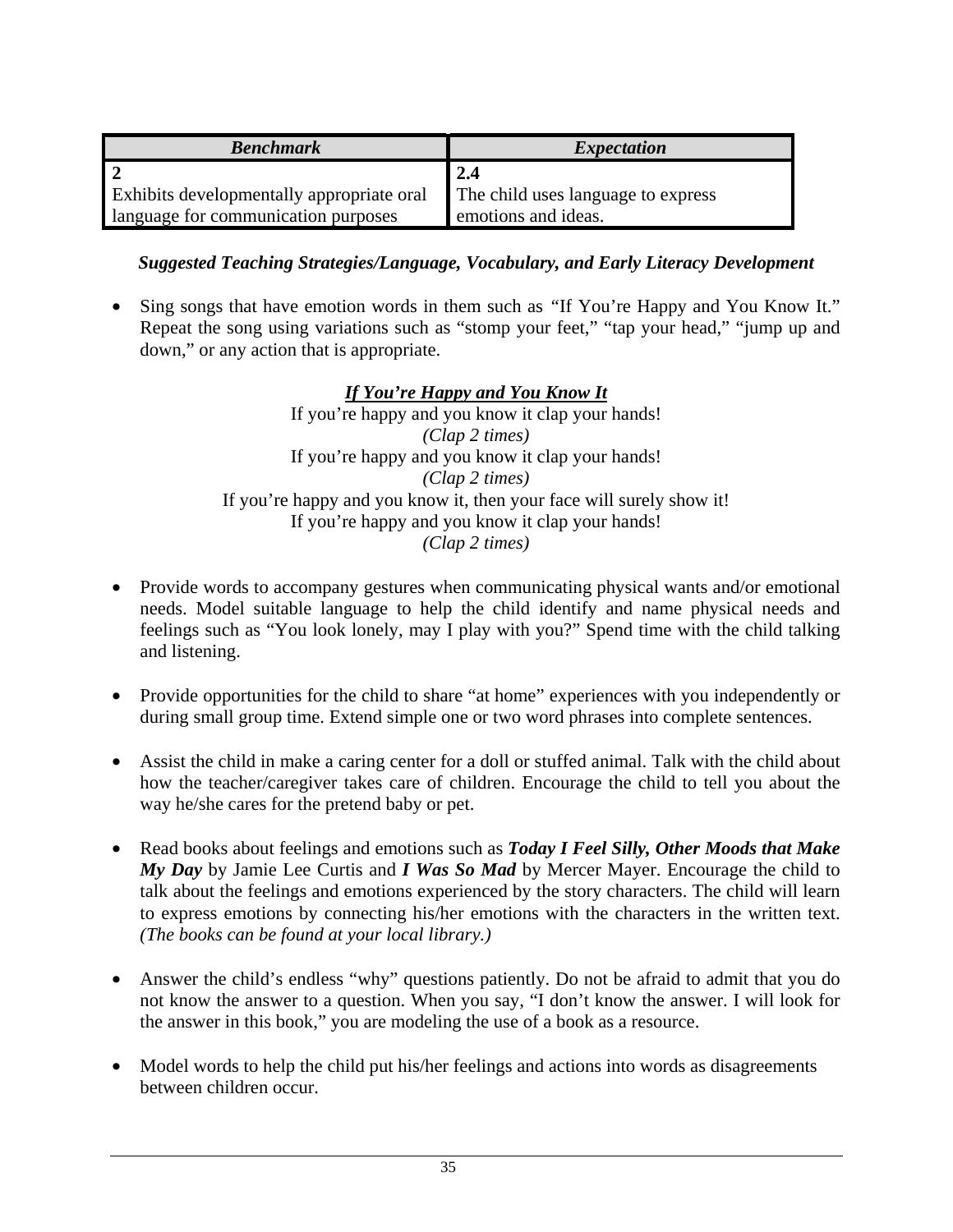| *Benchmark* | *Expectation* |
| --- | --- |
| **2**<br>Exhibits developmentally appropriate oral language for communication purposes | **2.4**<br>The child uses language to express emotions and ideas. |

***Suggested Teaching Strategies/Language, Vocabulary, and Early Literacy Development***

- Sing songs that have emotion words in them such as "If You're Happy and You Know It." Repeat the song using variations such as "stomp your feet," "tap your head," "jump up and down," or any action that is appropriate.

***If You're Happy and You Know It***

If you're happy and you know it clap your hands!
*(Clap 2 times)*
If you're happy and you know it clap your hands!
*(Clap 2 times)*
If you're happy and you know it, then your face will surely show it!
If you're happy and you know it clap your hands!
*(Clap 2 times)*

- Provide words to accompany gestures when communicating physical wants and/or emotional needs. Model suitable language to help the child identify and name physical needs and feelings such as "You look lonely, may I play with you?" Spend time with the child talking and listening.

- Provide opportunities for the child to share "at home" experiences with you independently or during small group time. Extend simple one or two word phrases into complete sentences.

- Assist the child in make a caring center for a doll or stuffed animal. Talk with the child about how the teacher/caregiver takes care of children. Encourage the child to tell you about the way he/she cares for the pretend baby or pet.

- Read books about feelings and emotions such as ***Today I Feel Silly, Other Moods that Make My Day*** by Jamie Lee Curtis and ***I Was So Mad*** by Mercer Mayer. Encourage the child to talk about the feelings and emotions experienced by the story characters. The child will learn to express emotions by connecting his/her emotions with the characters in the written text. *(The books can be found at your local library.)*

- Answer the child's endless "why" questions patiently. Do not be afraid to admit that you do not know the answer to a question. When you say, "I don't know the answer. I will look for the answer in this book," you are modeling the use of a book as a resource.

- Model words to help the child put his/her feelings and actions into words as disagreements between children occur.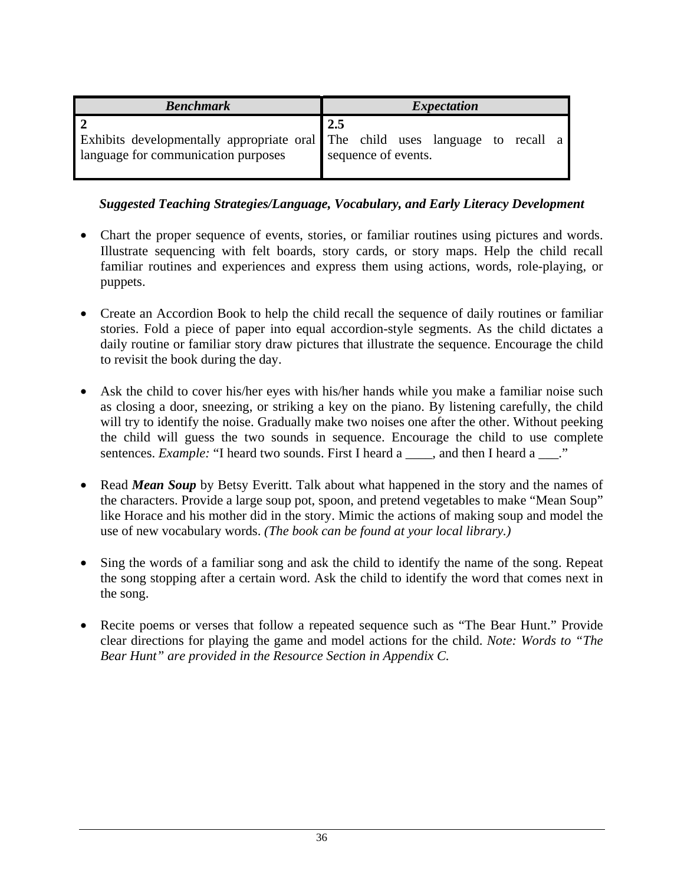| *Benchmark* | *Expectation* |
|---|---|
| **2**<br>Exhibits developmentally appropriate oral language for communication purposes | **2.5**<br>The child uses language to recall a sequence of events. |

### *Suggested Teaching Strategies/Language, Vocabulary, and Early Literacy Development*

- Chart the proper sequence of events, stories, or familiar routines using pictures and words. Illustrate sequencing with felt boards, story cards, or story maps. Help the child recall familiar routines and experiences and express them using actions, words, role-playing, or puppets.

- Create an Accordion Book to help the child recall the sequence of daily routines or familiar stories. Fold a piece of paper into equal accordion-style segments. As the child dictates a daily routine or familiar story draw pictures that illustrate the sequence. Encourage the child to revisit the book during the day.

- Ask the child to cover his/her eyes with his/her hands while you make a familiar noise such as closing a door, sneezing, or striking a key on the piano. By listening carefully, the child will try to identify the noise. Gradually make two noises one after the other. Without peeking the child will guess the two sounds in sequence. Encourage the child to use complete sentences. *Example:* "I heard two sounds. First I heard a ____, and then I heard a ___."

- Read ***Mean Soup*** by Betsy Everitt. Talk about what happened in the story and the names of the characters. Provide a large soup pot, spoon, and pretend vegetables to make "Mean Soup" like Horace and his mother did in the story. Mimic the actions of making soup and model the use of new vocabulary words. *(The book can be found at your local library.)*

- Sing the words of a familiar song and ask the child to identify the name of the song. Repeat the song stopping after a certain word. Ask the child to identify the word that comes next in the song.

- Recite poems or verses that follow a repeated sequence such as "The Bear Hunt." Provide clear directions for playing the game and model actions for the child. *Note: Words to "The Bear Hunt" are provided in the Resource Section in Appendix C.*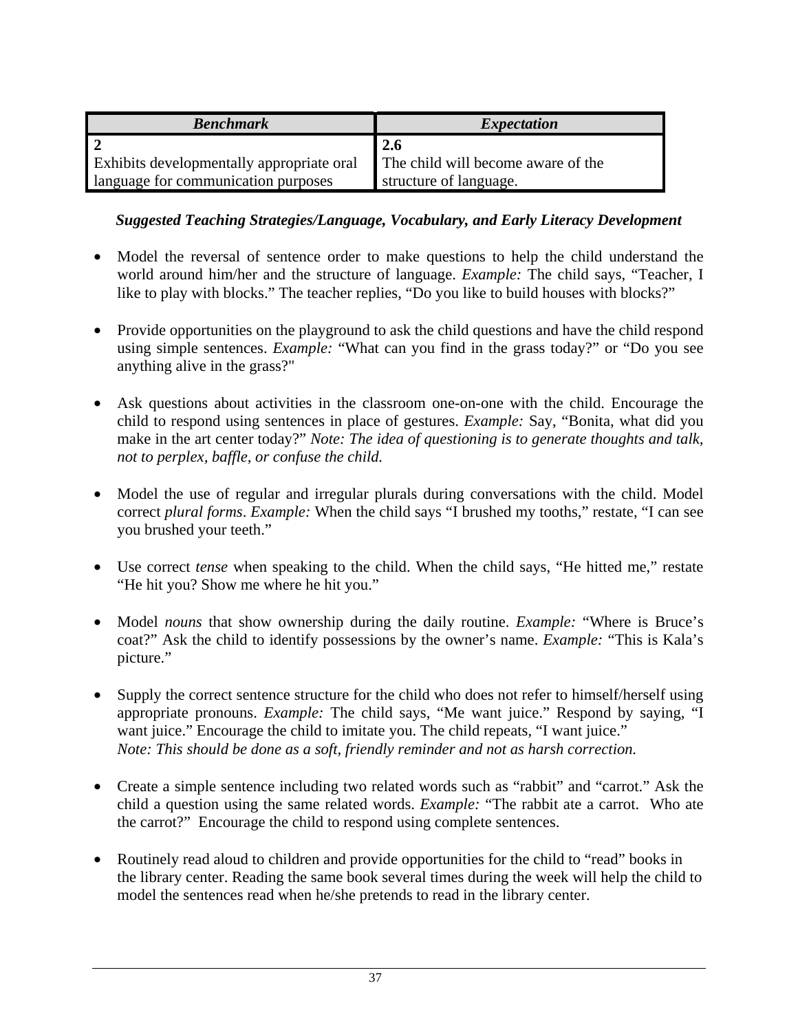| *Benchmark* | *Expectation* |
|---|---|
| **2**<br>Exhibits developmentally appropriate oral language for communication purposes | **2.6**<br>The child will become aware of the structure of language. |

***Suggested Teaching Strategies/Language, Vocabulary, and Early Literacy Development***

- Model the reversal of sentence order to make questions to help the child understand the world around him/her and the structure of language. *Example:* The child says, "Teacher, I like to play with blocks." The teacher replies, "Do you like to build houses with blocks?"

- Provide opportunities on the playground to ask the child questions and have the child respond using simple sentences. *Example:* "What can you find in the grass today?" or "Do you see anything alive in the grass?"

- Ask questions about activities in the classroom one-on-one with the child. Encourage the child to respond using sentences in place of gestures. *Example:* Say, "Bonita, what did you make in the art center today?" *Note: The idea of questioning is to generate thoughts and talk, not to perplex, baffle, or confuse the child.*

- Model the use of regular and irregular plurals during conversations with the child. Model correct *plural forms*. *Example:* When the child says "I brushed my tooths," restate, "I can see you brushed your teeth."

- Use correct *tense* when speaking to the child. When the child says, "He hitted me," restate "He hit you? Show me where he hit you."

- Model *nouns* that show ownership during the daily routine. *Example:* "Where is Bruce's coat?" Ask the child to identify possessions by the owner's name. *Example:* "This is Kala's picture."

- Supply the correct sentence structure for the child who does not refer to himself/herself using appropriate pronouns. *Example:* The child says, "Me want juice." Respond by saying, "I want juice." Encourage the child to imitate you. The child repeats, "I want juice."
  *Note: This should be done as a soft, friendly reminder and not as harsh correction.*

- Create a simple sentence including two related words such as "rabbit" and "carrot." Ask the child a question using the same related words. *Example:* "The rabbit ate a carrot. Who ate the carrot?" Encourage the child to respond using complete sentences.

- Routinely read aloud to children and provide opportunities for the child to "read" books in the library center. Reading the same book several times during the week will help the child to model the sentences read when he/she pretends to read in the library center.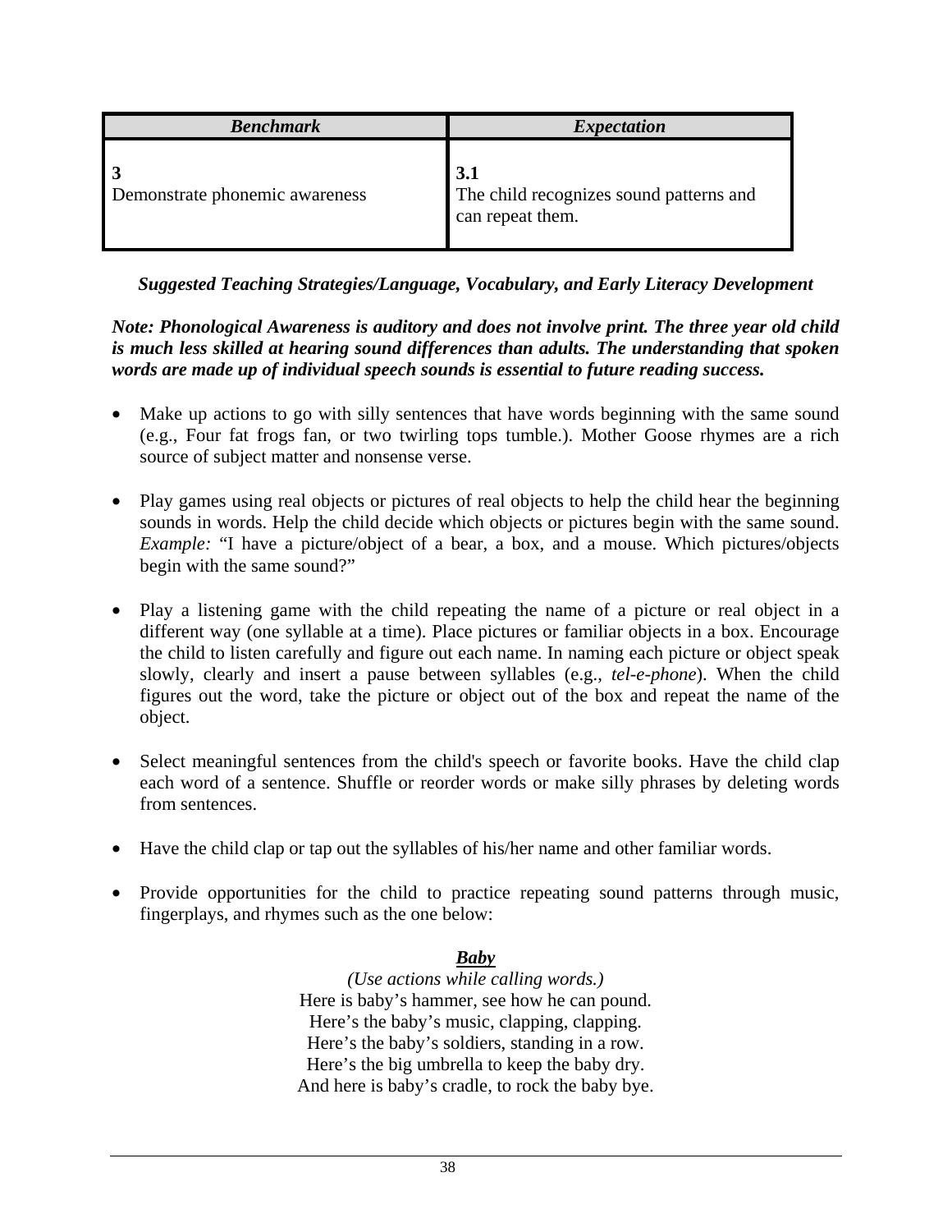| *Benchmark* | *Expectation* |
|---|---|
| **3**<br>Demonstrate phonemic awareness | **3.1**<br>The child recognizes sound patterns and can repeat them. |

***Suggested Teaching Strategies/Language, Vocabulary, and Early Literacy Development***

***Note: Phonological Awareness is auditory and does not involve print. The three year old child is much less skilled at hearing sound differences than adults. The understanding that spoken words are made up of individual speech sounds is essential to future reading success.***

- Make up actions to go with silly sentences that have words beginning with the same sound (e.g., Four fat frogs fan, or two twirling tops tumble.). Mother Goose rhymes are a rich source of subject matter and nonsense verse.

- Play games using real objects or pictures of real objects to help the child hear the beginning sounds in words. Help the child decide which objects or pictures begin with the same sound. *Example:* "I have a picture/object of a bear, a box, and a mouse. Which pictures/objects begin with the same sound?"

- Play a listening game with the child repeating the name of a picture or real object in a different way (one syllable at a time). Place pictures or familiar objects in a box. Encourage the child to listen carefully and figure out each name. In naming each picture or object speak slowly, clearly and insert a pause between syllables (e.g., *tel-e-phone*). When the child figures out the word, take the picture or object out of the box and repeat the name of the object.

- Select meaningful sentences from the child's speech or favorite books. Have the child clap each word of a sentence. Shuffle or reorder words or make silly phrases by deleting words from sentences.

- Have the child clap or tap out the syllables of his/her name and other familiar words.

- Provide opportunities for the child to practice repeating sound patterns through music, fingerplays, and rhymes such as the one below:

***Baby***

*(Use actions while calling words.)*

Here is baby's hammer, see how he can pound.
Here's the baby's music, clapping, clapping.
Here's the baby's soldiers, standing in a row.
Here's the big umbrella to keep the baby dry.
And here is baby's cradle, to rock the baby bye.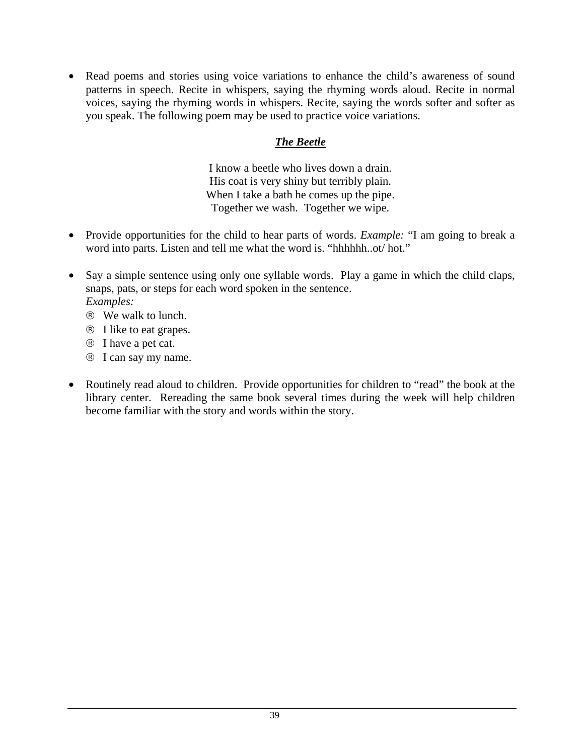- Read poems and stories using voice variations to enhance the child's awareness of sound patterns in speech. Recite in whispers, saying the rhyming words aloud. Recite in normal voices, saying the rhyming words in whispers. Recite, saying the words softer and softer as you speak. The following poem may be used to practice voice variations.

<div align="center">

***<u>The Beetle</u>***

I know a beetle who lives down a drain.
His coat is very shiny but terribly plain.
When I take a bath he comes up the pipe.
Together we wash. Together we wipe.

</div>

- Provide opportunities for the child to hear parts of words. *Example:* "I am going to break a word into parts. Listen and tell me what the word is. "hhhhhh..ot/ hot."

- Say a simple sentence using only one syllable words. Play a game in which the child claps, snaps, pats, or steps for each word spoken in the sentence.
  *Examples:*
  - ® We walk to lunch.
  - ® I like to eat grapes.
  - ® I have a pet cat.
  - ® I can say my name.

- Routinely read aloud to children. Provide opportunities for children to "read" the book at the library center. Rereading the same book several times during the week will help children become familiar with the story and words within the story.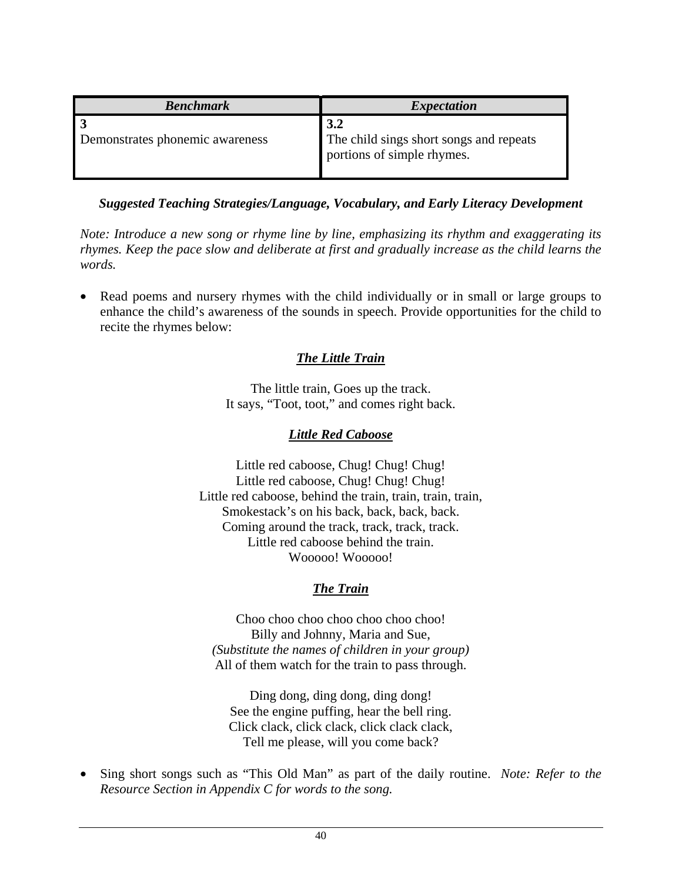| *Benchmark* | *Expectation* |
|---|---|
| **3**<br>Demonstrates phonemic awareness | **3.2**<br>The child sings short songs and repeats portions of simple rhymes. |

***Suggested Teaching Strategies/Language, Vocabulary, and Early Literacy Development***

*Note: Introduce a new song or rhyme line by line, emphasizing its rhythm and exaggerating its rhymes. Keep the pace slow and deliberate at first and gradually increase as the child learns the words.*

- Read poems and nursery rhymes with the child individually or in small or large groups to enhance the child's awareness of the sounds in speech. Provide opportunities for the child to recite the rhymes below:

***<u>The Little Train</u>***

The little train, Goes up the track.
It says, "Toot, toot," and comes right back.

***<u>Little Red Caboose</u>***

Little red caboose, Chug! Chug! Chug!
Little red caboose, Chug! Chug! Chug!
Little red caboose, behind the train, train, train, train,
Smokestack's on his back, back, back, back.
Coming around the track, track, track, track.
Little red caboose behind the train.
Wooooo! Wooooo!

***<u>The Train</u>***

Choo choo choo choo choo choo choo!
Billy and Johnny, Maria and Sue,
*(Substitute the names of children in your group)*
All of them watch for the train to pass through.

Ding dong, ding dong, ding dong!
See the engine puffing, hear the bell ring.
Click clack, click clack, click clack clack,
Tell me please, will you come back?

- Sing short songs such as "This Old Man" as part of the daily routine. *Note: Refer to the Resource Section in Appendix C for words to the song.*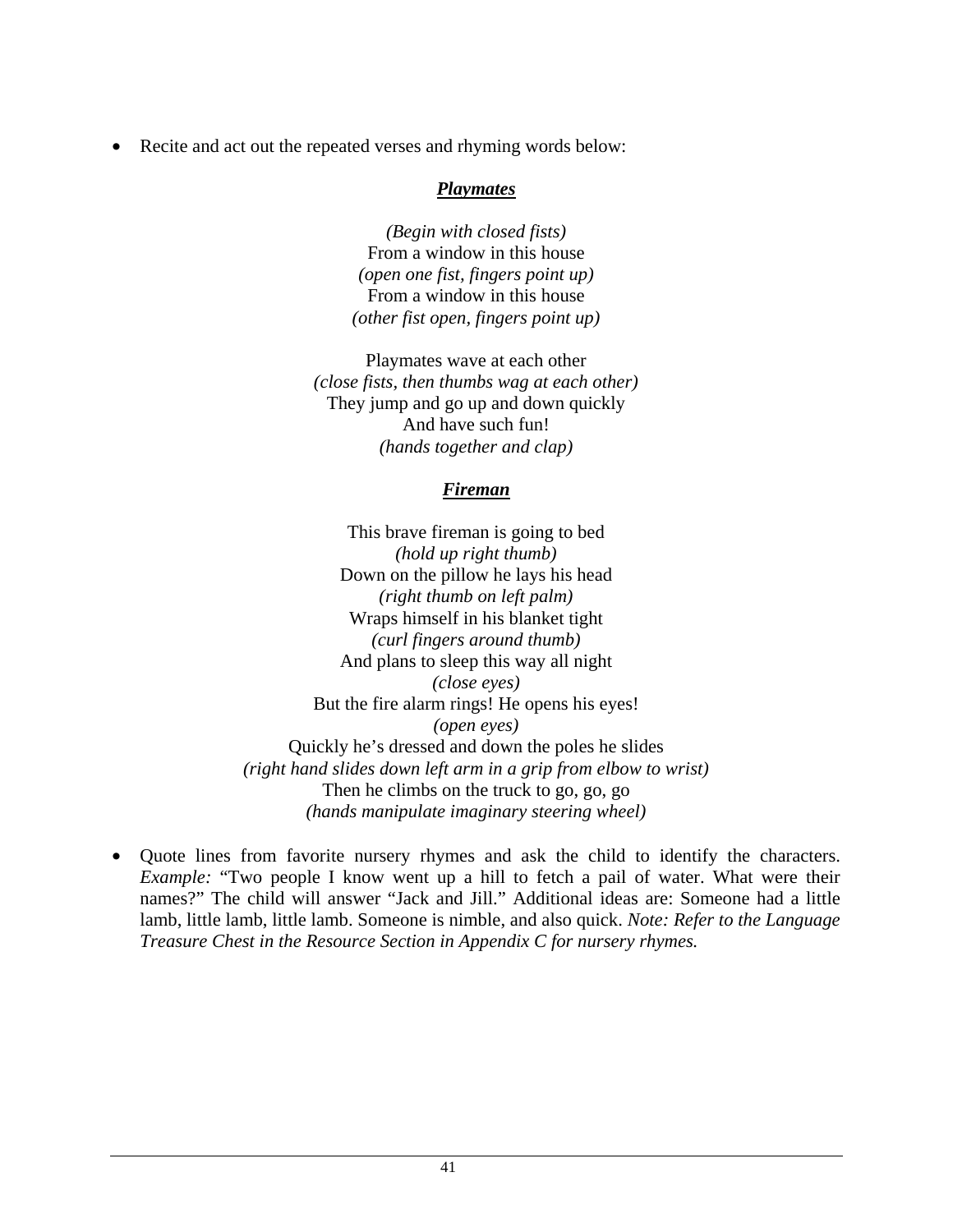- Recite and act out the repeated verses and rhyming words below:

***Playmates***

*(Begin with closed fists)*
From a window in this house
*(open one fist, fingers point up)*
From a window in this house
*(other fist open, fingers point up)*

Playmates wave at each other
*(close fists, then thumbs wag at each other)*
They jump and go up and down quickly
And have such fun!
*(hands together and clap)*

***Fireman***

This brave fireman is going to bed
*(hold up right thumb)*
Down on the pillow he lays his head
*(right thumb on left palm)*
Wraps himself in his blanket tight
*(curl fingers around thumb)*
And plans to sleep this way all night
*(close eyes)*
But the fire alarm rings! He opens his eyes!
*(open eyes)*
Quickly he's dressed and down the poles he slides
*(right hand slides down left arm in a grip from elbow to wrist)*
Then he climbs on the truck to go, go, go
*(hands manipulate imaginary steering wheel)*

- Quote lines from favorite nursery rhymes and ask the child to identify the characters. *Example:* "Two people I know went up a hill to fetch a pail of water. What were their names?" The child will answer "Jack and Jill." Additional ideas are: Someone had a little lamb, little lamb, little lamb. Someone is nimble, and also quick. *Note: Refer to the Language Treasure Chest in the Resource Section in Appendix C for nursery rhymes.*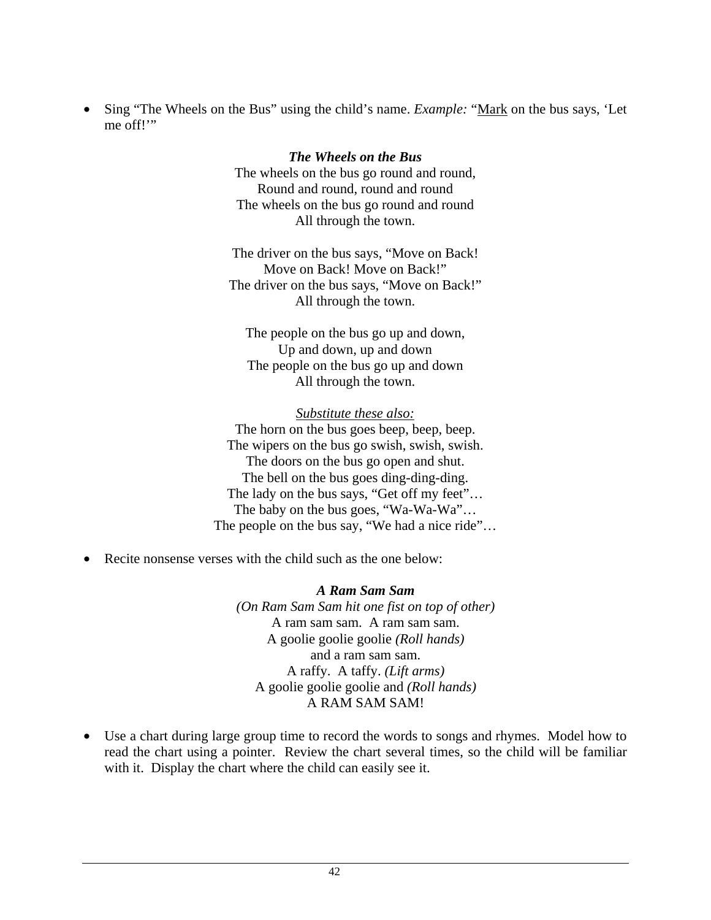- Sing "The Wheels on the Bus" using the child's name. *Example:* "<u>Mark</u> on the bus says, 'Let me off!'"

***The Wheels on the Bus***
The wheels on the bus go round and round,
Round and round, round and round
The wheels on the bus go round and round
All through the town.

The driver on the bus says, "Move on Back!
Move on Back! Move on Back!"
The driver on the bus says, "Move on Back!"
All through the town.

The people on the bus go up and down,
Up and down, up and down
The people on the bus go up and down
All through the town.

<u>*Substitute these also:*</u>
The horn on the bus goes beep, beep, beep.
The wipers on the bus go swish, swish, swish.
The doors on the bus go open and shut.
The bell on the bus goes ding-ding-ding.
The lady on the bus says, "Get off my feet"…
The baby on the bus goes, "Wa-Wa-Wa"…
The people on the bus say, "We had a nice ride"…

- Recite nonsense verses with the child such as the one below:

***A Ram Sam Sam***
*(On Ram Sam Sam hit one fist on top of other)*
A ram sam sam. A ram sam sam.
A goolie goolie goolie *(Roll hands)*
and a ram sam sam.
A raffy. A taffy. *(Lift arms)*
A goolie goolie goolie and *(Roll hands)*
A RAM SAM SAM!

- Use a chart during large group time to record the words to songs and rhymes. Model how to read the chart using a pointer. Review the chart several times, so the child will be familiar with it. Display the chart where the child can easily see it.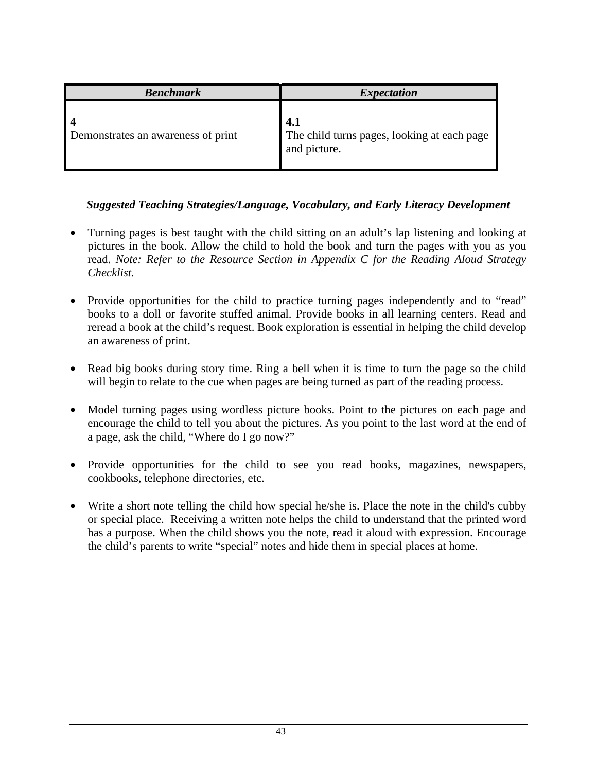| ***Benchmark*** | ***Expectation*** |
|---|---|
| **4**<br>Demonstrates an awareness of print | **4.1**<br>The child turns pages, looking at each page and picture. |

***Suggested Teaching Strategies/Language, Vocabulary, and Early Literacy Development***

- Turning pages is best taught with the child sitting on an adult's lap listening and looking at pictures in the book. Allow the child to hold the book and turn the pages with you as you read. *Note: Refer to the Resource Section in Appendix C for the Reading Aloud Strategy Checklist.*

- Provide opportunities for the child to practice turning pages independently and to "read" books to a doll or favorite stuffed animal. Provide books in all learning centers. Read and reread a book at the child's request. Book exploration is essential in helping the child develop an awareness of print.

- Read big books during story time. Ring a bell when it is time to turn the page so the child will begin to relate to the cue when pages are being turned as part of the reading process.

- Model turning pages using wordless picture books. Point to the pictures on each page and encourage the child to tell you about the pictures. As you point to the last word at the end of a page, ask the child, "Where do I go now?"

- Provide opportunities for the child to see you read books, magazines, newspapers, cookbooks, telephone directories, etc.

- Write a short note telling the child how special he/she is. Place the note in the child's cubby or special place. Receiving a written note helps the child to understand that the printed word has a purpose. When the child shows you the note, read it aloud with expression. Encourage the child's parents to write "special" notes and hide them in special places at home.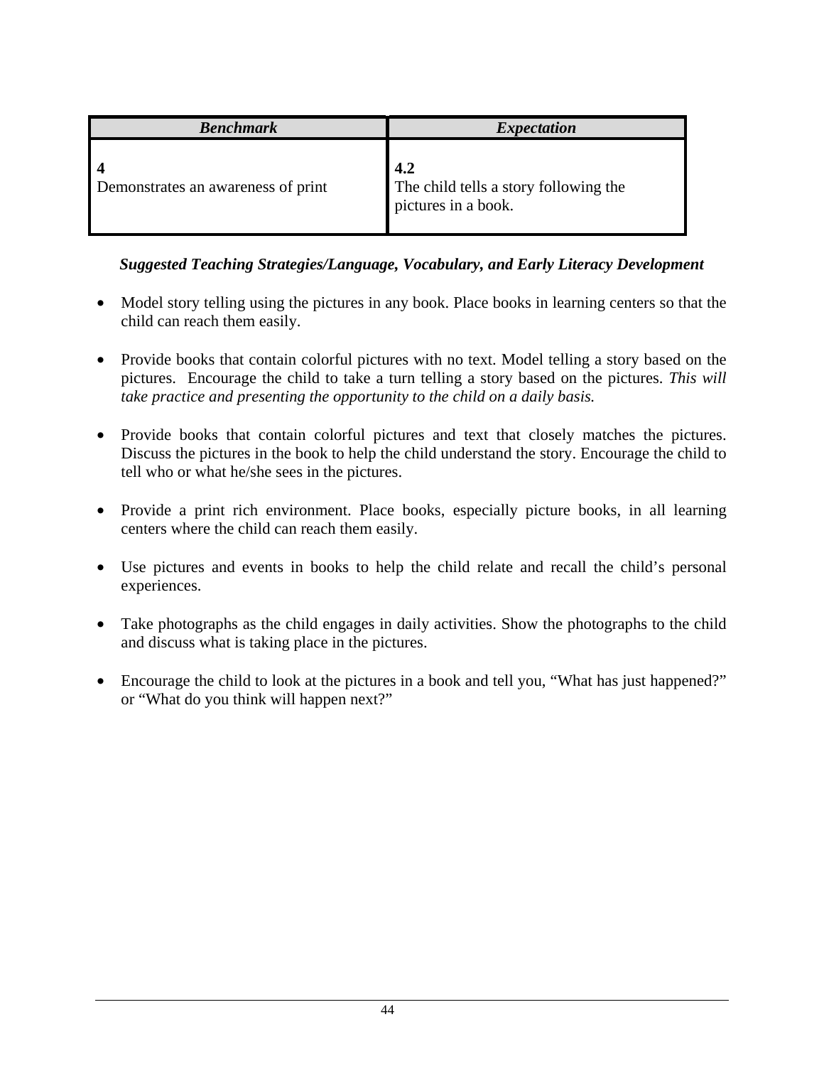| ***Benchmark*** | ***Expectation*** |
| --- | --- |
| **4**<br>Demonstrates an awareness of print | **4.2**<br>The child tells a story following the pictures in a book. |

***Suggested Teaching Strategies/Language, Vocabulary, and Early Literacy Development***

- Model story telling using the pictures in any book. Place books in learning centers so that the child can reach them easily.

- Provide books that contain colorful pictures with no text. Model telling a story based on the pictures. Encourage the child to take a turn telling a story based on the pictures. *This will take practice and presenting the opportunity to the child on a daily basis.*

- Provide books that contain colorful pictures and text that closely matches the pictures. Discuss the pictures in the book to help the child understand the story. Encourage the child to tell who or what he/she sees in the pictures.

- Provide a print rich environment. Place books, especially picture books, in all learning centers where the child can reach them easily.

- Use pictures and events in books to help the child relate and recall the child's personal experiences.

- Take photographs as the child engages in daily activities. Show the photographs to the child and discuss what is taking place in the pictures.

- Encourage the child to look at the pictures in a book and tell you, "What has just happened?" or "What do you think will happen next?"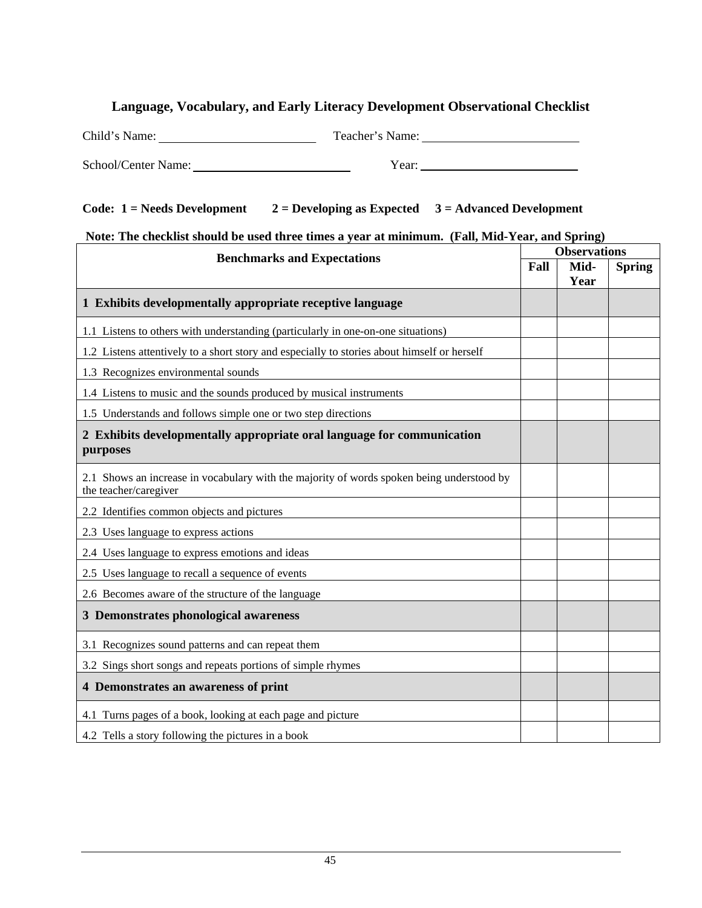### Language, Vocabulary, and Early Literacy Development Observational Checklist

Child's Name: ________________________ Teacher's Name: ________________________

School/Center Name: ________________________ Year: ________________________

**Code: 1 = Needs Development 2 = Developing as Expected 3 = Advanced Development**

**Note: The checklist should be used three times a year at minimum. (Fall, Mid-Year, and Spring)**

| Benchmarks and Expectations | Observations | | |
|---|---|---|---|
| | Fall | Mid-Year | Spring |
| **1 Exhibits developmentally appropriate receptive language** | | | |
| 1.1 Listens to others with understanding (particularly in one-on-one situations) | | | |
| 1.2 Listens attentively to a short story and especially to stories about himself or herself | | | |
| 1.3 Recognizes environmental sounds | | | |
| 1.4 Listens to music and the sounds produced by musical instruments | | | |
| 1.5 Understands and follows simple one or two step directions | | | |
| **2 Exhibits developmentally appropriate oral language for communication purposes** | | | |
| 2.1 Shows an increase in vocabulary with the majority of words spoken being understood by the teacher/caregiver | | | |
| 2.2 Identifies common objects and pictures | | | |
| 2.3 Uses language to express actions | | | |
| 2.4 Uses language to express emotions and ideas | | | |
| 2.5 Uses language to recall a sequence of events | | | |
| 2.6 Becomes aware of the structure of the language | | | |
| **3 Demonstrates phonological awareness** | | | |
| 3.1 Recognizes sound patterns and can repeat them | | | |
| 3.2 Sings short songs and repeats portions of simple rhymes | | | |
| **4 Demonstrates an awareness of print** | | | |
| 4.1 Turns pages of a book, looking at each page and picture | | | |
| 4.2 Tells a story following the pictures in a book | | | |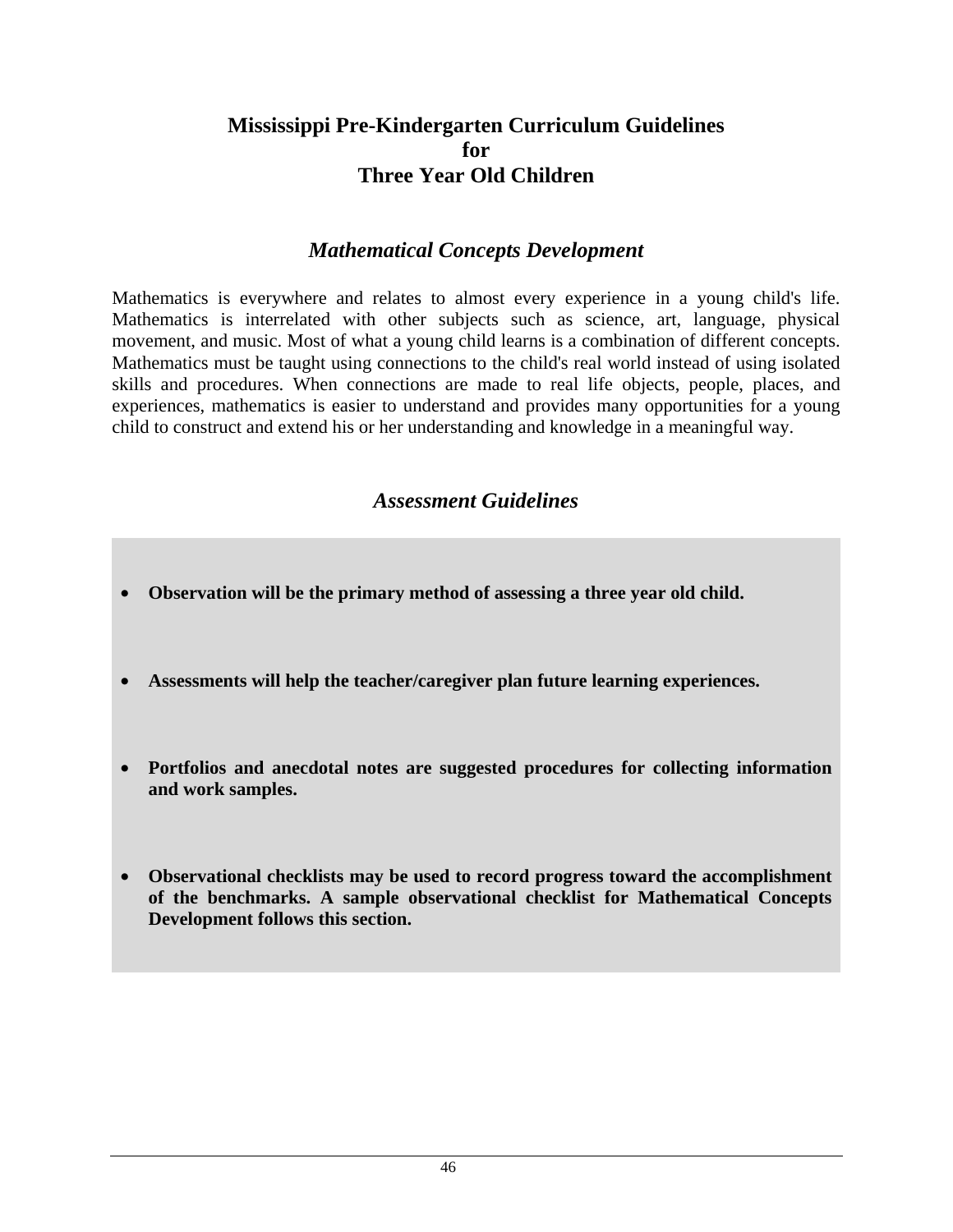# Mississippi Pre-Kindergarten Curriculum Guidelines for Three Year Old Children

## *Mathematical Concepts Development*

Mathematics is everywhere and relates to almost every experience in a young child's life. Mathematics is interrelated with other subjects such as science, art, language, physical movement, and music. Most of what a young child learns is a combination of different concepts. Mathematics must be taught using connections to the child's real world instead of using isolated skills and procedures. When connections are made to real life objects, people, places, and experiences, mathematics is easier to understand and provides many opportunities for a young child to construct and extend his or her understanding and knowledge in a meaningful way.

## *Assessment Guidelines*

- **Observation will be the primary method of assessing a three year old child.**
- **Assessments will help the teacher/caregiver plan future learning experiences.**
- **Portfolios and anecdotal notes are suggested procedures for collecting information and work samples.**
- **Observational checklists may be used to record progress toward the accomplishment of the benchmarks. A sample observational checklist for Mathematical Concepts Development follows this section.**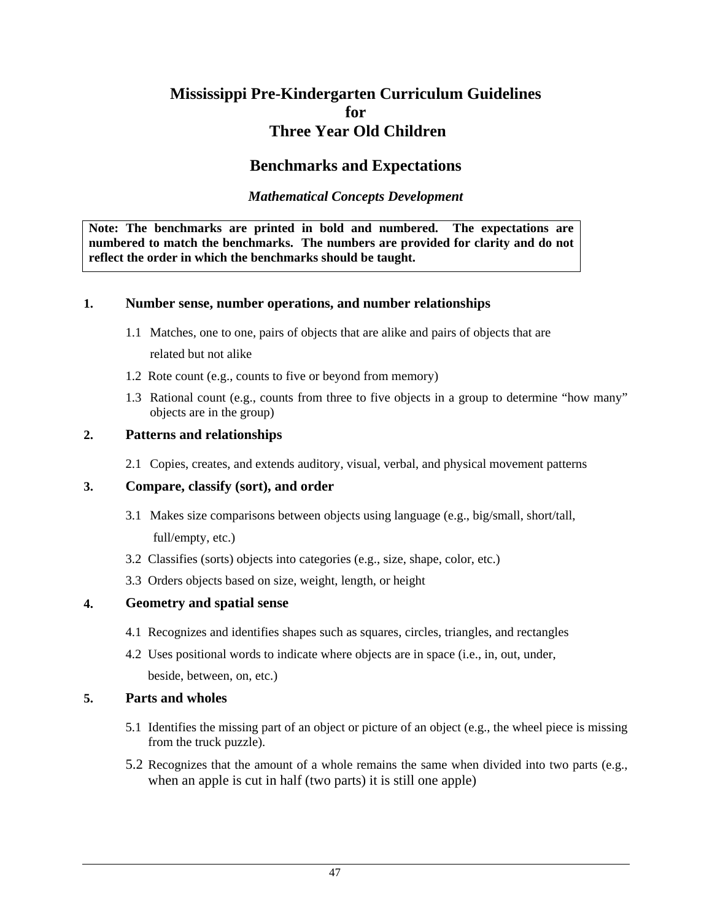# Mississippi Pre-Kindergarten Curriculum Guidelines for Three Year Old Children

## Benchmarks and Expectations

### *Mathematical Concepts Development*

**Note: The benchmarks are printed in bold and numbered. The expectations are numbered to match the benchmarks. The numbers are provided for clarity and do not reflect the order in which the benchmarks should be taught.**

**1. Number sense, number operations, and number relationships**

1.1 Matches, one to one, pairs of objects that are alike and pairs of objects that are related but not alike

1.2 Rote count (e.g., counts to five or beyond from memory)

1.3 Rational count (e.g., counts from three to five objects in a group to determine "how many" objects are in the group)

**2. Patterns and relationships**

2.1 Copies, creates, and extends auditory, visual, verbal, and physical movement patterns

**3. Compare, classify (sort), and order**

3.1 Makes size comparisons between objects using language (e.g., big/small, short/tall, full/empty, etc.)

3.2 Classifies (sorts) objects into categories (e.g., size, shape, color, etc.)

3.3 Orders objects based on size, weight, length, or height

**4. Geometry and spatial sense**

4.1 Recognizes and identifies shapes such as squares, circles, triangles, and rectangles

4.2 Uses positional words to indicate where objects are in space (i.e., in, out, under, beside, between, on, etc.)

**5. Parts and wholes**

5.1 Identifies the missing part of an object or picture of an object (e.g., the wheel piece is missing from the truck puzzle).

5.2 Recognizes that the amount of a whole remains the same when divided into two parts (e.g., when an apple is cut in half (two parts) it is still one apple)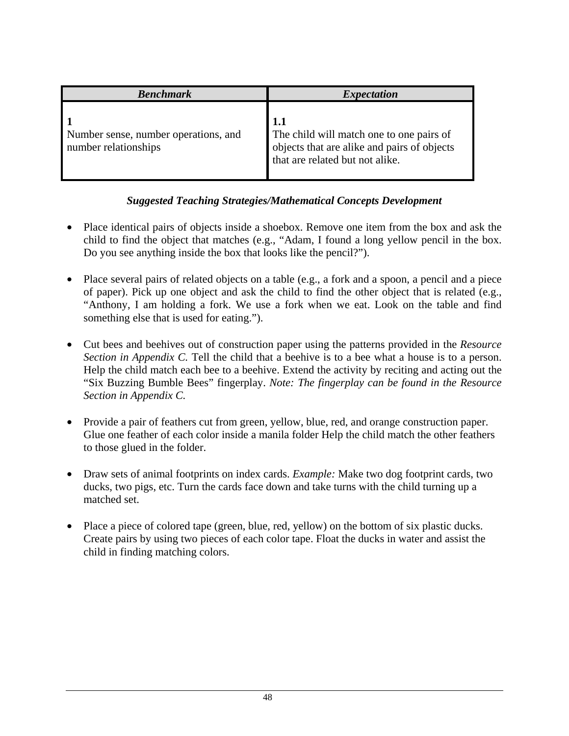| ***Benchmark*** | ***Expectation*** |
|---|---|
| **1**<br>Number sense, number operations, and number relationships | **1.1**<br>The child will match one to one pairs of objects that are alike and pairs of objects that are related but not alike. |

***Suggested Teaching Strategies/Mathematical Concepts Development***

- Place identical pairs of objects inside a shoebox. Remove one item from the box and ask the child to find the object that matches (e.g., "Adam, I found a long yellow pencil in the box. Do you see anything inside the box that looks like the pencil?").

- Place several pairs of related objects on a table (e.g., a fork and a spoon, a pencil and a piece of paper). Pick up one object and ask the child to find the other object that is related (e.g., "Anthony, I am holding a fork. We use a fork when we eat. Look on the table and find something else that is used for eating.").

- Cut bees and beehives out of construction paper using the patterns provided in the *Resource Section in Appendix C.* Tell the child that a beehive is to a bee what a house is to a person. Help the child match each bee to a beehive. Extend the activity by reciting and acting out the "Six Buzzing Bumble Bees" fingerplay. *Note: The fingerplay can be found in the Resource Section in Appendix C.*

- Provide a pair of feathers cut from green, yellow, blue, red, and orange construction paper. Glue one feather of each color inside a manila folder Help the child match the other feathers to those glued in the folder.

- Draw sets of animal footprints on index cards. *Example:* Make two dog footprint cards, two ducks, two pigs, etc. Turn the cards face down and take turns with the child turning up a matched set.

- Place a piece of colored tape (green, blue, red, yellow) on the bottom of six plastic ducks. Create pairs by using two pieces of each color tape. Float the ducks in water and assist the child in finding matching colors.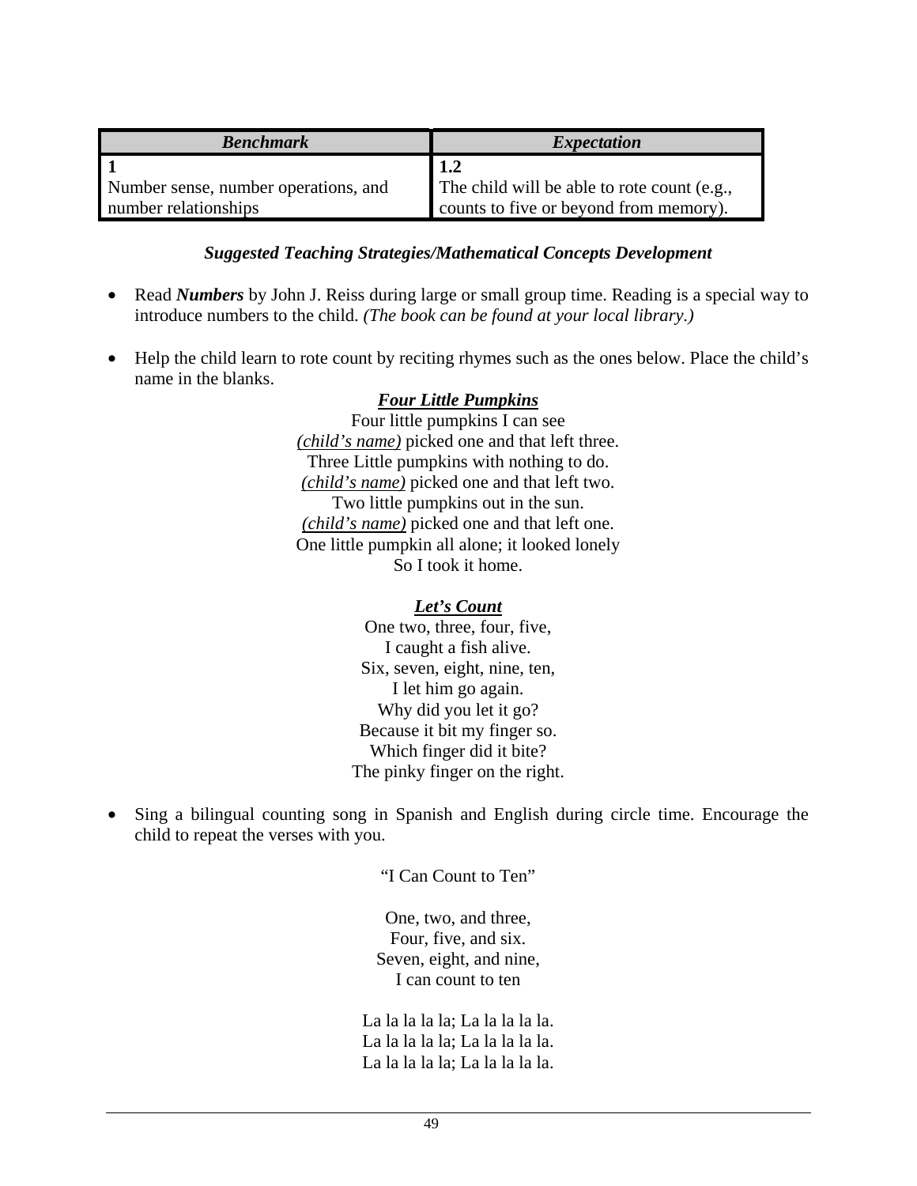| *Benchmark* | *Expectation* |
|---|---|
| **1**<br>Number sense, number operations, and number relationships | **1.2**<br>The child will be able to rote count (e.g., counts to five or beyond from memory). |

***Suggested Teaching Strategies/Mathematical Concepts Development***

- Read ***Numbers*** by John J. Reiss during large or small group time. Reading is a special way to introduce numbers to the child. *(The book can be found at your local library.)*

- Help the child learn to rote count by reciting rhymes such as the ones below. Place the child's name in the blanks.

***Four Little Pumpkins***

Four little pumpkins I can see
*(child's name)* picked one and that left three.
Three Little pumpkins with nothing to do.
*(child's name)* picked one and that left two.
Two little pumpkins out in the sun.
*(child's name)* picked one and that left one.
One little pumpkin all alone; it looked lonely
So I took it home.

***Let's Count***

One two, three, four, five,
I caught a fish alive.
Six, seven, eight, nine, ten,
I let him go again.
Why did you let it go?
Because it bit my finger so.
Which finger did it bite?
The pinky finger on the right.

- Sing a bilingual counting song in Spanish and English during circle time. Encourage the child to repeat the verses with you.

"I Can Count to Ten"

One, two, and three,
Four, five, and six.
Seven, eight, and nine,
I can count to ten

La la la la la; La la la la la.
La la la la la; La la la la la.
La la la la la; La la la la la.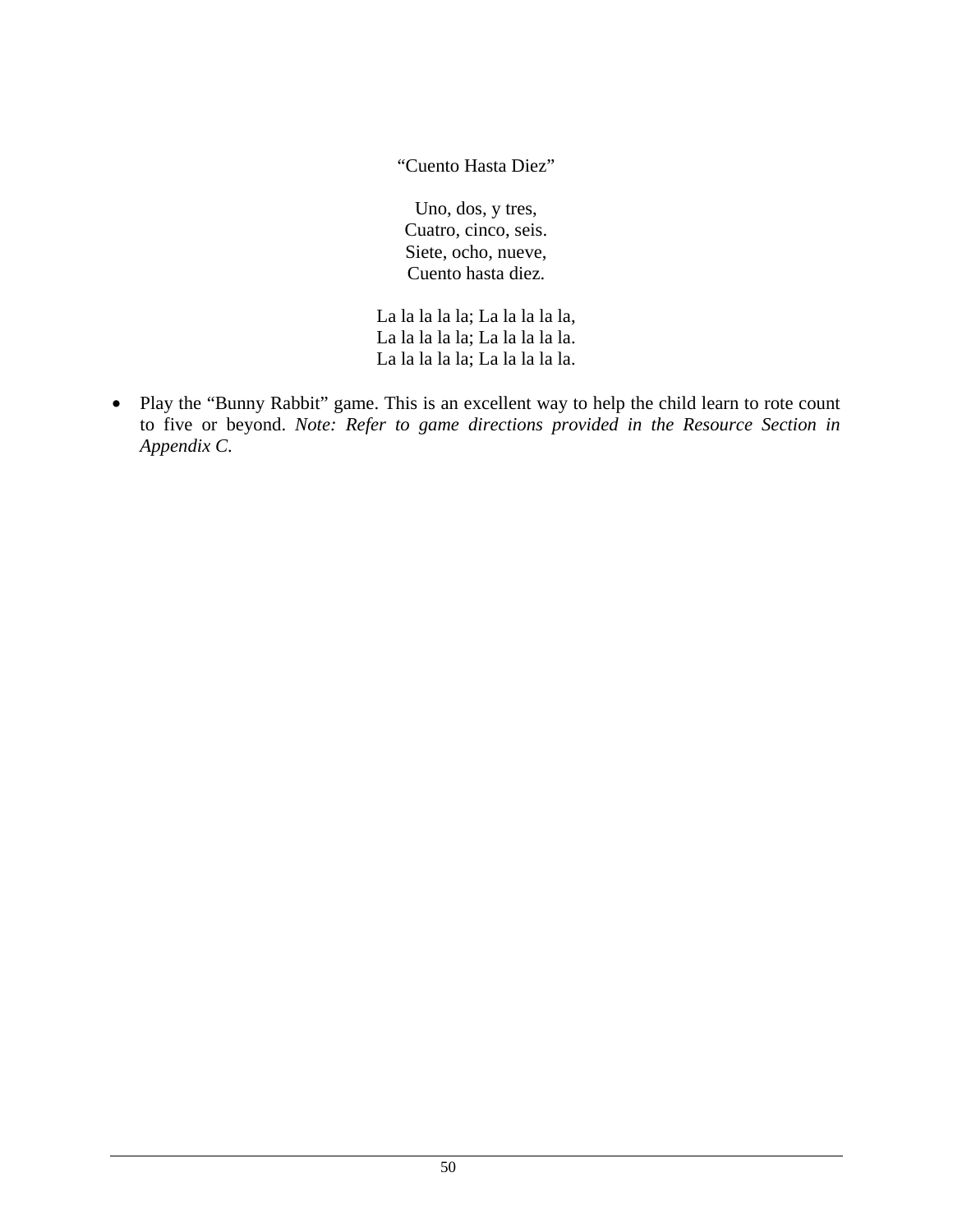"Cuento Hasta Diez"

Uno, dos, y tres,  
Cuatro, cinco, seis.  
Siete, ocho, nueve,  
Cuento hasta diez.

La la la la la; La la la la la,  
La la la la la; La la la la la.  
La la la la la; La la la la la.

- Play the "Bunny Rabbit" game. This is an excellent way to help the child learn to rote count to five or beyond. *Note: Refer to game directions provided in the Resource Section in Appendix C.*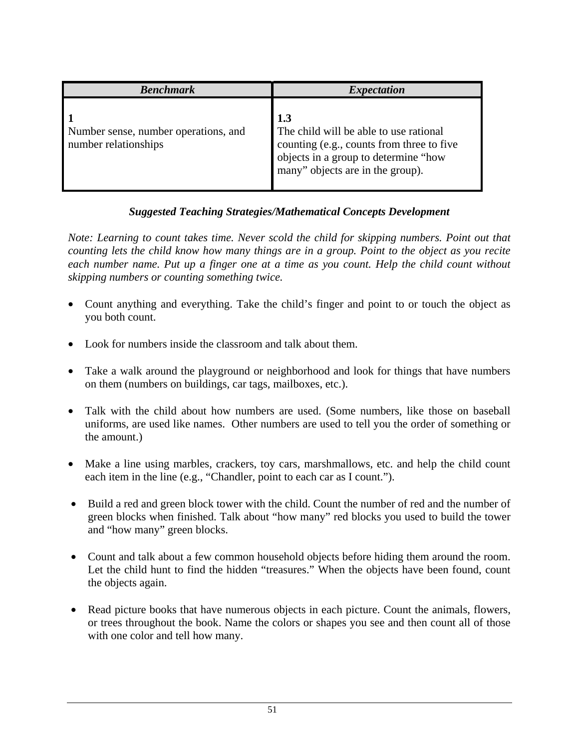| *Benchmark* | *Expectation* |
|---|---|
| **1**<br>Number sense, number operations, and number relationships | **1.3**<br>The child will be able to use rational counting (e.g., counts from three to five objects in a group to determine "how many" objects are in the group). |

### *Suggested Teaching Strategies/Mathematical Concepts Development*

*Note: Learning to count takes time. Never scold the child for skipping numbers. Point out that counting lets the child know how many things are in a group. Point to the object as you recite each number name. Put up a finger one at a time as you count. Help the child count without skipping numbers or counting something twice.*

- Count anything and everything. Take the child's finger and point to or touch the object as you both count.

- Look for numbers inside the classroom and talk about them.

- Take a walk around the playground or neighborhood and look for things that have numbers on them (numbers on buildings, car tags, mailboxes, etc.).

- Talk with the child about how numbers are used. (Some numbers, like those on baseball uniforms, are used like names. Other numbers are used to tell you the order of something or the amount.)

- Make a line using marbles, crackers, toy cars, marshmallows, etc. and help the child count each item in the line (e.g., "Chandler, point to each car as I count.").

- Build a red and green block tower with the child. Count the number of red and the number of green blocks when finished. Talk about "how many" red blocks you used to build the tower and "how many" green blocks.

- Count and talk about a few common household objects before hiding them around the room. Let the child hunt to find the hidden "treasures." When the objects have been found, count the objects again.

- Read picture books that have numerous objects in each picture. Count the animals, flowers, or trees throughout the book. Name the colors or shapes you see and then count all of those with one color and tell how many.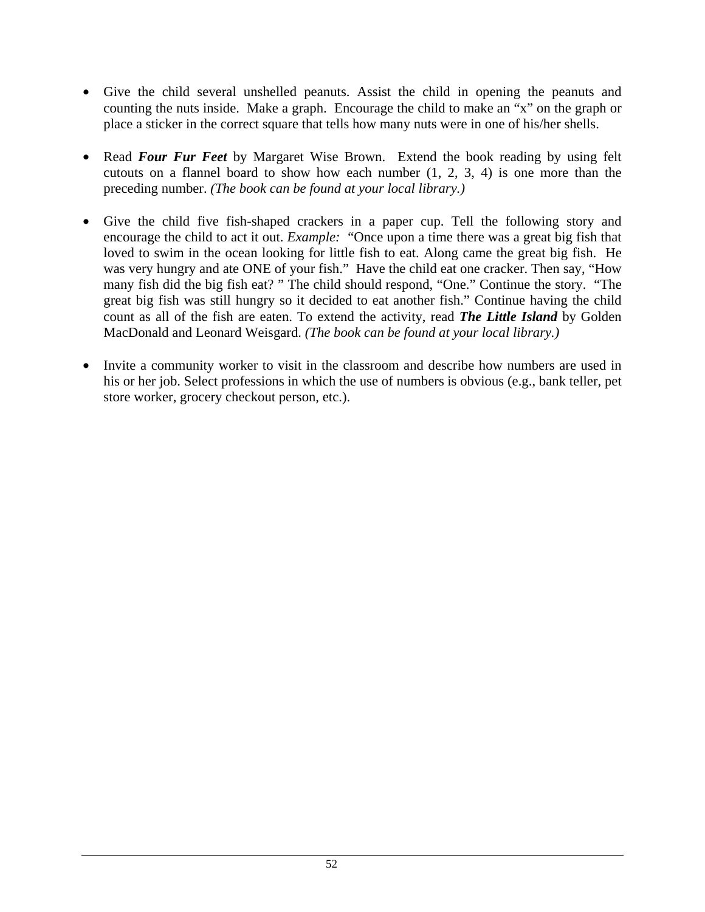- Give the child several unshelled peanuts. Assist the child in opening the peanuts and counting the nuts inside. Make a graph. Encourage the child to make an "x" on the graph or place a sticker in the correct square that tells how many nuts were in one of his/her shells.

- Read ***Four Fur Feet*** by Margaret Wise Brown. Extend the book reading by using felt cutouts on a flannel board to show how each number (1, 2, 3, 4) is one more than the preceding number. *(The book can be found at your local library.)*

- Give the child five fish-shaped crackers in a paper cup. Tell the following story and encourage the child to act it out. *Example:* "Once upon a time there was a great big fish that loved to swim in the ocean looking for little fish to eat. Along came the great big fish. He was very hungry and ate ONE of your fish." Have the child eat one cracker. Then say, "How many fish did the big fish eat? " The child should respond, "One." Continue the story. "The great big fish was still hungry so it decided to eat another fish." Continue having the child count as all of the fish are eaten. To extend the activity, read ***The Little Island*** by Golden MacDonald and Leonard Weisgard. *(The book can be found at your local library.)*

- Invite a community worker to visit in the classroom and describe how numbers are used in his or her job. Select professions in which the use of numbers is obvious (e.g., bank teller, pet store worker, grocery checkout person, etc.).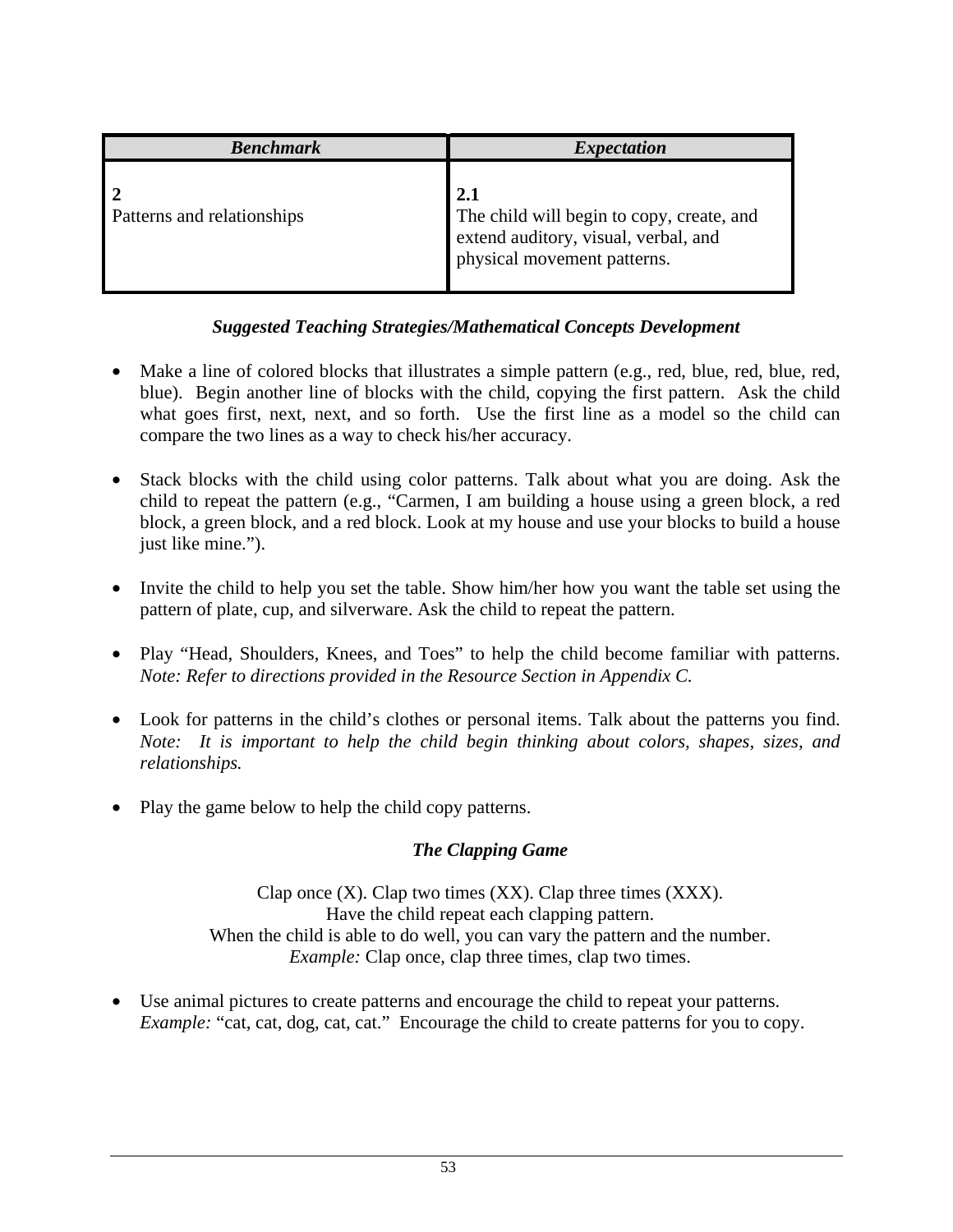| ***Benchmark*** | ***Expectation*** |
|---|---|
| **2**<br>Patterns and relationships | **2.1**<br>The child will begin to copy, create, and extend auditory, visual, verbal, and physical movement patterns. |

***Suggested Teaching Strategies/Mathematical Concepts Development***

- Make a line of colored blocks that illustrates a simple pattern (e.g., red, blue, red, blue, red, blue). Begin another line of blocks with the child, copying the first pattern. Ask the child what goes first, next, next, and so forth. Use the first line as a model so the child can compare the two lines as a way to check his/her accuracy.

- Stack blocks with the child using color patterns. Talk about what you are doing. Ask the child to repeat the pattern (e.g., "Carmen, I am building a house using a green block, a red block, a green block, and a red block. Look at my house and use your blocks to build a house just like mine.").

- Invite the child to help you set the table. Show him/her how you want the table set using the pattern of plate, cup, and silverware. Ask the child to repeat the pattern.

- Play "Head, Shoulders, Knees, and Toes" to help the child become familiar with patterns. *Note: Refer to directions provided in the Resource Section in Appendix C.*

- Look for patterns in the child's clothes or personal items. Talk about the patterns you find. *Note: It is important to help the child begin thinking about colors, shapes, sizes, and relationships.*

- Play the game below to help the child copy patterns.

***The Clapping Game***

Clap once (X). Clap two times (XX). Clap three times (XXX).
Have the child repeat each clapping pattern.
When the child is able to do well, you can vary the pattern and the number.
*Example:* Clap once, clap three times, clap two times.

- Use animal pictures to create patterns and encourage the child to repeat your patterns. *Example:* "cat, cat, dog, cat, cat." Encourage the child to create patterns for you to copy.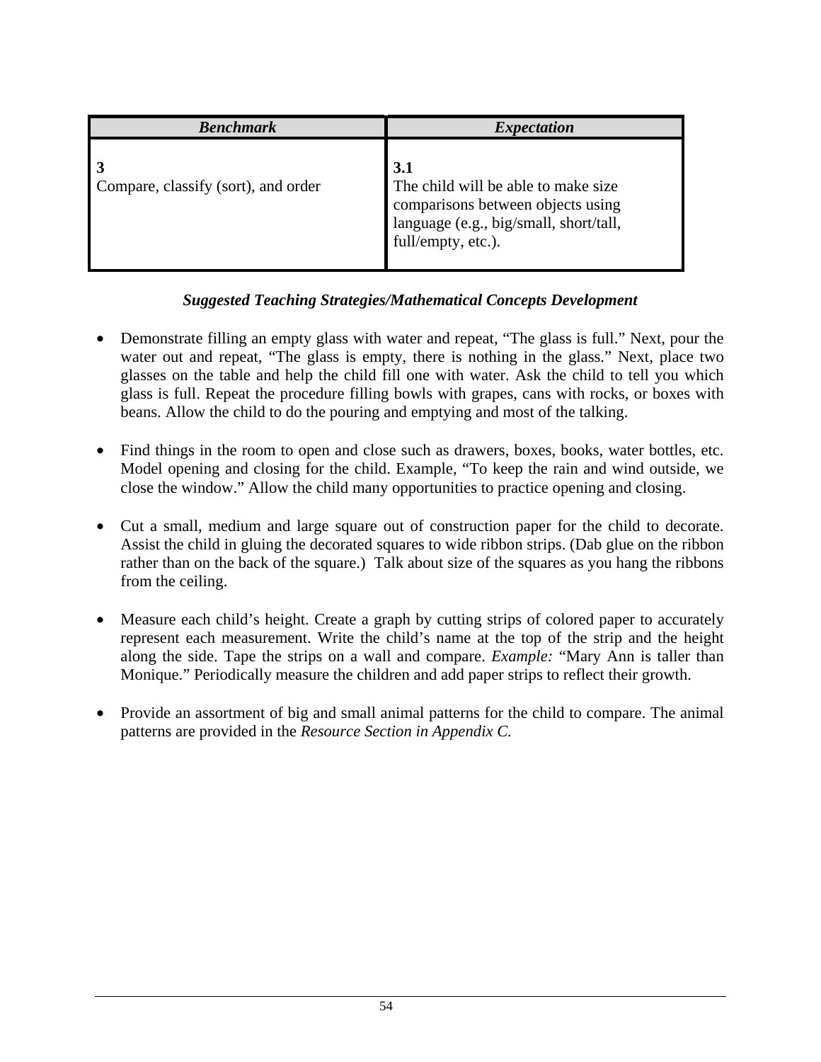| *Benchmark* | *Expectation* |
|---|---|
| **3**<br>Compare, classify (sort), and order | **3.1**<br>The child will be able to make size comparisons between objects using language (e.g., big/small, short/tall, full/empty, etc.). |

***Suggested Teaching Strategies/Mathematical Concepts Development***

- Demonstrate filling an empty glass with water and repeat, "The glass is full." Next, pour the water out and repeat, "The glass is empty, there is nothing in the glass." Next, place two glasses on the table and help the child fill one with water. Ask the child to tell you which glass is full. Repeat the procedure filling bowls with grapes, cans with rocks, or boxes with beans. Allow the child to do the pouring and emptying and most of the talking.

- Find things in the room to open and close such as drawers, boxes, books, water bottles, etc. Model opening and closing for the child. Example, "To keep the rain and wind outside, we close the window." Allow the child many opportunities to practice opening and closing.

- Cut a small, medium and large square out of construction paper for the child to decorate. Assist the child in gluing the decorated squares to wide ribbon strips. (Dab glue on the ribbon rather than on the back of the square.) Talk about size of the squares as you hang the ribbons from the ceiling.

- Measure each child's height. Create a graph by cutting strips of colored paper to accurately represent each measurement. Write the child's name at the top of the strip and the height along the side. Tape the strips on a wall and compare. *Example:* "Mary Ann is taller than Monique." Periodically measure the children and add paper strips to reflect their growth.

- Provide an assortment of big and small animal patterns for the child to compare. The animal patterns are provided in the *Resource Section in Appendix C.*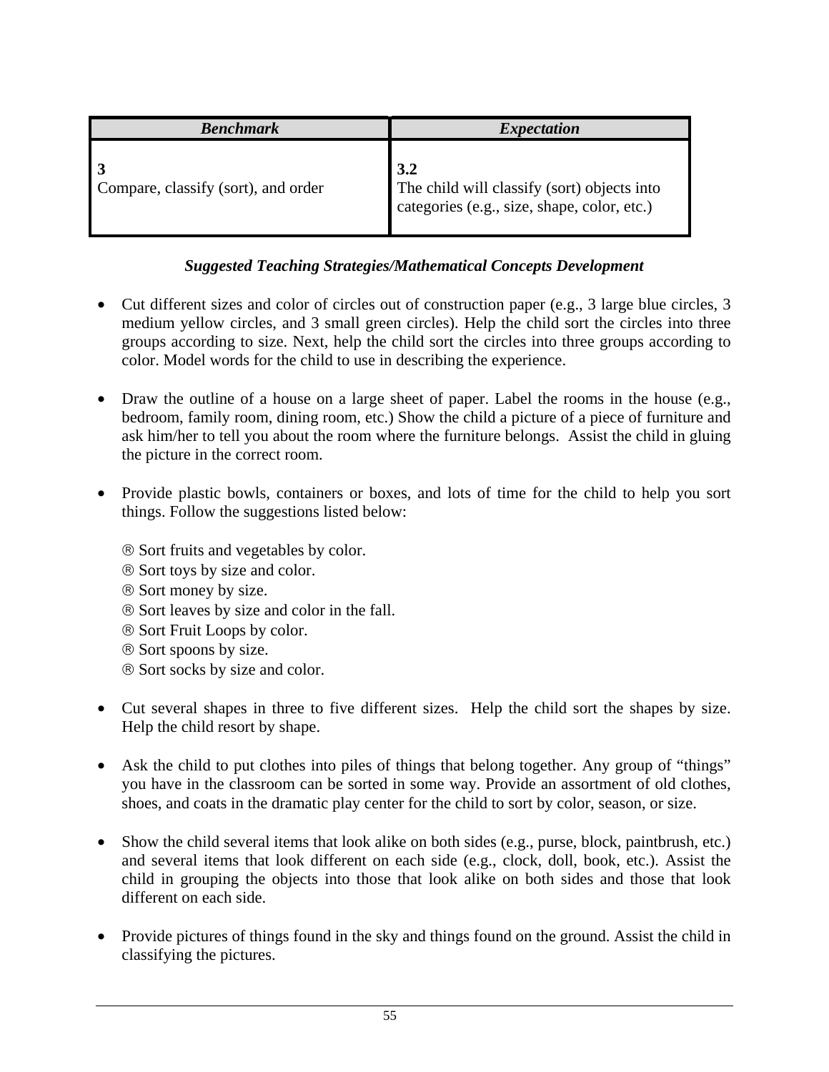| ***Benchmark*** | ***Expectation*** |
|---|---|
| **3**<br>Compare, classify (sort), and order | **3.2**<br>The child will classify (sort) objects into categories (e.g., size, shape, color, etc.) |

***Suggested Teaching Strategies/Mathematical Concepts Development***

- Cut different sizes and color of circles out of construction paper (e.g., 3 large blue circles, 3 medium yellow circles, and 3 small green circles). Help the child sort the circles into three groups according to size. Next, help the child sort the circles into three groups according to color. Model words for the child to use in describing the experience.

- Draw the outline of a house on a large sheet of paper. Label the rooms in the house (e.g., bedroom, family room, dining room, etc.) Show the child a picture of a piece of furniture and ask him/her to tell you about the room where the furniture belongs. Assist the child in gluing the picture in the correct room.

- Provide plastic bowls, containers or boxes, and lots of time for the child to help you sort things. Follow the suggestions listed below:

  ® Sort fruits and vegetables by color.
  ® Sort toys by size and color.
  ® Sort money by size.
  ® Sort leaves by size and color in the fall.
  ® Sort Fruit Loops by color.
  ® Sort spoons by size.
  ® Sort socks by size and color.

- Cut several shapes in three to five different sizes. Help the child sort the shapes by size. Help the child resort by shape.

- Ask the child to put clothes into piles of things that belong together. Any group of "things" you have in the classroom can be sorted in some way. Provide an assortment of old clothes, shoes, and coats in the dramatic play center for the child to sort by color, season, or size.

- Show the child several items that look alike on both sides (e.g., purse, block, paintbrush, etc.) and several items that look different on each side (e.g., clock, doll, book, etc.). Assist the child in grouping the objects into those that look alike on both sides and those that look different on each side.

- Provide pictures of things found in the sky and things found on the ground. Assist the child in classifying the pictures.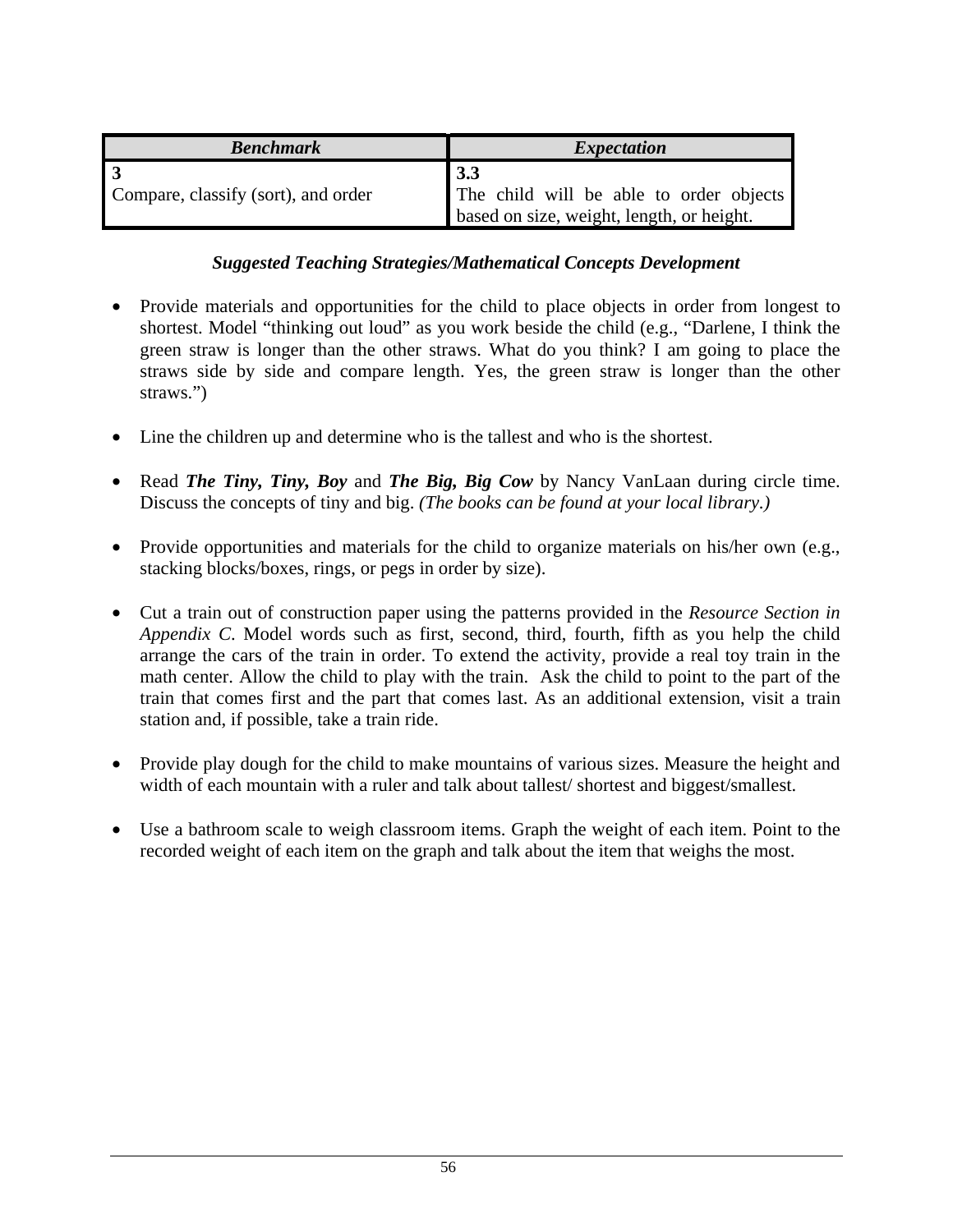| ***Benchmark*** | ***Expectation*** |
|---|---|
| **3**<br>Compare, classify (sort), and order | **3.3**<br>The child will be able to order objects based on size, weight, length, or height. |

### *Suggested Teaching Strategies/Mathematical Concepts Development*

- Provide materials and opportunities for the child to place objects in order from longest to shortest. Model "thinking out loud" as you work beside the child (e.g., "Darlene, I think the green straw is longer than the other straws. What do you think? I am going to place the straws side by side and compare length. Yes, the green straw is longer than the other straws.")

- Line the children up and determine who is the tallest and who is the shortest.

- Read ***The Tiny, Tiny, Boy*** and ***The Big, Big Cow*** by Nancy VanLaan during circle time. Discuss the concepts of tiny and big. *(The books can be found at your local library.)*

- Provide opportunities and materials for the child to organize materials on his/her own (e.g., stacking blocks/boxes, rings, or pegs in order by size).

- Cut a train out of construction paper using the patterns provided in the *Resource Section in Appendix C*. Model words such as first, second, third, fourth, fifth as you help the child arrange the cars of the train in order. To extend the activity, provide a real toy train in the math center. Allow the child to play with the train. Ask the child to point to the part of the train that comes first and the part that comes last. As an additional extension, visit a train station and, if possible, take a train ride.

- Provide play dough for the child to make mountains of various sizes. Measure the height and width of each mountain with a ruler and talk about tallest/ shortest and biggest/smallest.

- Use a bathroom scale to weigh classroom items. Graph the weight of each item. Point to the recorded weight of each item on the graph and talk about the item that weighs the most.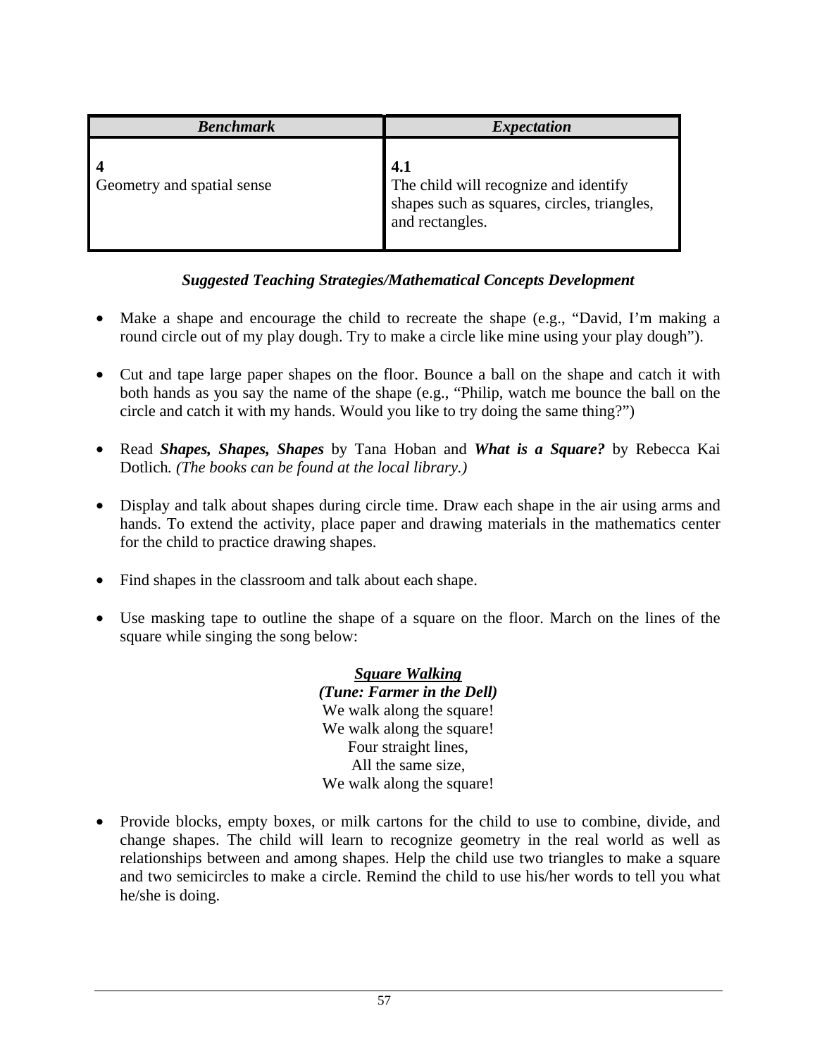| *Benchmark* | *Expectation* |
|---|---|
| **4**<br>Geometry and spatial sense | **4.1**<br>The child will recognize and identify shapes such as squares, circles, triangles, and rectangles. |

***Suggested Teaching Strategies/Mathematical Concepts Development***

- Make a shape and encourage the child to recreate the shape (e.g., "David, I'm making a round circle out of my play dough. Try to make a circle like mine using your play dough").

- Cut and tape large paper shapes on the floor. Bounce a ball on the shape and catch it with both hands as you say the name of the shape (e.g., "Philip, watch me bounce the ball on the circle and catch it with my hands. Would you like to try doing the same thing?")

- Read ***Shapes, Shapes, Shapes*** by Tana Hoban and ***What is a Square?*** by Rebecca Kai Dotlich. *(The books can be found at the local library.)*

- Display and talk about shapes during circle time. Draw each shape in the air using arms and hands. To extend the activity, place paper and drawing materials in the mathematics center for the child to practice drawing shapes.

- Find shapes in the classroom and talk about each shape.

- Use masking tape to outline the shape of a square on the floor. March on the lines of the square while singing the song below:

***Square Walking***
***(Tune: Farmer in the Dell)***
We walk along the square!
We walk along the square!
Four straight lines,
All the same size,
We walk along the square!

- Provide blocks, empty boxes, or milk cartons for the child to use to combine, divide, and change shapes. The child will learn to recognize geometry in the real world as well as relationships between and among shapes. Help the child use two triangles to make a square and two semicircles to make a circle. Remind the child to use his/her words to tell you what he/she is doing.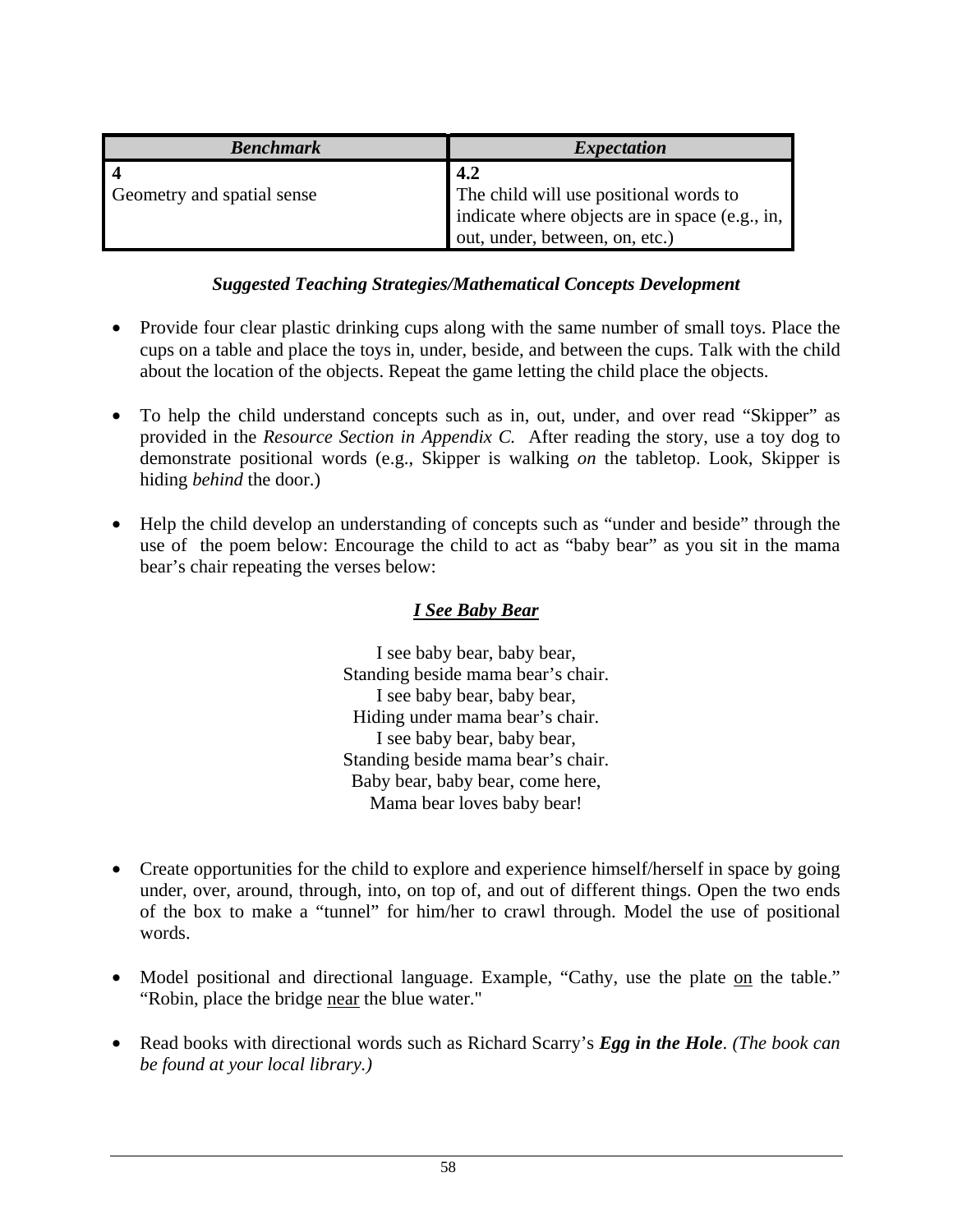| *Benchmark* | *Expectation* |
| --- | --- |
| **4**<br>Geometry and spatial sense | **4.2**<br>The child will use positional words to indicate where objects are in space (e.g., in, out, under, between, on, etc.) |

***Suggested Teaching Strategies/Mathematical Concepts Development***

- Provide four clear plastic drinking cups along with the same number of small toys. Place the cups on a table and place the toys in, under, beside, and between the cups. Talk with the child about the location of the objects. Repeat the game letting the child place the objects.

- To help the child understand concepts such as in, out, under, and over read "Skipper" as provided in the *Resource Section in Appendix C.* After reading the story, use a toy dog to demonstrate positional words (e.g., Skipper is walking *on* the tabletop. Look, Skipper is hiding *behind* the door.)

- Help the child develop an understanding of concepts such as "under and beside" through the use of the poem below: Encourage the child to act as "baby bear" as you sit in the mama bear's chair repeating the verses below:

***<u>I See Baby Bear</u>***

I see baby bear, baby bear,
Standing beside mama bear's chair.
I see baby bear, baby bear,
Hiding under mama bear's chair.
I see baby bear, baby bear,
Standing beside mama bear's chair.
Baby bear, baby bear, come here,
Mama bear loves baby bear!

- Create opportunities for the child to explore and experience himself/herself in space by going under, over, around, through, into, on top of, and out of different things. Open the two ends of the box to make a "tunnel" for him/her to crawl through. Model the use of positional words.

- Model positional and directional language. Example, "Cathy, use the plate <u>on</u> the table." "Robin, place the bridge <u>near</u> the blue water."

- Read books with directional words such as Richard Scarry's ***Egg in the Hole***. *(The book can be found at your local library.)*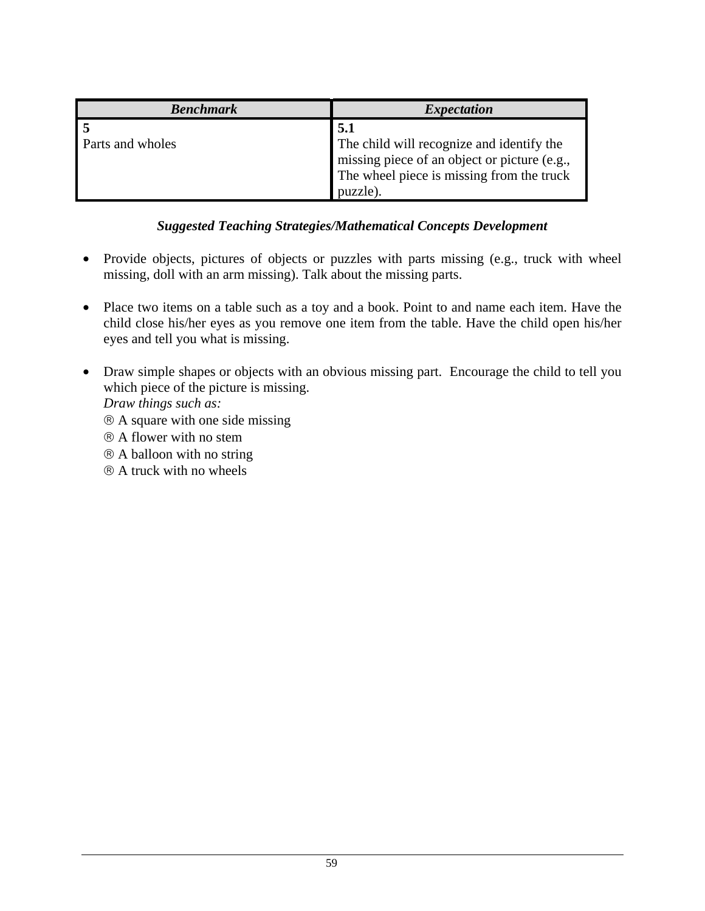| ***Benchmark*** | ***Expectation*** |
| --- | --- |
| **5**<br>Parts and wholes | **5.1**<br>The child will recognize and identify the missing piece of an object or picture (e.g., The wheel piece is missing from the truck puzzle). |

***Suggested Teaching Strategies/Mathematical Concepts Development***

- Provide objects, pictures of objects or puzzles with parts missing (e.g., truck with wheel missing, doll with an arm missing). Talk about the missing parts.

- Place two items on a table such as a toy and a book. Point to and name each item. Have the child close his/her eyes as you remove one item from the table. Have the child open his/her eyes and tell you what is missing.

- Draw simple shapes or objects with an obvious missing part. Encourage the child to tell you which piece of the picture is missing.
  *Draw things such as:*
  ® A square with one side missing
  ® A flower with no stem
  ® A balloon with no string
  ® A truck with no wheels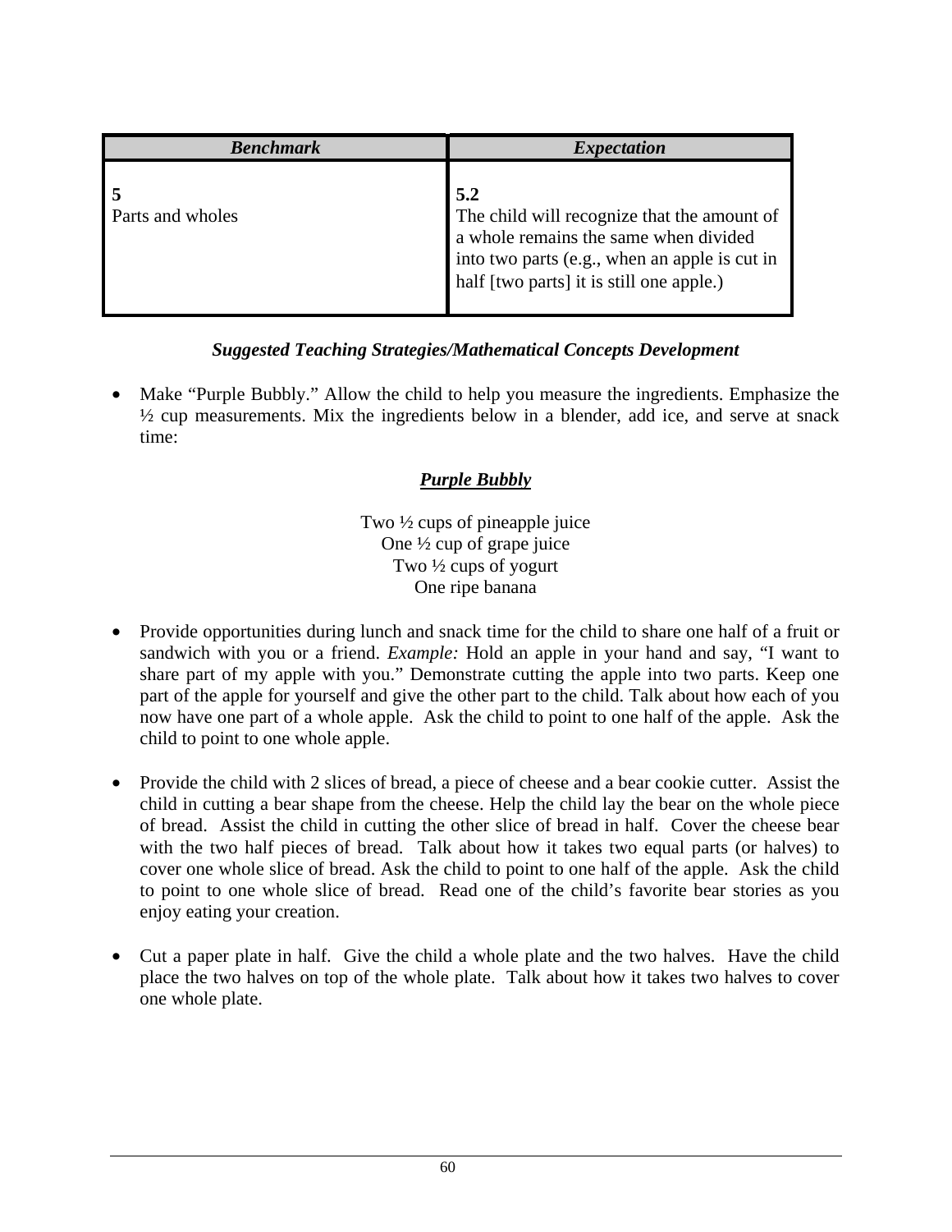| ***Benchmark*** | ***Expectation*** |
|---|---|
| **5**<br>Parts and wholes | **5.2**<br>The child will recognize that the amount of a whole remains the same when divided into two parts (e.g., when an apple is cut in half [two parts] it is still one apple.) |

***Suggested Teaching Strategies/Mathematical Concepts Development***

- Make "Purple Bubbly." Allow the child to help you measure the ingredients. Emphasize the ½ cup measurements. Mix the ingredients below in a blender, add ice, and serve at snack time:

***<u>Purple Bubbly</u>***

Two ½ cups of pineapple juice
One ½ cup of grape juice
Two ½ cups of yogurt
One ripe banana

- Provide opportunities during lunch and snack time for the child to share one half of a fruit or sandwich with you or a friend. *Example:* Hold an apple in your hand and say, "I want to share part of my apple with you." Demonstrate cutting the apple into two parts. Keep one part of the apple for yourself and give the other part to the child. Talk about how each of you now have one part of a whole apple. Ask the child to point to one half of the apple. Ask the child to point to one whole apple.

- Provide the child with 2 slices of bread, a piece of cheese and a bear cookie cutter. Assist the child in cutting a bear shape from the cheese. Help the child lay the bear on the whole piece of bread. Assist the child in cutting the other slice of bread in half. Cover the cheese bear with the two half pieces of bread. Talk about how it takes two equal parts (or halves) to cover one whole slice of bread. Ask the child to point to one half of the apple. Ask the child to point to one whole slice of bread. Read one of the child's favorite bear stories as you enjoy eating your creation.

- Cut a paper plate in half. Give the child a whole plate and the two halves. Have the child place the two halves on top of the whole plate. Talk about how it takes two halves to cover one whole plate.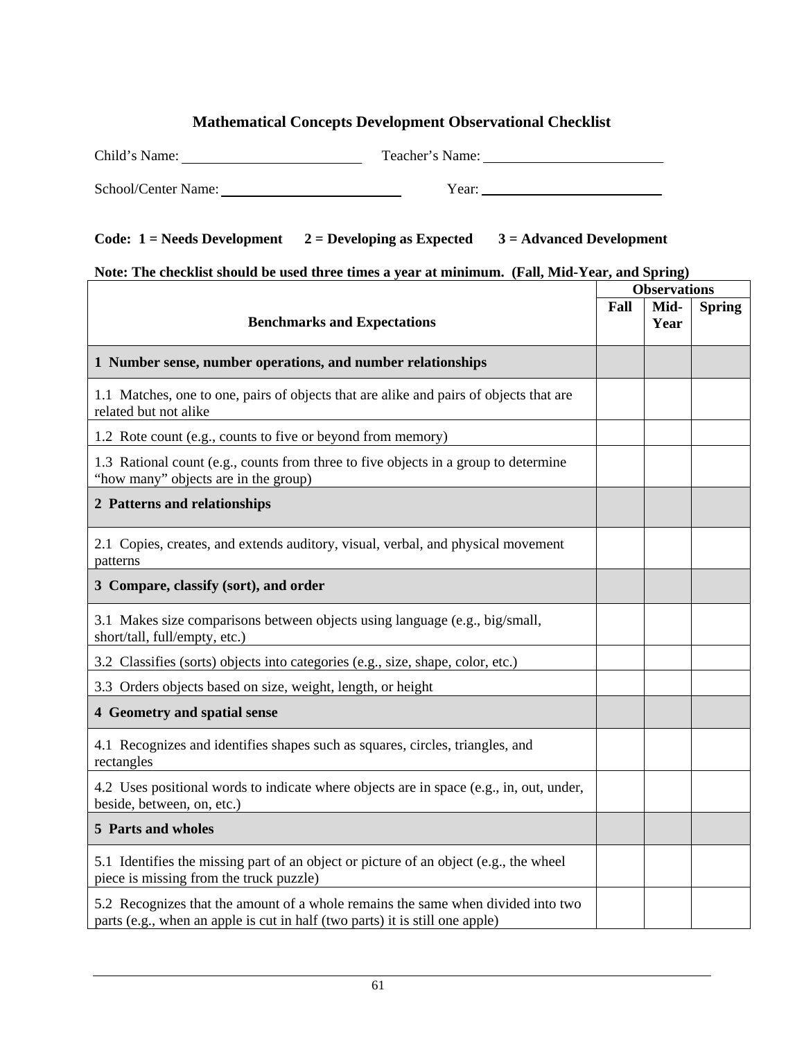## Mathematical Concepts Development Observational Checklist

Child's Name: ________________________ Teacher's Name: ________________________

School/Center Name: ________________________ Year: ________________________

**Code: 1 = Needs Development 2 = Developing as Expected 3 = Advanced Development**

**Note: The checklist should be used three times a year at minimum. (Fall, Mid-Year, and Spring)**

| Benchmarks and Expectations | Observations | | |
|---|---|---|---|
| | **Fall** | **Mid-Year** | **Spring** |
| **1 Number sense, number operations, and number relationships** | | | |
| 1.1 Matches, one to one, pairs of objects that are alike and pairs of objects that are related but not alike | | | |
| 1.2 Rote count (e.g., counts to five or beyond from memory) | | | |
| 1.3 Rational count (e.g., counts from three to five objects in a group to determine "how many" objects are in the group) | | | |
| **2 Patterns and relationships** | | | |
| 2.1 Copies, creates, and extends auditory, visual, verbal, and physical movement patterns | | | |
| **3 Compare, classify (sort), and order** | | | |
| 3.1 Makes size comparisons between objects using language (e.g., big/small, short/tall, full/empty, etc.) | | | |
| 3.2 Classifies (sorts) objects into categories (e.g., size, shape, color, etc.) | | | |
| 3.3 Orders objects based on size, weight, length, or height | | | |
| **4 Geometry and spatial sense** | | | |
| 4.1 Recognizes and identifies shapes such as squares, circles, triangles, and rectangles | | | |
| 4.2 Uses positional words to indicate where objects are in space (e.g., in, out, under, beside, between, on, etc.) | | | |
| **5 Parts and wholes** | | | |
| 5.1 Identifies the missing part of an object or picture of an object (e.g., the wheel piece is missing from the truck puzzle) | | | |
| 5.2 Recognizes that the amount of a whole remains the same when divided into two parts (e.g., when an apple is cut in half (two parts) it is still one apple) | | | |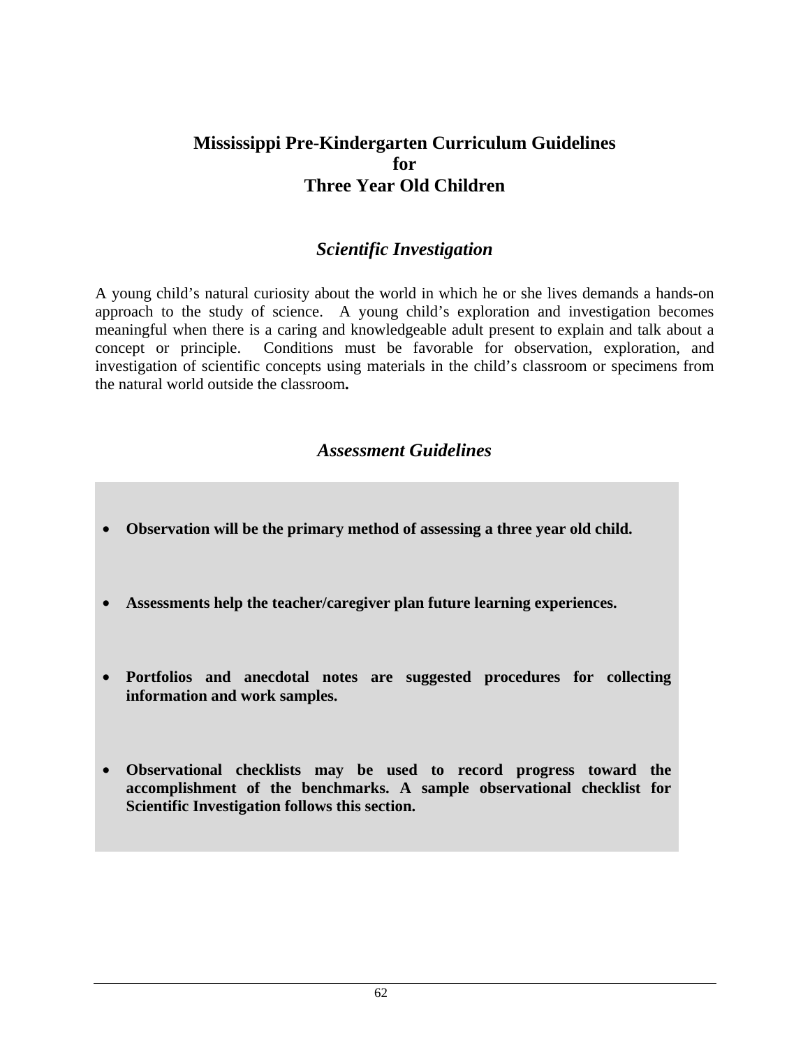# Mississippi Pre-Kindergarten Curriculum Guidelines
# for
# Three Year Old Children

## *Scientific Investigation*

A young child's natural curiosity about the world in which he or she lives demands a hands-on approach to the study of science. A young child's exploration and investigation becomes meaningful when there is a caring and knowledgeable adult present to explain and talk about a concept or principle. Conditions must be favorable for observation, exploration, and investigation of scientific concepts using materials in the child's classroom or specimens from the natural world outside the classroom**.**

## *Assessment Guidelines*

- **Observation will be the primary method of assessing a three year old child.**
- **Assessments help the teacher/caregiver plan future learning experiences.**
- **Portfolios and anecdotal notes are suggested procedures for collecting information and work samples.**
- **Observational checklists may be used to record progress toward the accomplishment of the benchmarks. A sample observational checklist for Scientific Investigation follows this section.**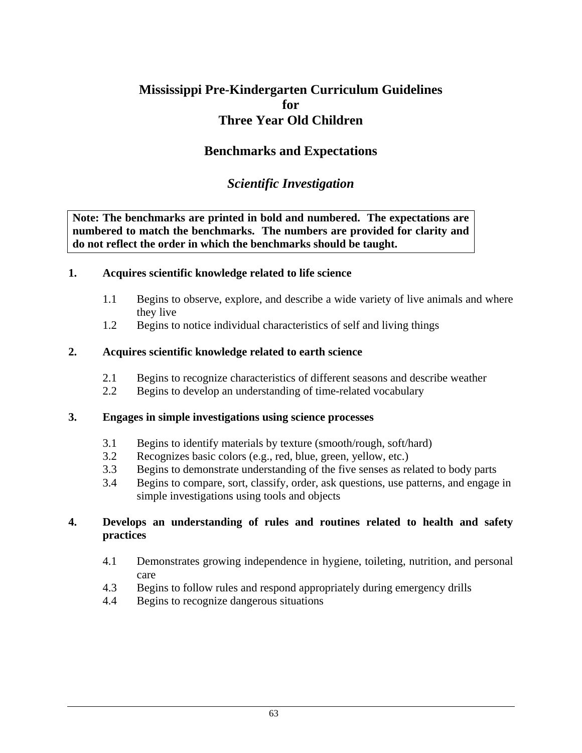# Mississippi Pre-Kindergarten Curriculum Guidelines for Three Year Old Children

## Benchmarks and Expectations

### *Scientific Investigation*

**Note: The benchmarks are printed in bold and numbered. The expectations are numbered to match the benchmarks. The numbers are provided for clarity and do not reflect the order in which the benchmarks should be taught.**

**1. Acquires scientific knowledge related to life science**

- 1.1 Begins to observe, explore, and describe a wide variety of live animals and where they live
- 1.2 Begins to notice individual characteristics of self and living things

**2. Acquires scientific knowledge related to earth science**

- 2.1 Begins to recognize characteristics of different seasons and describe weather
- 2.2 Begins to develop an understanding of time-related vocabulary

**3. Engages in simple investigations using science processes**

- 3.1 Begins to identify materials by texture (smooth/rough, soft/hard)
- 3.2 Recognizes basic colors (e.g., red, blue, green, yellow, etc.)
- 3.3 Begins to demonstrate understanding of the five senses as related to body parts
- 3.4 Begins to compare, sort, classify, order, ask questions, use patterns, and engage in simple investigations using tools and objects

**4. Develops an understanding of rules and routines related to health and safety practices**

- 4.1 Demonstrates growing independence in hygiene, toileting, nutrition, and personal care
- 4.3 Begins to follow rules and respond appropriately during emergency drills
- 4.4 Begins to recognize dangerous situations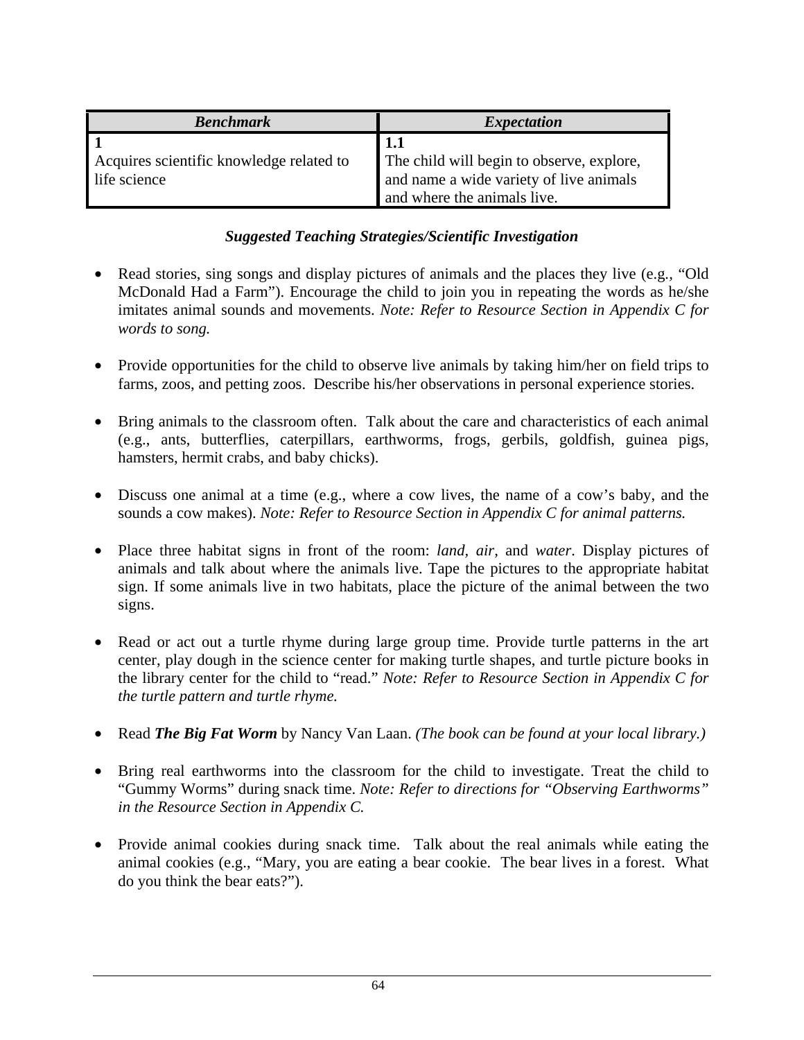| ***Benchmark*** | ***Expectation*** |
|---|---|
| **1**<br>Acquires scientific knowledge related to life science | **1.1**<br>The child will begin to observe, explore, and name a wide variety of live animals and where the animals live. |

***Suggested Teaching Strategies/Scientific Investigation***

- Read stories, sing songs and display pictures of animals and the places they live (e.g., "Old McDonald Had a Farm"). Encourage the child to join you in repeating the words as he/she imitates animal sounds and movements. *Note: Refer to Resource Section in Appendix C for words to song.*

- Provide opportunities for the child to observe live animals by taking him/her on field trips to farms, zoos, and petting zoos. Describe his/her observations in personal experience stories.

- Bring animals to the classroom often. Talk about the care and characteristics of each animal (e.g., ants, butterflies, caterpillars, earthworms, frogs, gerbils, goldfish, guinea pigs, hamsters, hermit crabs, and baby chicks).

- Discuss one animal at a time (e.g., where a cow lives, the name of a cow's baby, and the sounds a cow makes). *Note: Refer to Resource Section in Appendix C for animal patterns.*

- Place three habitat signs in front of the room: *land*, *air*, and *water*. Display pictures of animals and talk about where the animals live. Tape the pictures to the appropriate habitat sign. If some animals live in two habitats, place the picture of the animal between the two signs.

- Read or act out a turtle rhyme during large group time. Provide turtle patterns in the art center, play dough in the science center for making turtle shapes, and turtle picture books in the library center for the child to "read." *Note: Refer to Resource Section in Appendix C for the turtle pattern and turtle rhyme.*

- Read ***The Big Fat Worm*** by Nancy Van Laan. *(The book can be found at your local library.)*

- Bring real earthworms into the classroom for the child to investigate. Treat the child to "Gummy Worms" during snack time. *Note: Refer to directions for "Observing Earthworms" in the Resource Section in Appendix C.*

- Provide animal cookies during snack time. Talk about the real animals while eating the animal cookies (e.g., "Mary, you are eating a bear cookie. The bear lives in a forest. What do you think the bear eats?").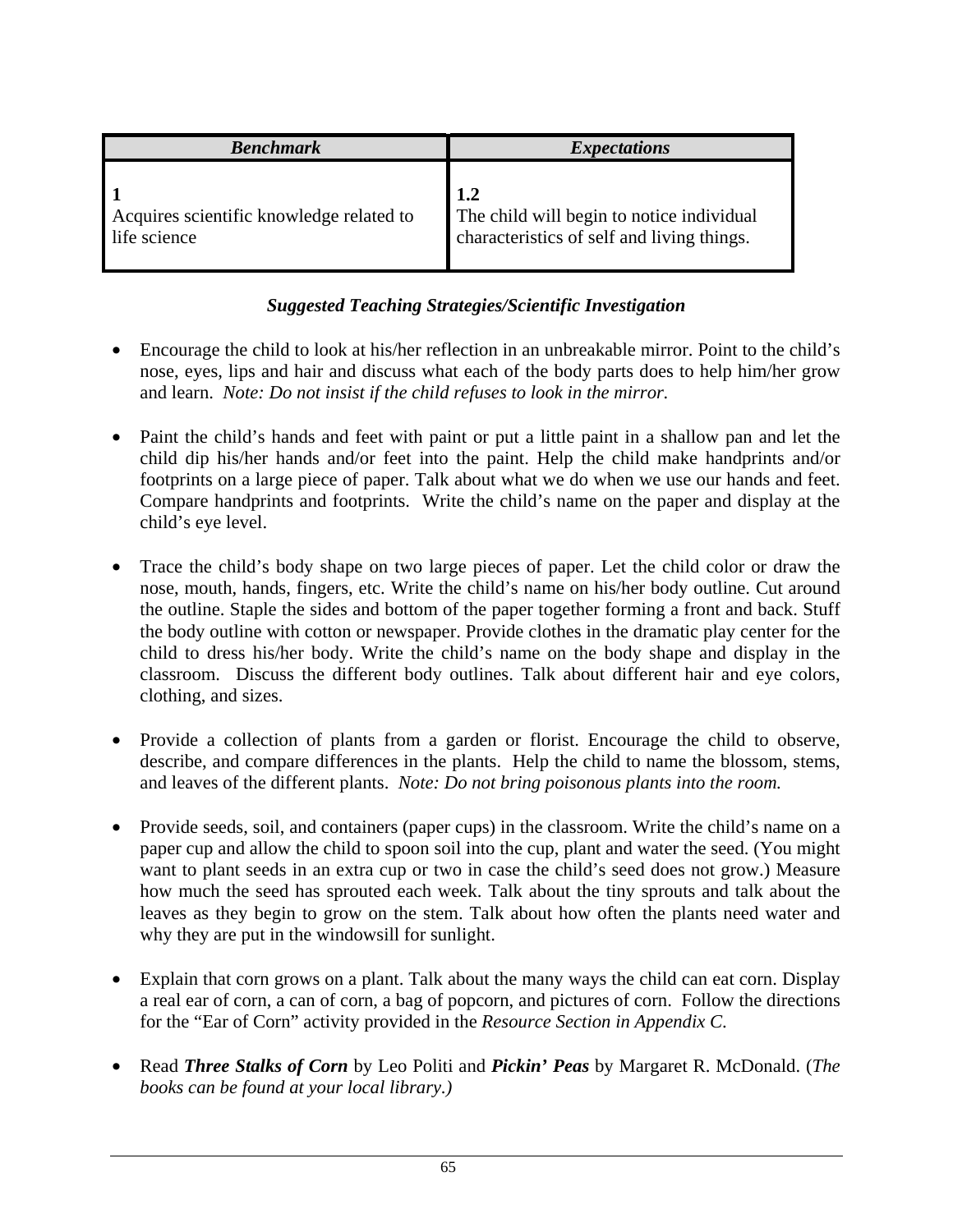| ***Benchmark*** | ***Expectations*** |
| --- | --- |
| **1**<br>Acquires scientific knowledge related to life science | **1.2**<br>The child will begin to notice individual characteristics of self and living things. |

***Suggested Teaching Strategies/Scientific Investigation***

- Encourage the child to look at his/her reflection in an unbreakable mirror. Point to the child's nose, eyes, lips and hair and discuss what each of the body parts does to help him/her grow and learn. *Note: Do not insist if the child refuses to look in the mirror.*

- Paint the child's hands and feet with paint or put a little paint in a shallow pan and let the child dip his/her hands and/or feet into the paint. Help the child make handprints and/or footprints on a large piece of paper. Talk about what we do when we use our hands and feet. Compare handprints and footprints. Write the child's name on the paper and display at the child's eye level.

- Trace the child's body shape on two large pieces of paper. Let the child color or draw the nose, mouth, hands, fingers, etc. Write the child's name on his/her body outline. Cut around the outline. Staple the sides and bottom of the paper together forming a front and back. Stuff the body outline with cotton or newspaper. Provide clothes in the dramatic play center for the child to dress his/her body. Write the child's name on the body shape and display in the classroom. Discuss the different body outlines. Talk about different hair and eye colors, clothing, and sizes.

- Provide a collection of plants from a garden or florist. Encourage the child to observe, describe, and compare differences in the plants. Help the child to name the blossom, stems, and leaves of the different plants. *Note: Do not bring poisonous plants into the room.*

- Provide seeds, soil, and containers (paper cups) in the classroom. Write the child's name on a paper cup and allow the child to spoon soil into the cup, plant and water the seed. (You might want to plant seeds in an extra cup or two in case the child's seed does not grow.) Measure how much the seed has sprouted each week. Talk about the tiny sprouts and talk about the leaves as they begin to grow on the stem. Talk about how often the plants need water and why they are put in the windowsill for sunlight.

- Explain that corn grows on a plant. Talk about the many ways the child can eat corn. Display a real ear of corn, a can of corn, a bag of popcorn, and pictures of corn. Follow the directions for the "Ear of Corn" activity provided in the *Resource Section in Appendix C*.

- Read ***Three Stalks of Corn*** by Leo Politi and ***Pickin' Peas*** by Margaret R. McDonald. (*The books can be found at your local library.)*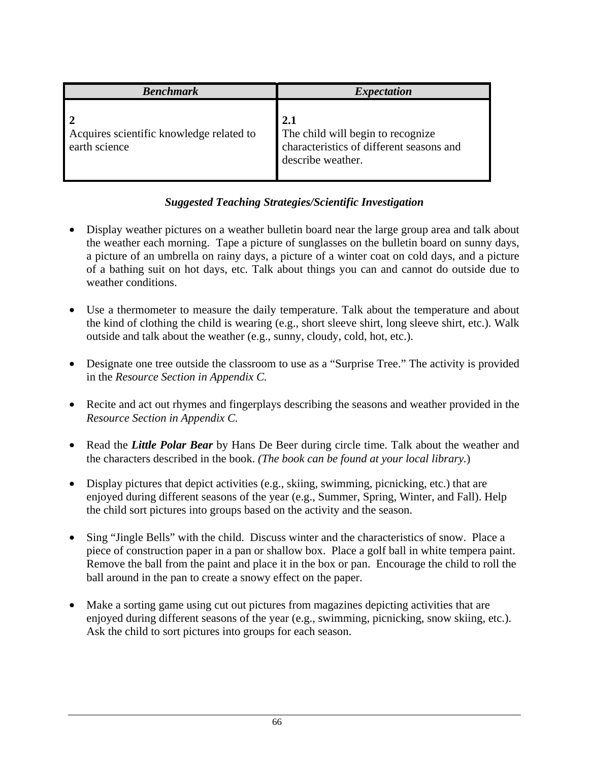| ***Benchmark*** | ***Expectation*** |
|---|---|
| **2**<br>Acquires scientific knowledge related to earth science | **2.1**<br>The child will begin to recognize characteristics of different seasons and describe weather. |

***Suggested Teaching Strategies/Scientific Investigation***

- Display weather pictures on a weather bulletin board near the large group area and talk about the weather each morning. Tape a picture of sunglasses on the bulletin board on sunny days, a picture of an umbrella on rainy days, a picture of a winter coat on cold days, and a picture of a bathing suit on hot days, etc. Talk about things you can and cannot do outside due to weather conditions.

- Use a thermometer to measure the daily temperature. Talk about the temperature and about the kind of clothing the child is wearing (e.g., short sleeve shirt, long sleeve shirt, etc.). Walk outside and talk about the weather (e.g., sunny, cloudy, cold, hot, etc.).

- Designate one tree outside the classroom to use as a "Surprise Tree." The activity is provided in the *Resource Section in Appendix C.*

- Recite and act out rhymes and fingerplays describing the seasons and weather provided in the *Resource Section in Appendix C.*

- Read the ***Little Polar Bear*** by Hans De Beer during circle time. Talk about the weather and the characters described in the book. *(The book can be found at your local library.*)

- Display pictures that depict activities (e.g., skiing, swimming, picnicking, etc.) that are enjoyed during different seasons of the year (e.g., Summer, Spring, Winter, and Fall). Help the child sort pictures into groups based on the activity and the season.

- Sing "Jingle Bells" with the child. Discuss winter and the characteristics of snow. Place a piece of construction paper in a pan or shallow box. Place a golf ball in white tempera paint. Remove the ball from the paint and place it in the box or pan. Encourage the child to roll the ball around in the pan to create a snowy effect on the paper.

- Make a sorting game using cut out pictures from magazines depicting activities that are enjoyed during different seasons of the year (e.g., swimming, picnicking, snow skiing, etc.). Ask the child to sort pictures into groups for each season.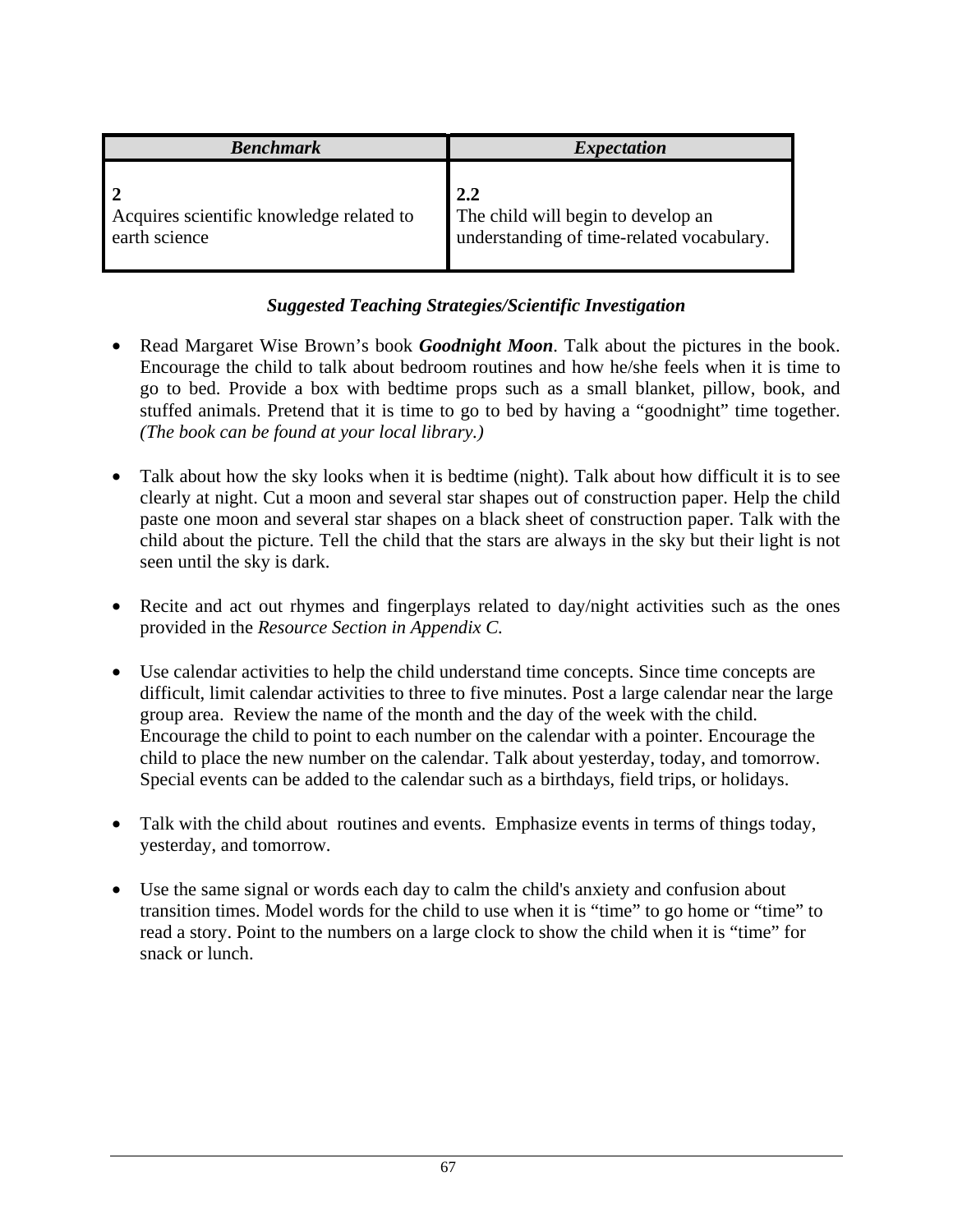| ***Benchmark*** | ***Expectation*** |
| --- | --- |
| **2**<br>Acquires scientific knowledge related to earth science | **2.2**<br>The child will begin to develop an understanding of time-related vocabulary. |

***Suggested Teaching Strategies/Scientific Investigation***

- Read Margaret Wise Brown's book ***Goodnight Moon***. Talk about the pictures in the book. Encourage the child to talk about bedroom routines and how he/she feels when it is time to go to bed. Provide a box with bedtime props such as a small blanket, pillow, book, and stuffed animals. Pretend that it is time to go to bed by having a "goodnight" time together. *(The book can be found at your local library.)*

- Talk about how the sky looks when it is bedtime (night). Talk about how difficult it is to see clearly at night. Cut a moon and several star shapes out of construction paper. Help the child paste one moon and several star shapes on a black sheet of construction paper. Talk with the child about the picture. Tell the child that the stars are always in the sky but their light is not seen until the sky is dark.

- Recite and act out rhymes and fingerplays related to day/night activities such as the ones provided in the *Resource Section in Appendix C.*

- Use calendar activities to help the child understand time concepts. Since time concepts are difficult, limit calendar activities to three to five minutes. Post a large calendar near the large group area. Review the name of the month and the day of the week with the child. Encourage the child to point to each number on the calendar with a pointer. Encourage the child to place the new number on the calendar. Talk about yesterday, today, and tomorrow. Special events can be added to the calendar such as a birthdays, field trips, or holidays.

- Talk with the child about routines and events. Emphasize events in terms of things today, yesterday, and tomorrow.

- Use the same signal or words each day to calm the child's anxiety and confusion about transition times. Model words for the child to use when it is "time" to go home or "time" to read a story. Point to the numbers on a large clock to show the child when it is "time" for snack or lunch.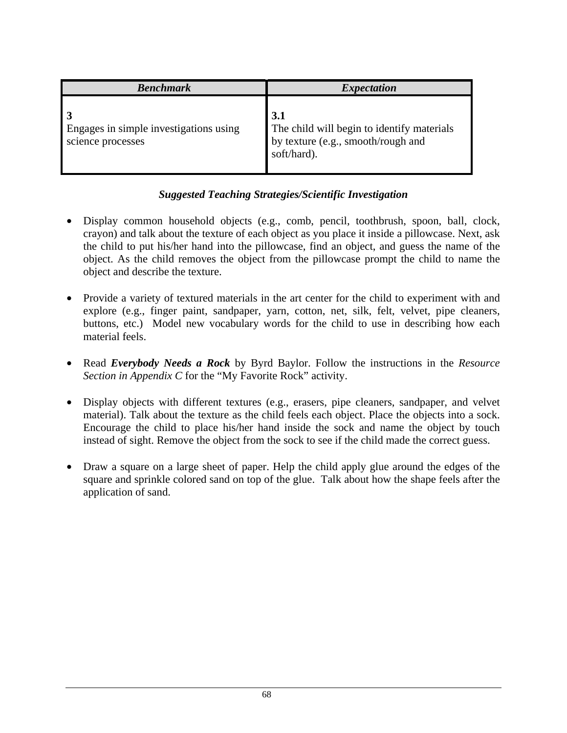| *Benchmark* | *Expectation* |
|---|---|
| **3**<br>Engages in simple investigations using science processes | **3.1**<br>The child will begin to identify materials by texture (e.g., smooth/rough and soft/hard). |

***Suggested Teaching Strategies/Scientific Investigation***

- Display common household objects (e.g., comb, pencil, toothbrush, spoon, ball, clock, crayon) and talk about the texture of each object as you place it inside a pillowcase. Next, ask the child to put his/her hand into the pillowcase, find an object, and guess the name of the object. As the child removes the object from the pillowcase prompt the child to name the object and describe the texture.

- Provide a variety of textured materials in the art center for the child to experiment with and explore (e.g., finger paint, sandpaper, yarn, cotton, net, silk, felt, velvet, pipe cleaners, buttons, etc.) Model new vocabulary words for the child to use in describing how each material feels.

- Read ***Everybody Needs a Rock*** by Byrd Baylor. Follow the instructions in the *Resource Section in Appendix C* for the "My Favorite Rock" activity.

- Display objects with different textures (e.g., erasers, pipe cleaners, sandpaper, and velvet material). Talk about the texture as the child feels each object. Place the objects into a sock. Encourage the child to place his/her hand inside the sock and name the object by touch instead of sight. Remove the object from the sock to see if the child made the correct guess.

- Draw a square on a large sheet of paper. Help the child apply glue around the edges of the square and sprinkle colored sand on top of the glue. Talk about how the shape feels after the application of sand.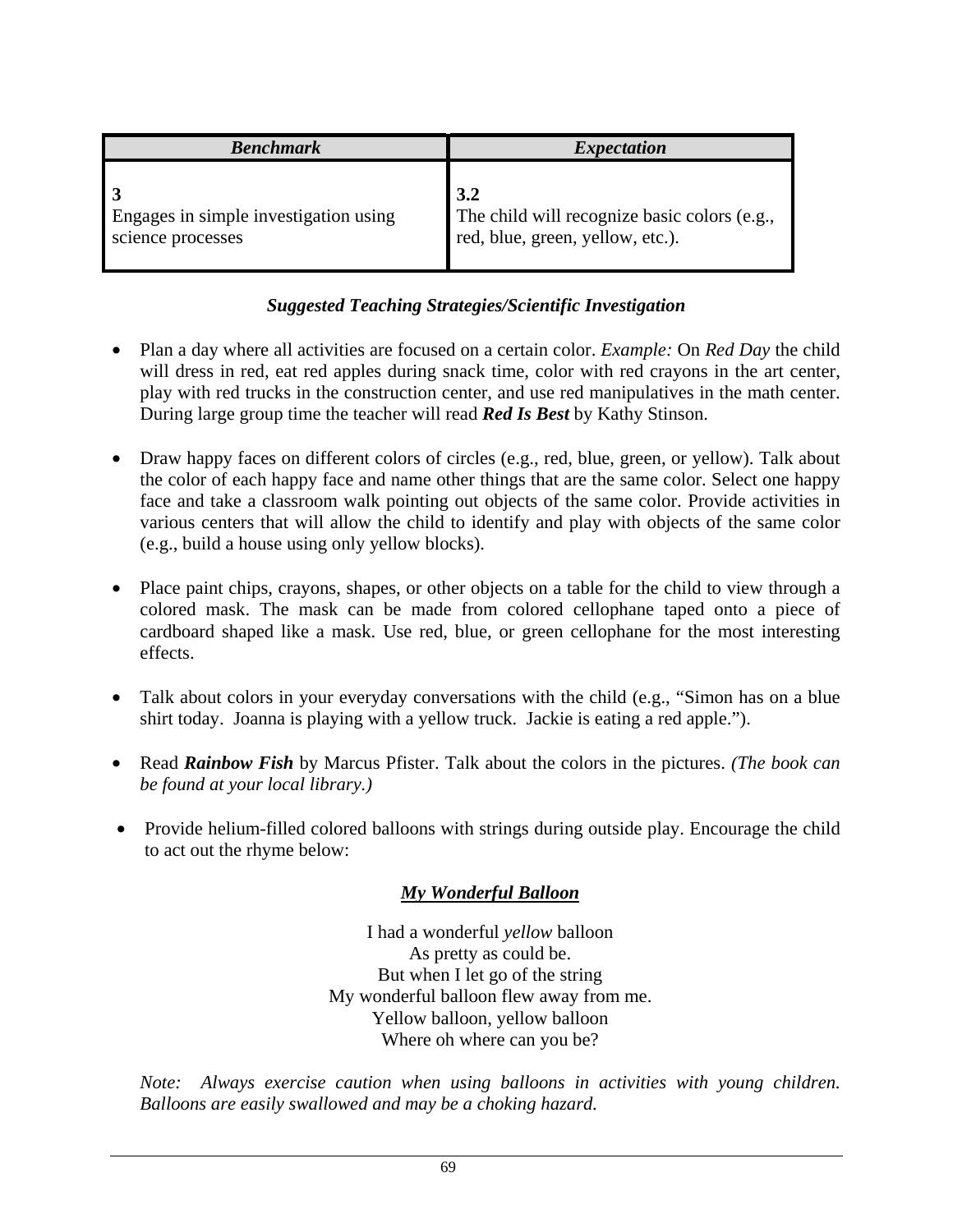| *Benchmark* | *Expectation* |
|---|---|
| **3**<br>Engages in simple investigation using science processes | **3.2**<br>The child will recognize basic colors (e.g., red, blue, green, yellow, etc.). |

***Suggested Teaching Strategies/Scientific Investigation***

- Plan a day where all activities are focused on a certain color. *Example:* On *Red Day* the child will dress in red, eat red apples during snack time, color with red crayons in the art center, play with red trucks in the construction center, and use red manipulatives in the math center. During large group time the teacher will read ***Red Is Best*** by Kathy Stinson.

- Draw happy faces on different colors of circles (e.g., red, blue, green, or yellow). Talk about the color of each happy face and name other things that are the same color. Select one happy face and take a classroom walk pointing out objects of the same color. Provide activities in various centers that will allow the child to identify and play with objects of the same color (e.g., build a house using only yellow blocks).

- Place paint chips, crayons, shapes, or other objects on a table for the child to view through a colored mask. The mask can be made from colored cellophane taped onto a piece of cardboard shaped like a mask. Use red, blue, or green cellophane for the most interesting effects.

- Talk about colors in your everyday conversations with the child (e.g., "Simon has on a blue shirt today. Joanna is playing with a yellow truck. Jackie is eating a red apple.").

- Read ***Rainbow Fish*** by Marcus Pfister. Talk about the colors in the pictures. *(The book can be found at your local library.)*

- Provide helium-filled colored balloons with strings during outside play. Encourage the child to act out the rhyme below:

***<u>My Wonderful Balloon</u>***

I had a wonderful *yellow* balloon
As pretty as could be.
But when I let go of the string
My wonderful balloon flew away from me.
Yellow balloon, yellow balloon
Where oh where can you be?

*Note: Always exercise caution when using balloons in activities with young children. Balloons are easily swallowed and may be a choking hazard.*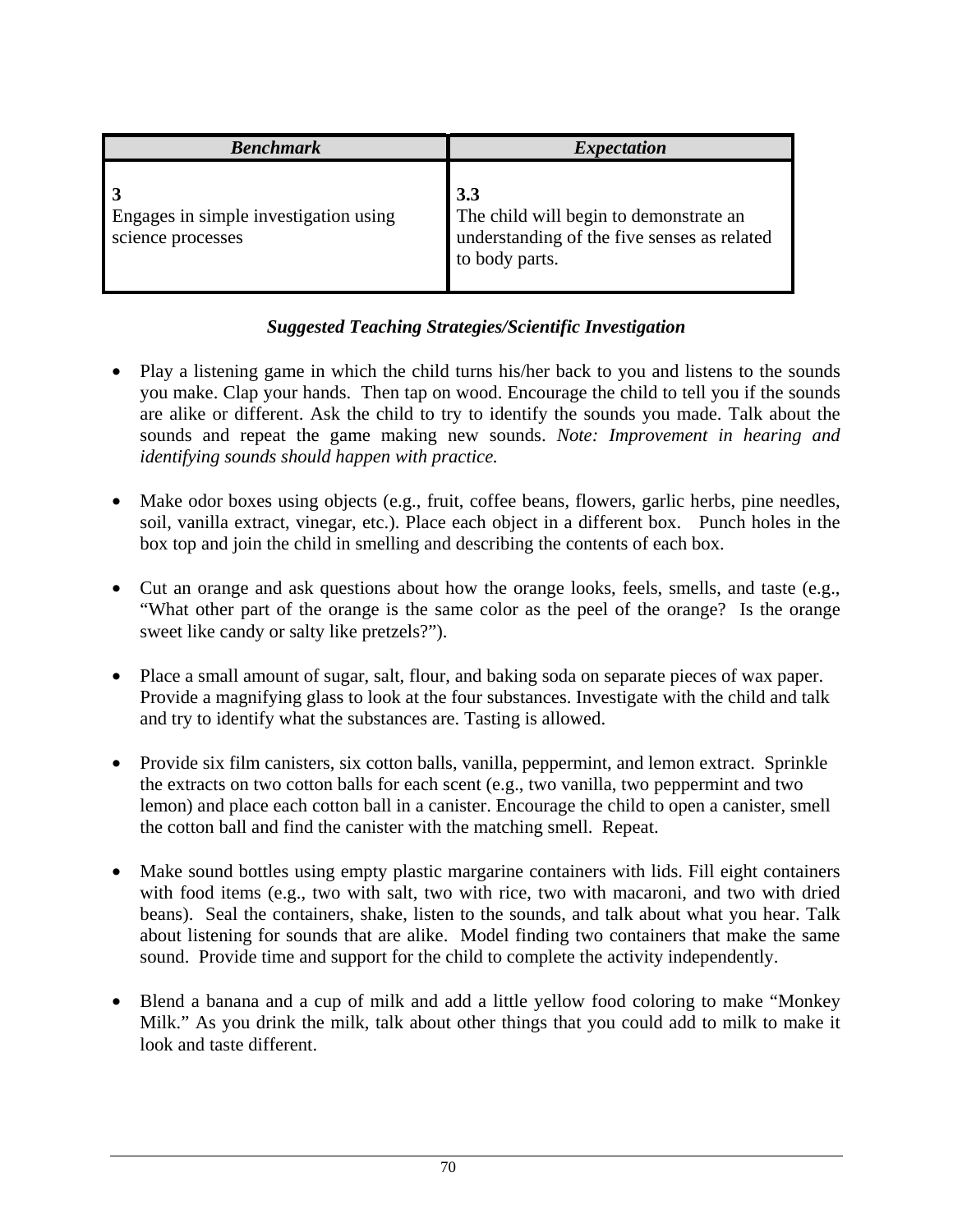| ***Benchmark*** | ***Expectation*** |
|---|---|
| **3**<br>Engages in simple investigation using science processes | **3.3**<br>The child will begin to demonstrate an understanding of the five senses as related to body parts. |

***Suggested Teaching Strategies/Scientific Investigation***

- Play a listening game in which the child turns his/her back to you and listens to the sounds you make. Clap your hands. Then tap on wood. Encourage the child to tell you if the sounds are alike or different. Ask the child to try to identify the sounds you made. Talk about the sounds and repeat the game making new sounds. *Note: Improvement in hearing and identifying sounds should happen with practice.*

- Make odor boxes using objects (e.g., fruit, coffee beans, flowers, garlic herbs, pine needles, soil, vanilla extract, vinegar, etc.). Place each object in a different box. Punch holes in the box top and join the child in smelling and describing the contents of each box.

- Cut an orange and ask questions about how the orange looks, feels, smells, and taste (e.g., "What other part of the orange is the same color as the peel of the orange? Is the orange sweet like candy or salty like pretzels?").

- Place a small amount of sugar, salt, flour, and baking soda on separate pieces of wax paper. Provide a magnifying glass to look at the four substances. Investigate with the child and talk and try to identify what the substances are. Tasting is allowed.

- Provide six film canisters, six cotton balls, vanilla, peppermint, and lemon extract. Sprinkle the extracts on two cotton balls for each scent (e.g., two vanilla, two peppermint and two lemon) and place each cotton ball in a canister. Encourage the child to open a canister, smell the cotton ball and find the canister with the matching smell. Repeat.

- Make sound bottles using empty plastic margarine containers with lids. Fill eight containers with food items (e.g., two with salt, two with rice, two with macaroni, and two with dried beans). Seal the containers, shake, listen to the sounds, and talk about what you hear. Talk about listening for sounds that are alike. Model finding two containers that make the same sound. Provide time and support for the child to complete the activity independently.

- Blend a banana and a cup of milk and add a little yellow food coloring to make "Monkey Milk." As you drink the milk, talk about other things that you could add to milk to make it look and taste different.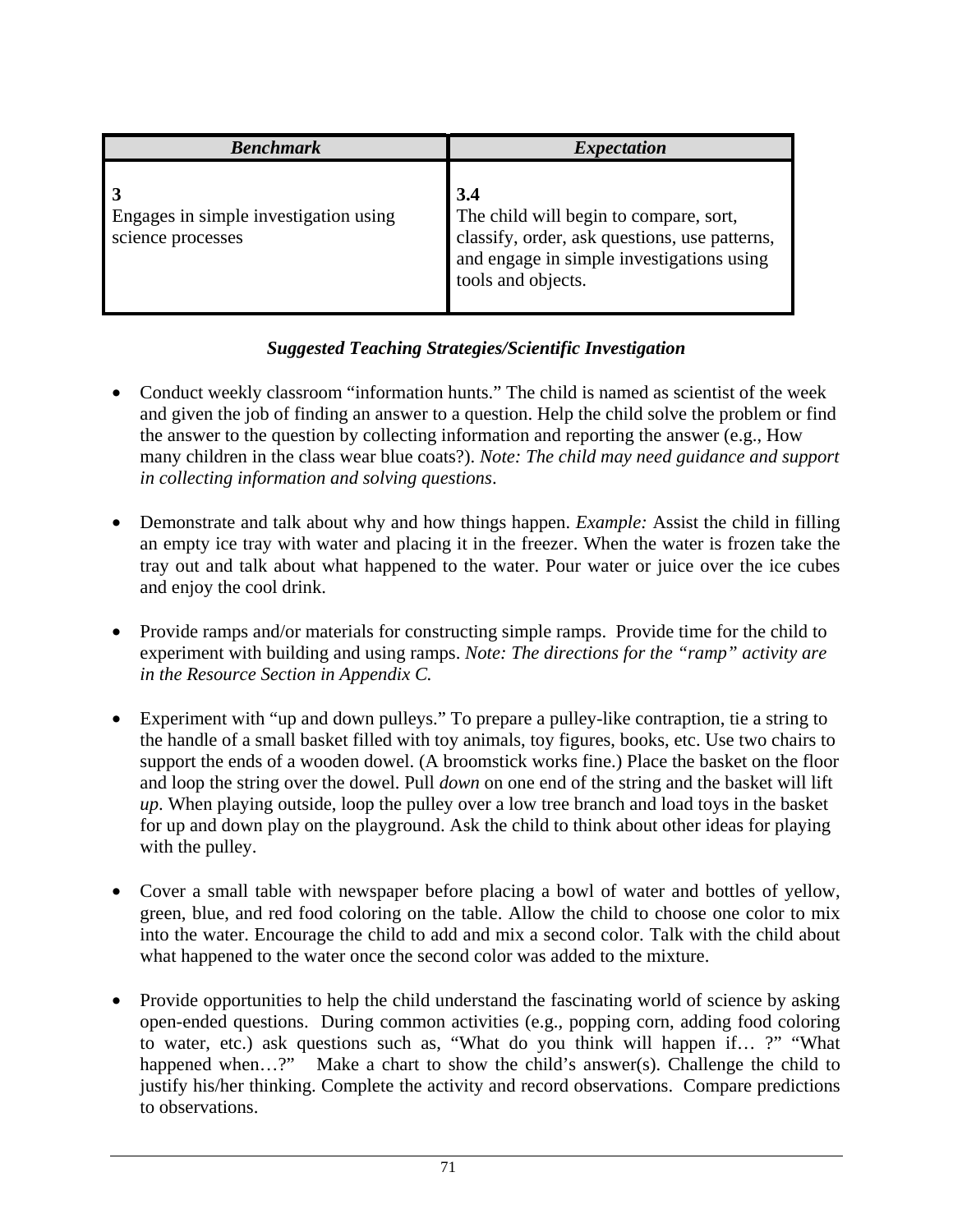| *Benchmark* | *Expectation* |
|---|---|
| **3**<br>Engages in simple investigation using science processes | **3.4**<br>The child will begin to compare, sort, classify, order, ask questions, use patterns, and engage in simple investigations using tools and objects. |

***Suggested Teaching Strategies/Scientific Investigation***

- Conduct weekly classroom "information hunts." The child is named as scientist of the week and given the job of finding an answer to a question. Help the child solve the problem or find the answer to the question by collecting information and reporting the answer (e.g., How many children in the class wear blue coats?). *Note: The child may need guidance and support in collecting information and solving questions*.

- Demonstrate and talk about why and how things happen. *Example:* Assist the child in filling an empty ice tray with water and placing it in the freezer. When the water is frozen take the tray out and talk about what happened to the water. Pour water or juice over the ice cubes and enjoy the cool drink.

- Provide ramps and/or materials for constructing simple ramps. Provide time for the child to experiment with building and using ramps. *Note: The directions for the "ramp" activity are in the Resource Section in Appendix C.*

- Experiment with "up and down pulleys." To prepare a pulley-like contraption, tie a string to the handle of a small basket filled with toy animals, toy figures, books, etc. Use two chairs to support the ends of a wooden dowel. (A broomstick works fine.) Place the basket on the floor and loop the string over the dowel. Pull *down* on one end of the string and the basket will lift *up*. When playing outside, loop the pulley over a low tree branch and load toys in the basket for up and down play on the playground. Ask the child to think about other ideas for playing with the pulley.

- Cover a small table with newspaper before placing a bowl of water and bottles of yellow, green, blue, and red food coloring on the table. Allow the child to choose one color to mix into the water. Encourage the child to add and mix a second color. Talk with the child about what happened to the water once the second color was added to the mixture.

- Provide opportunities to help the child understand the fascinating world of science by asking open-ended questions. During common activities (e.g., popping corn, adding food coloring to water, etc.) ask questions such as, "What do you think will happen if… ?" "What happened when…?" Make a chart to show the child's answer(s). Challenge the child to justify his/her thinking. Complete the activity and record observations. Compare predictions to observations.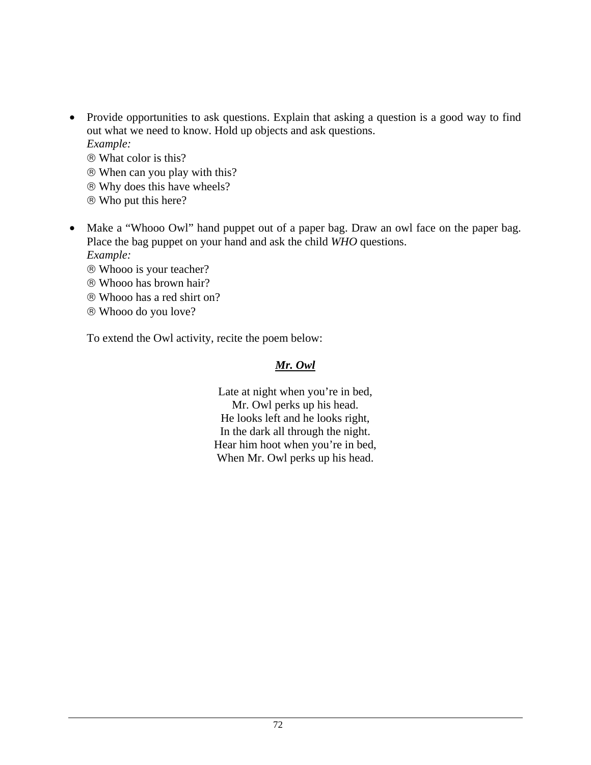- Provide opportunities to ask questions. Explain that asking a question is a good way to find out what we need to know. Hold up objects and ask questions.
  *Example:*
  ® What color is this?
  ® When can you play with this?
  ® Why does this have wheels?
  ® Who put this here?

- Make a "Whooo Owl" hand puppet out of a paper bag. Draw an owl face on the paper bag. Place the bag puppet on your hand and ask the child *WHO* questions.
  *Example:*
  ® Whooo is your teacher?
  ® Whooo has brown hair?
  ® Whooo has a red shirt on?
  ® Whooo do you love?

  To extend the Owl activity, recite the poem below:

<u>***Mr. Owl***</u>

Late at night when you're in bed,
Mr. Owl perks up his head.
He looks left and he looks right,
In the dark all through the night.
Hear him hoot when you're in bed,
When Mr. Owl perks up his head.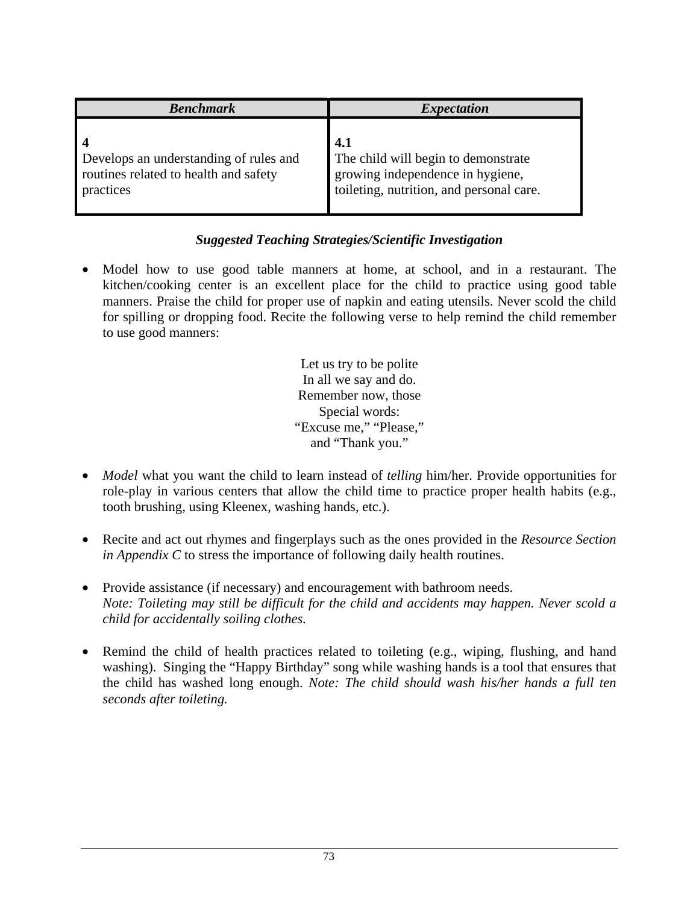| *Benchmark* | *Expectation* |
|---|---|
| **4**<br>Develops an understanding of rules and routines related to health and safety practices | **4.1**<br>The child will begin to demonstrate growing independence in hygiene, toileting, nutrition, and personal care. |

***Suggested Teaching Strategies/Scientific Investigation***

- Model how to use good table manners at home, at school, and in a restaurant. The kitchen/cooking center is an excellent place for the child to practice using good table manners. Praise the child for proper use of napkin and eating utensils. Never scold the child for spilling or dropping food. Recite the following verse to help remind the child remember to use good manners:

  Let us try to be polite  
  In all we say and do.  
  Remember now, those  
  Special words:  
  "Excuse me," "Please,"  
  and "Thank you."

- *Model* what you want the child to learn instead of *telling* him/her. Provide opportunities for role-play in various centers that allow the child time to practice proper health habits (e.g., tooth brushing, using Kleenex, washing hands, etc.).

- Recite and act out rhymes and fingerplays such as the ones provided in the *Resource Section in Appendix C* to stress the importance of following daily health routines.

- Provide assistance (if necessary) and encouragement with bathroom needs.  
  *Note: Toileting may still be difficult for the child and accidents may happen. Never scold a child for accidentally soiling clothes.*

- Remind the child of health practices related to toileting (e.g., wiping, flushing, and hand washing). Singing the "Happy Birthday" song while washing hands is a tool that ensures that the child has washed long enough. *Note: The child should wash his/her hands a full ten seconds after toileting.*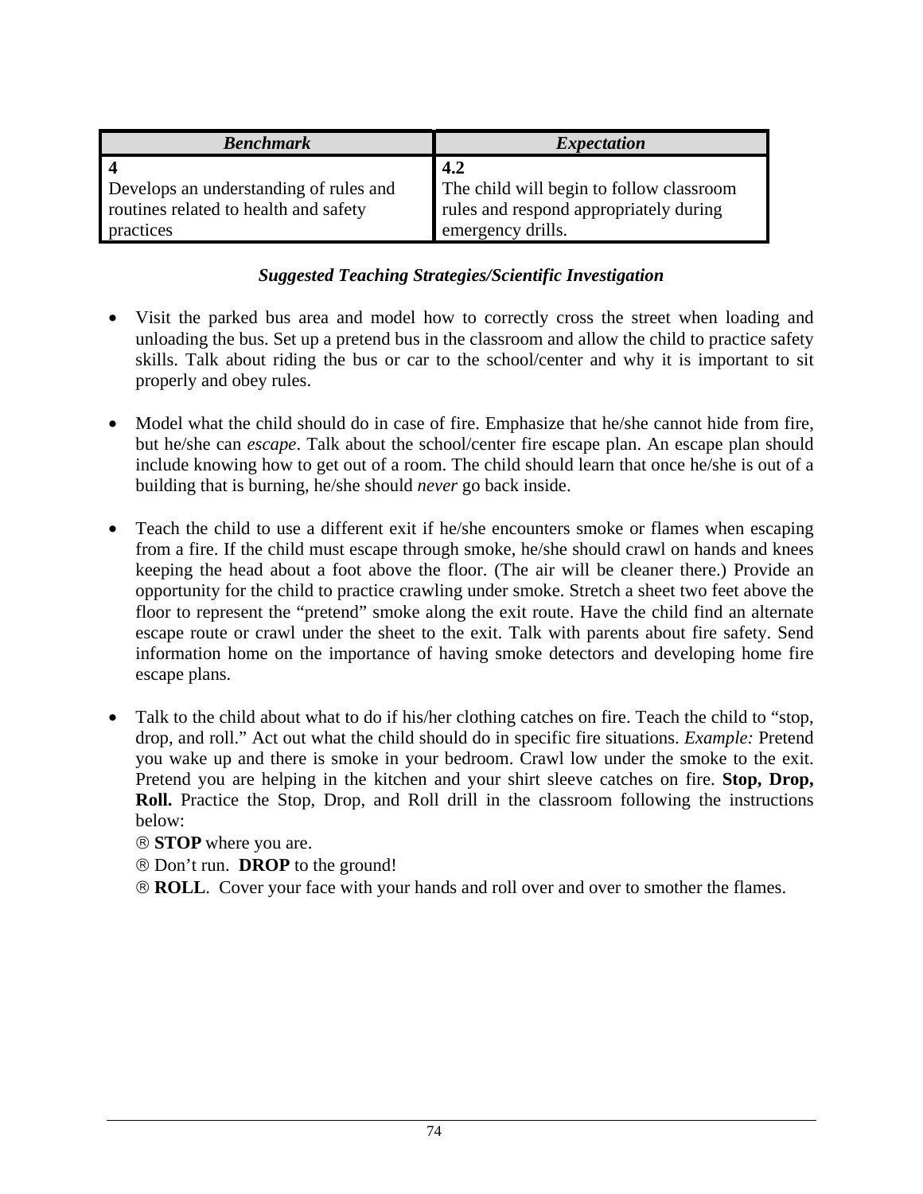| *Benchmark* | *Expectation* |
|---|---|
| **4**<br>Develops an understanding of rules and routines related to health and safety practices | **4.2**<br>The child will begin to follow classroom rules and respond appropriately during emergency drills. |

### *Suggested Teaching Strategies/Scientific Investigation*

- Visit the parked bus area and model how to correctly cross the street when loading and unloading the bus. Set up a pretend bus in the classroom and allow the child to practice safety skills. Talk about riding the bus or car to the school/center and why it is important to sit properly and obey rules.

- Model what the child should do in case of fire. Emphasize that he/she cannot hide from fire, but he/she can *escape*. Talk about the school/center fire escape plan. An escape plan should include knowing how to get out of a room. The child should learn that once he/she is out of a building that is burning, he/she should *never* go back inside.

- Teach the child to use a different exit if he/she encounters smoke or flames when escaping from a fire. If the child must escape through smoke, he/she should crawl on hands and knees keeping the head about a foot above the floor. (The air will be cleaner there.) Provide an opportunity for the child to practice crawling under smoke. Stretch a sheet two feet above the floor to represent the "pretend" smoke along the exit route. Have the child find an alternate escape route or crawl under the sheet to the exit. Talk with parents about fire safety. Send information home on the importance of having smoke detectors and developing home fire escape plans.

- Talk to the child about what to do if his/her clothing catches on fire. Teach the child to "stop, drop, and roll." Act out what the child should do in specific fire situations. *Example:* Pretend you wake up and there is smoke in your bedroom. Crawl low under the smoke to the exit. Pretend you are helping in the kitchen and your shirt sleeve catches on fire. **Stop, Drop, Roll.** Practice the Stop, Drop, and Roll drill in the classroom following the instructions below:
  ® **STOP** where you are.
  ® Don't run. **DROP** to the ground!
  ® **ROLL**. Cover your face with your hands and roll over and over to smother the flames.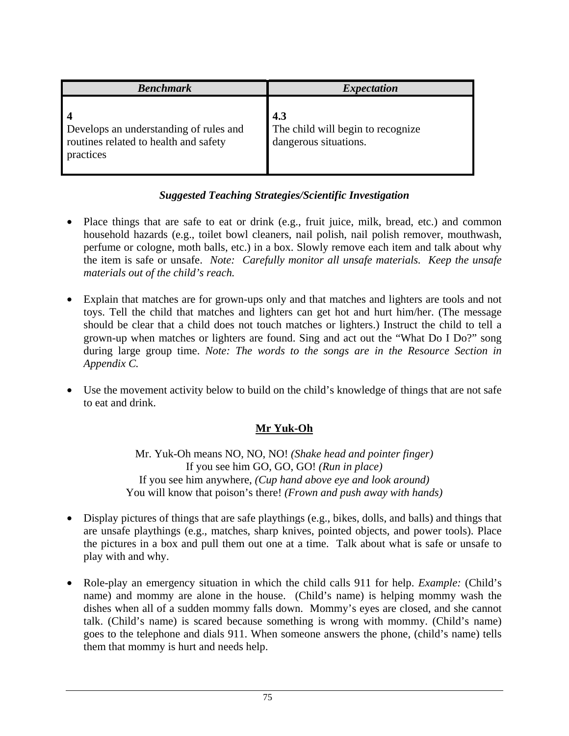| *Benchmark* | *Expectation* |
|---|---|
| **4**<br>Develops an understanding of rules and routines related to health and safety practices | **4.3**<br>The child will begin to recognize dangerous situations. |

***Suggested Teaching Strategies/Scientific Investigation***

- Place things that are safe to eat or drink (e.g., fruit juice, milk, bread, etc.) and common household hazards (e.g., toilet bowl cleaners, nail polish, nail polish remover, mouthwash, perfume or cologne, moth balls, etc.) in a box. Slowly remove each item and talk about why the item is safe or unsafe. *Note: Carefully monitor all unsafe materials. Keep the unsafe materials out of the child's reach.*

- Explain that matches are for grown-ups only and that matches and lighters are tools and not toys. Tell the child that matches and lighters can get hot and hurt him/her. (The message should be clear that a child does not touch matches or lighters.) Instruct the child to tell a grown-up when matches or lighters are found. Sing and act out the "What Do I Do?" song during large group time. *Note: The words to the songs are in the Resource Section in Appendix C.*

- Use the movement activity below to build on the child's knowledge of things that are not safe to eat and drink.

**Mr Yuk-Oh**

Mr. Yuk-Oh means NO, NO, NO! *(Shake head and pointer finger)*
If you see him GO, GO, GO! *(Run in place)*
If you see him anywhere, *(Cup hand above eye and look around)*
You will know that poison's there! *(Frown and push away with hands)*

- Display pictures of things that are safe playthings (e.g., bikes, dolls, and balls) and things that are unsafe playthings (e.g., matches, sharp knives, pointed objects, and power tools). Place the pictures in a box and pull them out one at a time. Talk about what is safe or unsafe to play with and why.

- Role-play an emergency situation in which the child calls 911 for help. *Example:* (Child's name) and mommy are alone in the house. (Child's name) is helping mommy wash the dishes when all of a sudden mommy falls down. Mommy's eyes are closed, and she cannot talk. (Child's name) is scared because something is wrong with mommy. (Child's name) goes to the telephone and dials 911. When someone answers the phone, (child's name) tells them that mommy is hurt and needs help.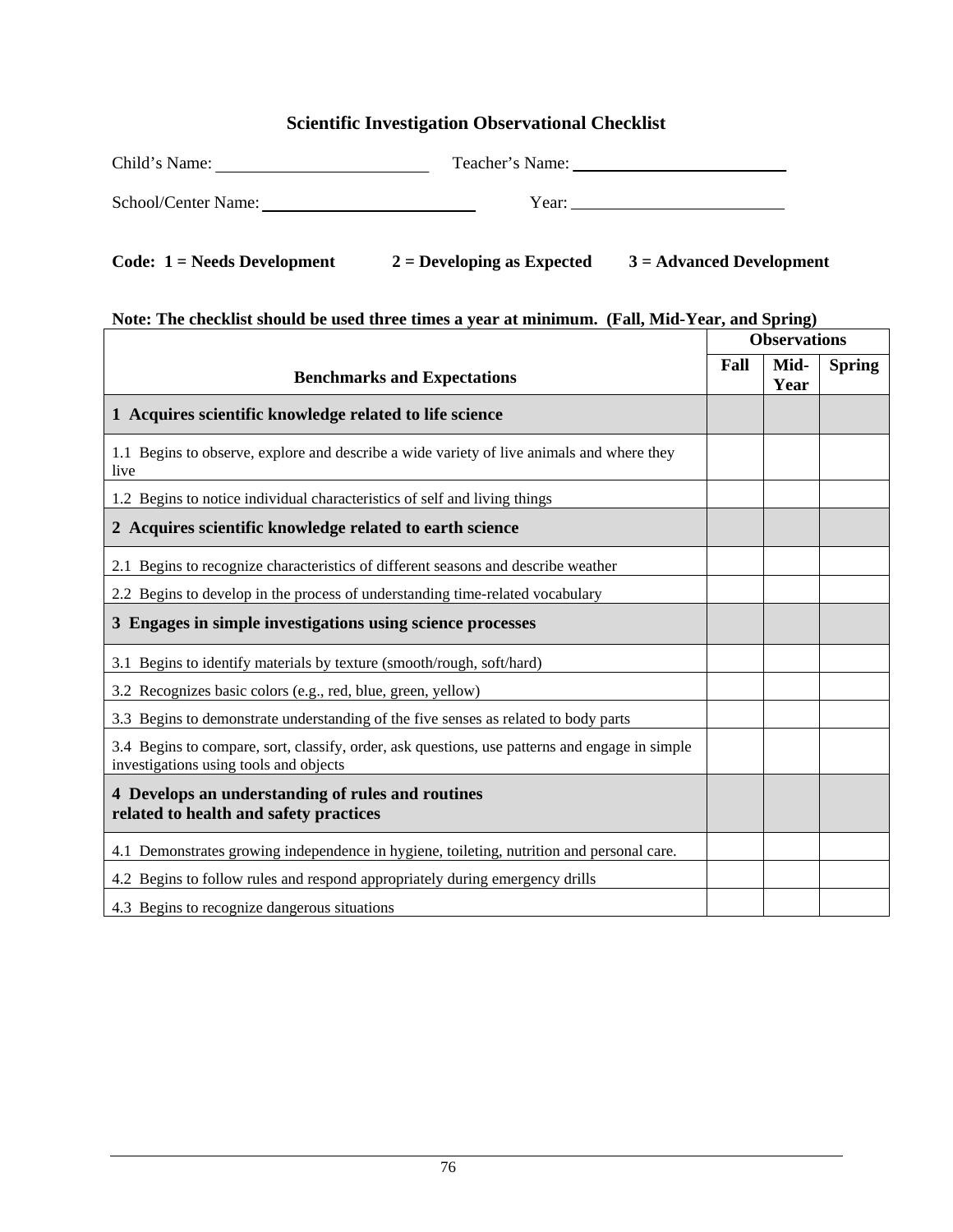## Scientific Investigation Observational Checklist

Child's Name: ________________________ Teacher's Name: ________________________

School/Center Name: ________________________ Year: ________________________

**Code: 1 = Needs Development 2 = Developing as Expected 3 = Advanced Development**

**Note: The checklist should be used three times a year at minimum. (Fall, Mid-Year, and Spring)**

| Benchmarks and Expectations | Observations | | |
|---|---|---|---|
| | **Fall** | **Mid-Year** | **Spring** |
| **1 Acquires scientific knowledge related to life science** | | | |
| 1.1 Begins to observe, explore and describe a wide variety of live animals and where they live | | | |
| 1.2 Begins to notice individual characteristics of self and living things | | | |
| **2 Acquires scientific knowledge related to earth science** | | | |
| 2.1 Begins to recognize characteristics of different seasons and describe weather | | | |
| 2.2 Begins to develop in the process of understanding time-related vocabulary | | | |
| **3 Engages in simple investigations using science processes** | | | |
| 3.1 Begins to identify materials by texture (smooth/rough, soft/hard) | | | |
| 3.2 Recognizes basic colors (e.g., red, blue, green, yellow) | | | |
| 3.3 Begins to demonstrate understanding of the five senses as related to body parts | | | |
| 3.4 Begins to compare, sort, classify, order, ask questions, use patterns and engage in simple investigations using tools and objects | | | |
| **4 Develops an understanding of rules and routines related to health and safety practices** | | | |
| 4.1 Demonstrates growing independence in hygiene, toileting, nutrition and personal care. | | | |
| 4.2 Begins to follow rules and respond appropriately during emergency drills | | | |
| 4.3 Begins to recognize dangerous situations | | | |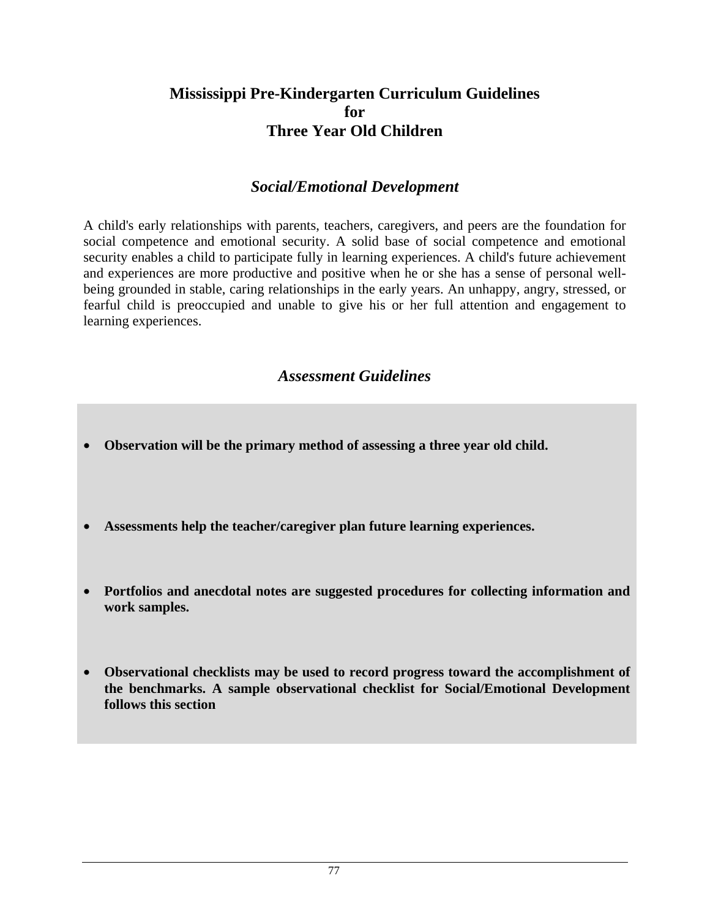# Mississippi Pre-Kindergarten Curriculum Guidelines
# for
# Three Year Old Children

## *Social/Emotional Development*

A child's early relationships with parents, teachers, caregivers, and peers are the foundation for social competence and emotional security. A solid base of social competence and emotional security enables a child to participate fully in learning experiences. A child's future achievement and experiences are more productive and positive when he or she has a sense of personal well-being grounded in stable, caring relationships in the early years. An unhappy, angry, stressed, or fearful child is preoccupied and unable to give his or her full attention and engagement to learning experiences.

## *Assessment Guidelines*

- **Observation will be the primary method of assessing a three year old child.**

- **Assessments help the teacher/caregiver plan future learning experiences.**

- **Portfolios and anecdotal notes are suggested procedures for collecting information and work samples.**

- **Observational checklists may be used to record progress toward the accomplishment of the benchmarks. A sample observational checklist for Social/Emotional Development follows this section**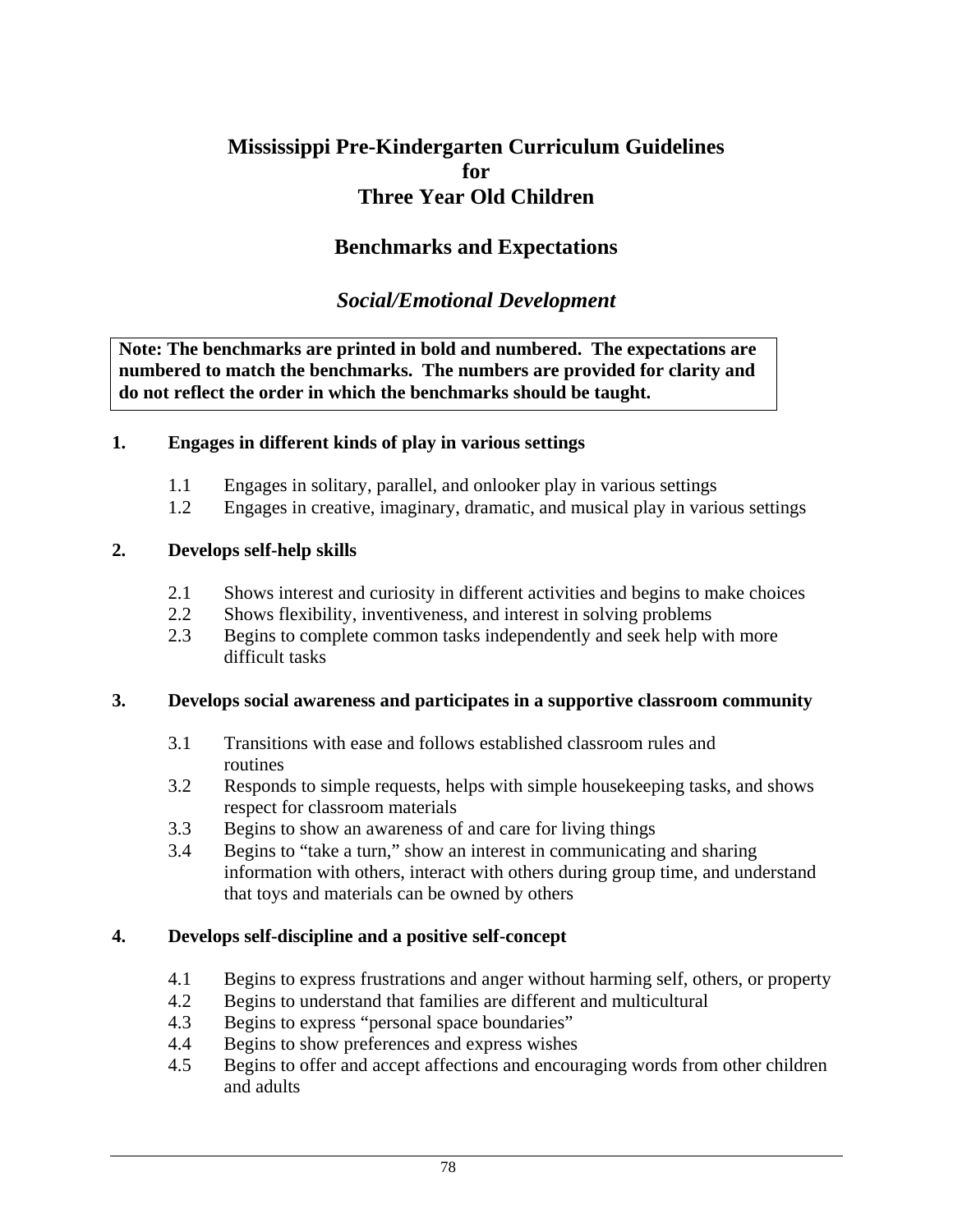# Mississippi Pre-Kindergarten Curriculum Guidelines for Three Year Old Children

## Benchmarks and Expectations

### *Social/Emotional Development*

**Note: The benchmarks are printed in bold and numbered. The expectations are numbered to match the benchmarks. The numbers are provided for clarity and do not reflect the order in which the benchmarks should be taught.**

**1. Engages in different kinds of play in various settings**

- 1.1 Engages in solitary, parallel, and onlooker play in various settings
- 1.2 Engages in creative, imaginary, dramatic, and musical play in various settings

**2. Develops self-help skills**

- 2.1 Shows interest and curiosity in different activities and begins to make choices
- 2.2 Shows flexibility, inventiveness, and interest in solving problems
- 2.3 Begins to complete common tasks independently and seek help with more difficult tasks

**3. Develops social awareness and participates in a supportive classroom community**

- 3.1 Transitions with ease and follows established classroom rules and routines
- 3.2 Responds to simple requests, helps with simple housekeeping tasks, and shows respect for classroom materials
- 3.3 Begins to show an awareness of and care for living things
- 3.4 Begins to "take a turn," show an interest in communicating and sharing information with others, interact with others during group time, and understand that toys and materials can be owned by others

**4. Develops self-discipline and a positive self-concept**

- 4.1 Begins to express frustrations and anger without harming self, others, or property
- 4.2 Begins to understand that families are different and multicultural
- 4.3 Begins to express "personal space boundaries"
- 4.4 Begins to show preferences and express wishes
- 4.5 Begins to offer and accept affections and encouraging words from other children and adults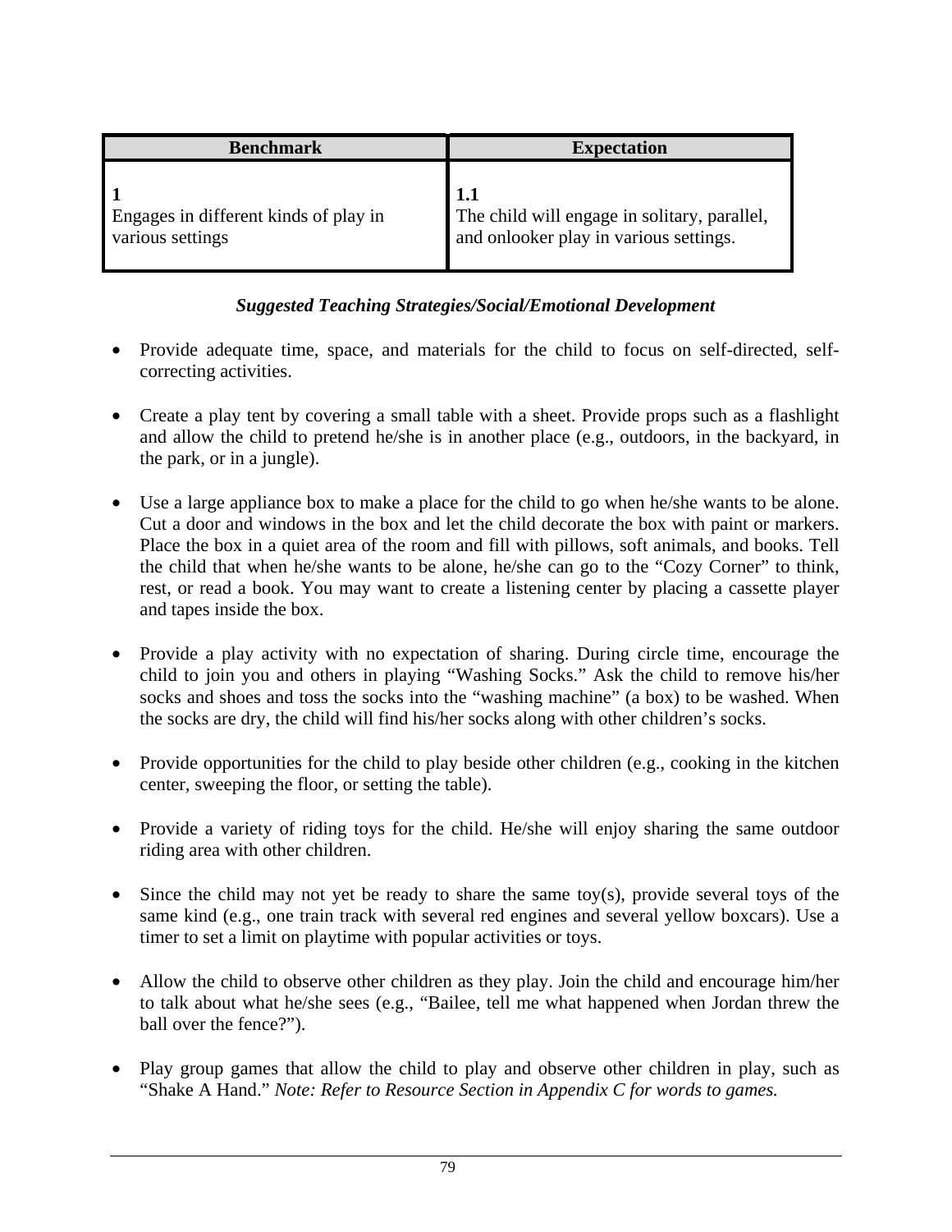| Benchmark | Expectation |
| --- | --- |
| **1**<br>Engages in different kinds of play in various settings | **1.1**<br>The child will engage in solitary, parallel, and onlooker play in various settings. |

***Suggested Teaching Strategies/Social/Emotional Development***

- Provide adequate time, space, and materials for the child to focus on self-directed, self-correcting activities.

- Create a play tent by covering a small table with a sheet. Provide props such as a flashlight and allow the child to pretend he/she is in another place (e.g., outdoors, in the backyard, in the park, or in a jungle).

- Use a large appliance box to make a place for the child to go when he/she wants to be alone. Cut a door and windows in the box and let the child decorate the box with paint or markers. Place the box in a quiet area of the room and fill with pillows, soft animals, and books. Tell the child that when he/she wants to be alone, he/she can go to the "Cozy Corner" to think, rest, or read a book. You may want to create a listening center by placing a cassette player and tapes inside the box.

- Provide a play activity with no expectation of sharing. During circle time, encourage the child to join you and others in playing "Washing Socks." Ask the child to remove his/her socks and shoes and toss the socks into the "washing machine" (a box) to be washed. When the socks are dry, the child will find his/her socks along with other children's socks.

- Provide opportunities for the child to play beside other children (e.g., cooking in the kitchen center, sweeping the floor, or setting the table).

- Provide a variety of riding toys for the child. He/she will enjoy sharing the same outdoor riding area with other children.

- Since the child may not yet be ready to share the same toy(s), provide several toys of the same kind (e.g., one train track with several red engines and several yellow boxcars). Use a timer to set a limit on playtime with popular activities or toys.

- Allow the child to observe other children as they play. Join the child and encourage him/her to talk about what he/she sees (e.g., "Bailee, tell me what happened when Jordan threw the ball over the fence?").

- Play group games that allow the child to play and observe other children in play, such as "Shake A Hand." *Note: Refer to Resource Section in Appendix C for words to games.*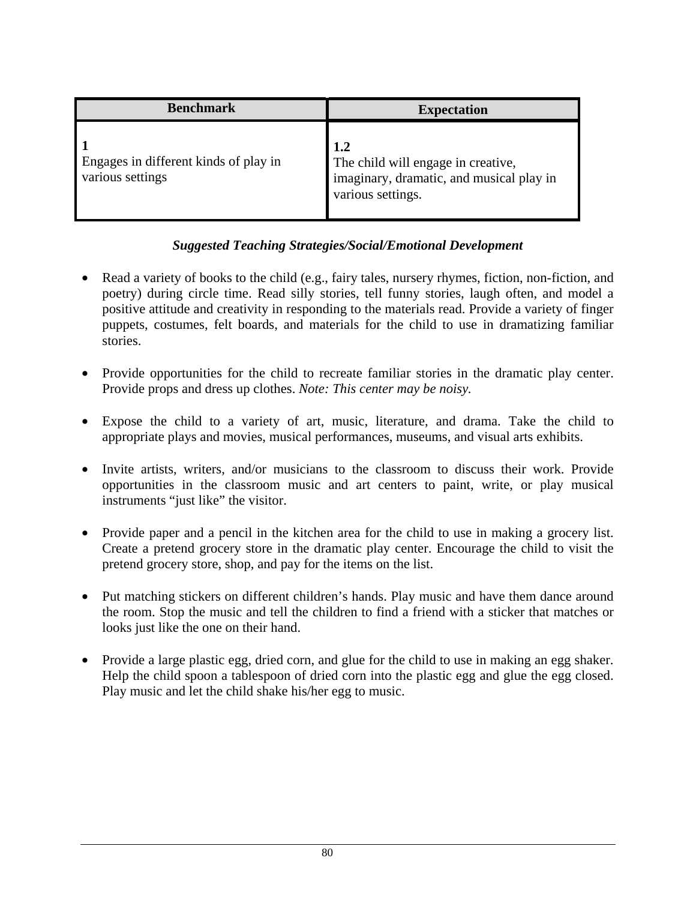| Benchmark | Expectation |
|---|---|
| **1**<br>Engages in different kinds of play in various settings | **1.2**<br>The child will engage in creative, imaginary, dramatic, and musical play in various settings. |

***Suggested Teaching Strategies/Social/Emotional Development***

- Read a variety of books to the child (e.g., fairy tales, nursery rhymes, fiction, non-fiction, and poetry) during circle time. Read silly stories, tell funny stories, laugh often, and model a positive attitude and creativity in responding to the materials read. Provide a variety of finger puppets, costumes, felt boards, and materials for the child to use in dramatizing familiar stories.

- Provide opportunities for the child to recreate familiar stories in the dramatic play center. Provide props and dress up clothes. *Note: This center may be noisy.*

- Expose the child to a variety of art, music, literature, and drama. Take the child to appropriate plays and movies, musical performances, museums, and visual arts exhibits.

- Invite artists, writers, and/or musicians to the classroom to discuss their work. Provide opportunities in the classroom music and art centers to paint, write, or play musical instruments "just like" the visitor.

- Provide paper and a pencil in the kitchen area for the child to use in making a grocery list. Create a pretend grocery store in the dramatic play center. Encourage the child to visit the pretend grocery store, shop, and pay for the items on the list.

- Put matching stickers on different children's hands. Play music and have them dance around the room. Stop the music and tell the children to find a friend with a sticker that matches or looks just like the one on their hand.

- Provide a large plastic egg, dried corn, and glue for the child to use in making an egg shaker. Help the child spoon a tablespoon of dried corn into the plastic egg and glue the egg closed. Play music and let the child shake his/her egg to music.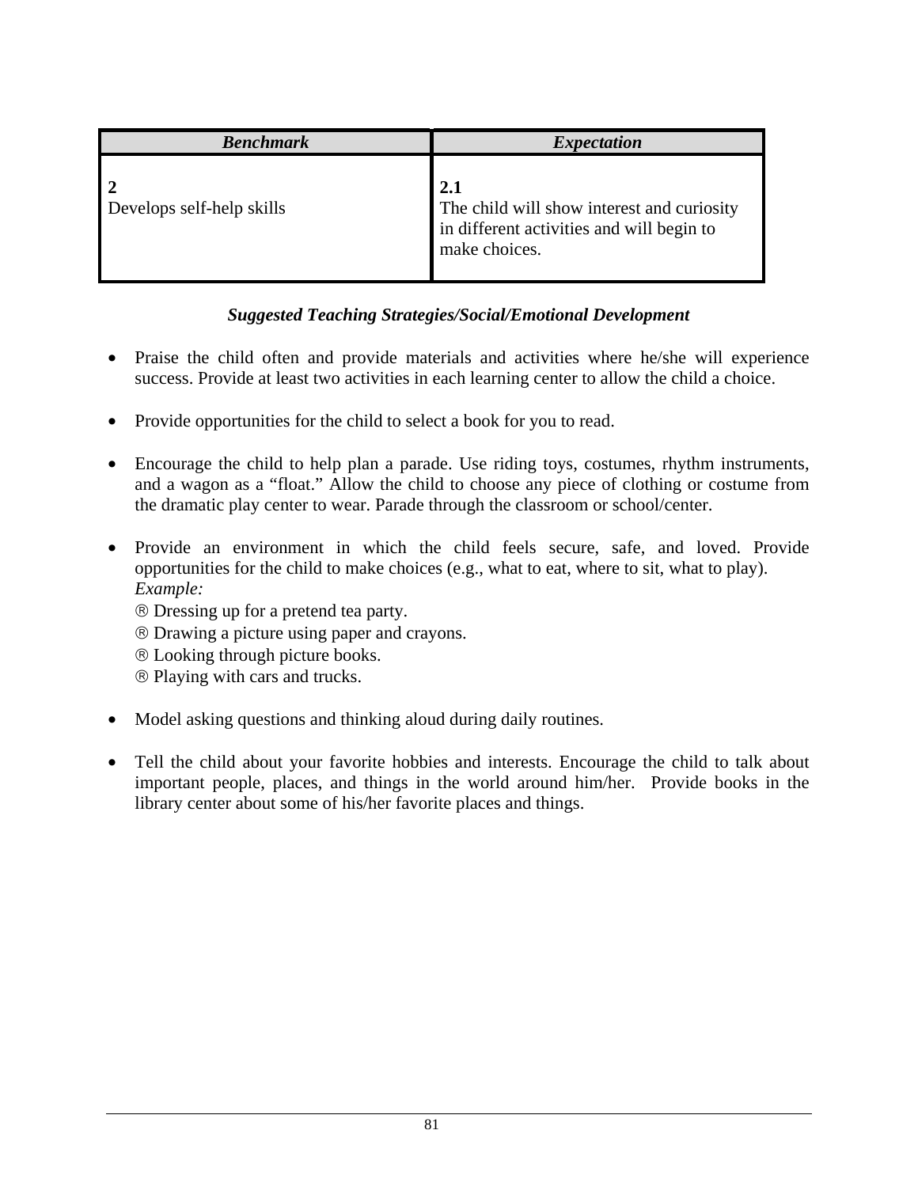| *Benchmark* | *Expectation* |
|---|---|
| **2**<br>Develops self-help skills | **2.1**<br>The child will show interest and curiosity in different activities and will begin to make choices. |

***Suggested Teaching Strategies/Social/Emotional Development***

- Praise the child often and provide materials and activities where he/she will experience success. Provide at least two activities in each learning center to allow the child a choice.

- Provide opportunities for the child to select a book for you to read.

- Encourage the child to help plan a parade. Use riding toys, costumes, rhythm instruments, and a wagon as a "float." Allow the child to choose any piece of clothing or costume from the dramatic play center to wear. Parade through the classroom or school/center.

- Provide an environment in which the child feels secure, safe, and loved. Provide opportunities for the child to make choices (e.g., what to eat, where to sit, what to play).
  *Example:*
  ® Dressing up for a pretend tea party.
  ® Drawing a picture using paper and crayons.
  ® Looking through picture books.
  ® Playing with cars and trucks.

- Model asking questions and thinking aloud during daily routines.

- Tell the child about your favorite hobbies and interests. Encourage the child to talk about important people, places, and things in the world around him/her. Provide books in the library center about some of his/her favorite places and things.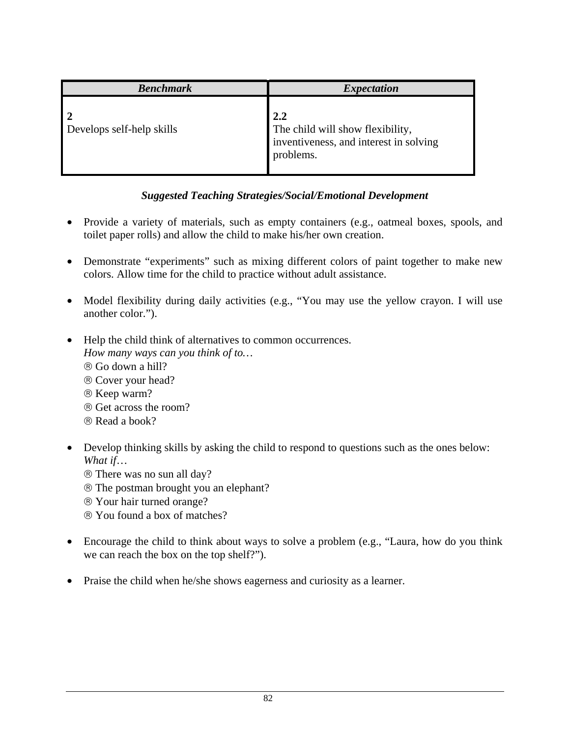| ***Benchmark*** | ***Expectation*** |
|---|---|
| **2**<br>Develops self-help skills | **2.2**<br>The child will show flexibility, inventiveness, and interest in solving problems. |

***Suggested Teaching Strategies/Social/Emotional Development***

- Provide a variety of materials, such as empty containers (e.g., oatmeal boxes, spools, and toilet paper rolls) and allow the child to make his/her own creation.

- Demonstrate "experiments" such as mixing different colors of paint together to make new colors. Allow time for the child to practice without adult assistance.

- Model flexibility during daily activities (e.g., "You may use the yellow crayon. I will use another color.").

- Help the child think of alternatives to common occurrences.
  *How many ways can you think of to…*
  ® Go down a hill?
  ® Cover your head?
  ® Keep warm?
  ® Get across the room?
  ® Read a book?

- Develop thinking skills by asking the child to respond to questions such as the ones below:
  *What if…*
  ® There was no sun all day?
  ® The postman brought you an elephant?
  ® Your hair turned orange?
  ® You found a box of matches?

- Encourage the child to think about ways to solve a problem (e.g., "Laura, how do you think we can reach the box on the top shelf?").

- Praise the child when he/she shows eagerness and curiosity as a learner.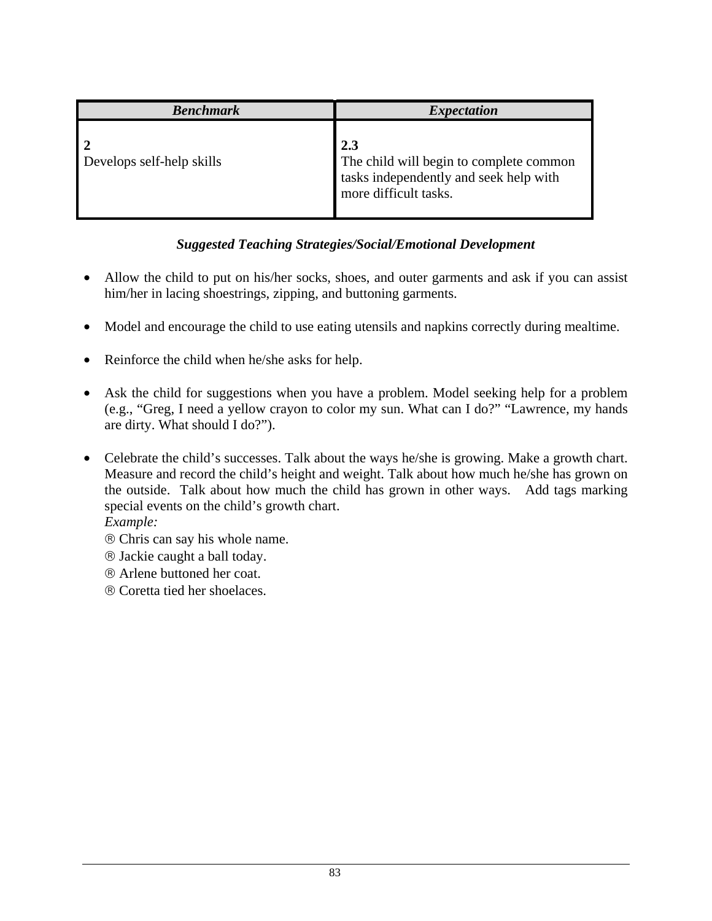| *Benchmark* | *Expectation* |
|---|---|
| **2**<br>Develops self-help skills | **2.3**<br>The child will begin to complete common tasks independently and seek help with more difficult tasks. |

***Suggested Teaching Strategies/Social/Emotional Development***

- Allow the child to put on his/her socks, shoes, and outer garments and ask if you can assist him/her in lacing shoestrings, zipping, and buttoning garments.
- Model and encourage the child to use eating utensils and napkins correctly during mealtime.
- Reinforce the child when he/she asks for help.
- Ask the child for suggestions when you have a problem. Model seeking help for a problem (e.g., “Greg, I need a yellow crayon to color my sun. What can I do?” “Lawrence, my hands are dirty. What should I do?”).
- Celebrate the child’s successes. Talk about the ways he/she is growing. Make a growth chart. Measure and record the child’s height and weight. Talk about how much he/she has grown on the outside. Talk about how much the child has grown in other ways. Add tags marking special events on the child’s growth chart.
  *Example:*
  ® Chris can say his whole name.
  ® Jackie caught a ball today.
  ® Arlene buttoned her coat.
  ® Coretta tied her shoelaces.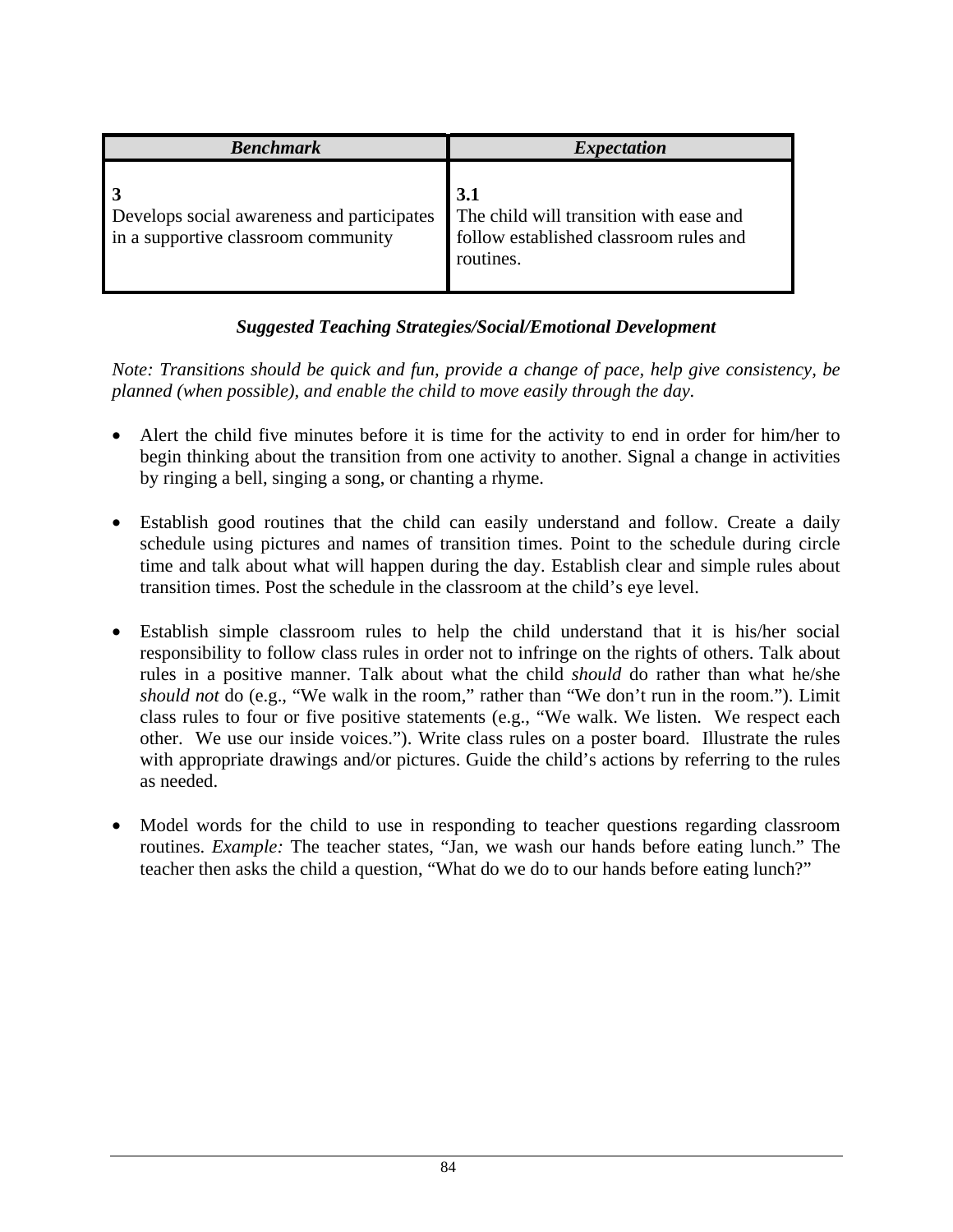| *Benchmark* | *Expectation* |
|---|---|
| **3** Develops social awareness and participates in a supportive classroom community | **3.1** The child will transition with ease and follow established classroom rules and routines. |

***Suggested Teaching Strategies/Social/Emotional Development***

*Note: Transitions should be quick and fun, provide a change of pace, help give consistency, be planned (when possible), and enable the child to move easily through the day.*

- Alert the child five minutes before it is time for the activity to end in order for him/her to begin thinking about the transition from one activity to another. Signal a change in activities by ringing a bell, singing a song, or chanting a rhyme.

- Establish good routines that the child can easily understand and follow. Create a daily schedule using pictures and names of transition times. Point to the schedule during circle time and talk about what will happen during the day. Establish clear and simple rules about transition times. Post the schedule in the classroom at the child's eye level.

- Establish simple classroom rules to help the child understand that it is his/her social responsibility to follow class rules in order not to infringe on the rights of others. Talk about rules in a positive manner. Talk about what the child *should* do rather than what he/she *should not* do (e.g., "We walk in the room," rather than "We don't run in the room."). Limit class rules to four or five positive statements (e.g., "We walk. We listen. We respect each other. We use our inside voices."). Write class rules on a poster board. Illustrate the rules with appropriate drawings and/or pictures. Guide the child's actions by referring to the rules as needed.

- Model words for the child to use in responding to teacher questions regarding classroom routines. *Example:* The teacher states, "Jan, we wash our hands before eating lunch." The teacher then asks the child a question, "What do we do to our hands before eating lunch?"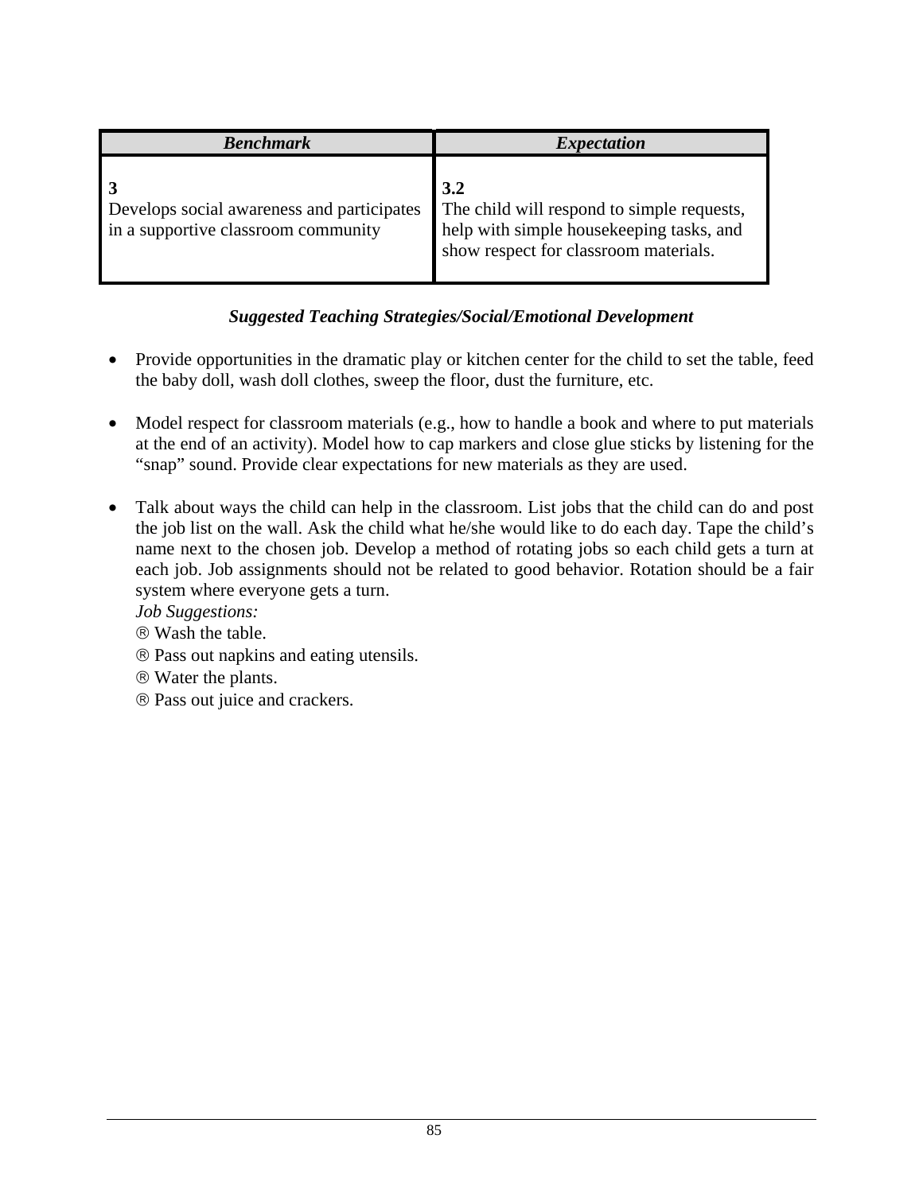| ***Benchmark*** | ***Expectation*** |
|---|---|
| **3**<br>Develops social awareness and participates in a supportive classroom community | **3.2**<br>The child will respond to simple requests, help with simple housekeeping tasks, and show respect for classroom materials. |

***Suggested Teaching Strategies/Social/Emotional Development***

- Provide opportunities in the dramatic play or kitchen center for the child to set the table, feed the baby doll, wash doll clothes, sweep the floor, dust the furniture, etc.

- Model respect for classroom materials (e.g., how to handle a book and where to put materials at the end of an activity). Model how to cap markers and close glue sticks by listening for the "snap" sound. Provide clear expectations for new materials as they are used.

- Talk about ways the child can help in the classroom. List jobs that the child can do and post the job list on the wall. Ask the child what he/she would like to do each day. Tape the child's name next to the chosen job. Develop a method of rotating jobs so each child gets a turn at each job. Job assignments should not be related to good behavior. Rotation should be a fair system where everyone gets a turn.
  *Job Suggestions:*
  ® Wash the table.
  ® Pass out napkins and eating utensils.
  ® Water the plants.
  ® Pass out juice and crackers.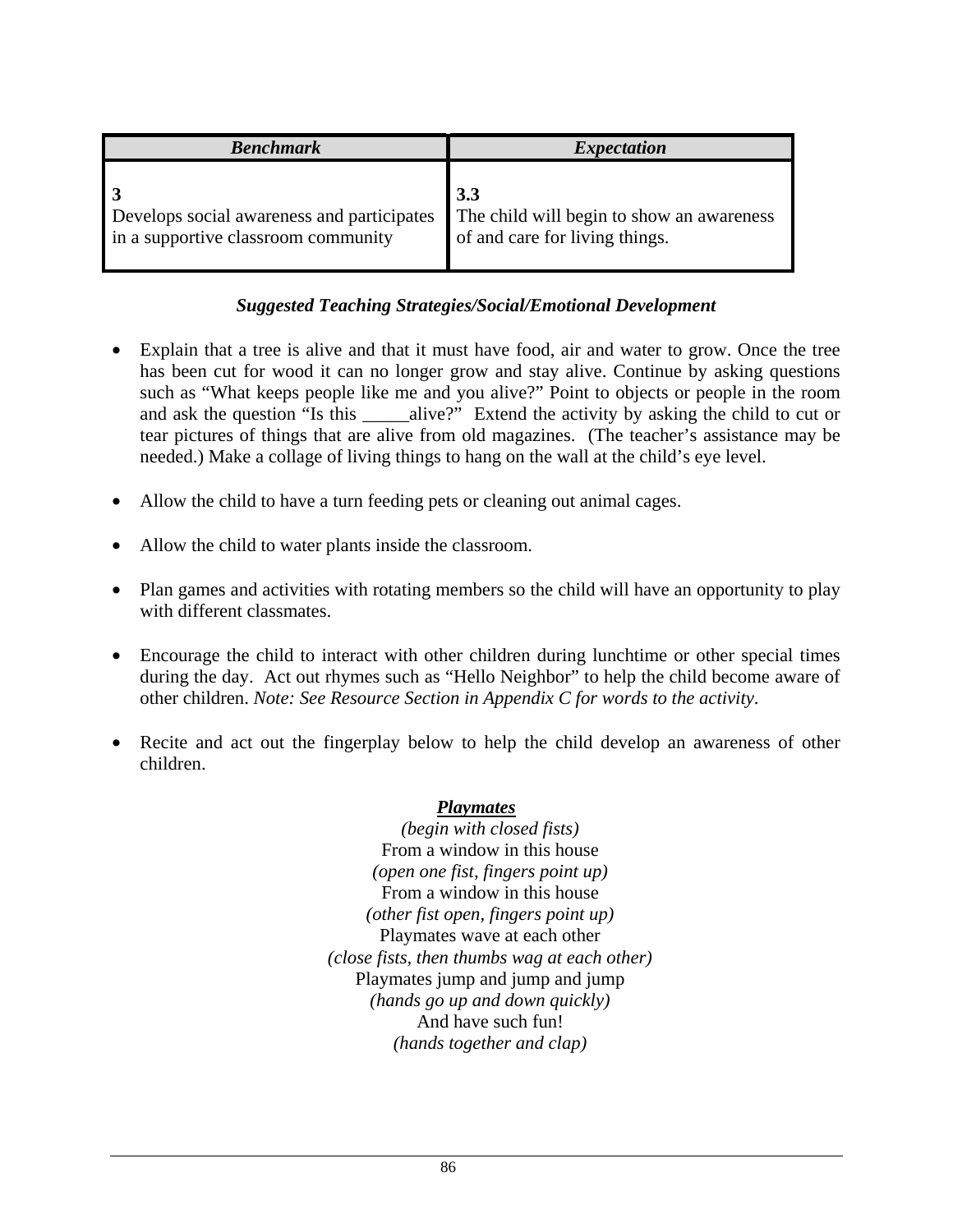| *Benchmark* | *Expectation* |
|---|---|
| **3**<br>Develops social awareness and participates in a supportive classroom community | **3.3**<br>The child will begin to show an awareness of and care for living things. |

### *Suggested Teaching Strategies/Social/Emotional Development*

- Explain that a tree is alive and that it must have food, air and water to grow. Once the tree has been cut for wood it can no longer grow and stay alive. Continue by asking questions such as "What keeps people like me and you alive?" Point to objects or people in the room and ask the question "Is this _____alive?" Extend the activity by asking the child to cut or tear pictures of things that are alive from old magazines. (The teacher's assistance may be needed.) Make a collage of living things to hang on the wall at the child's eye level.

- Allow the child to have a turn feeding pets or cleaning out animal cages.

- Allow the child to water plants inside the classroom.

- Plan games and activities with rotating members so the child will have an opportunity to play with different classmates.

- Encourage the child to interact with other children during lunchtime or other special times during the day. Act out rhymes such as "Hello Neighbor" to help the child become aware of other children. *Note: See Resource Section in Appendix C for words to the activity*.

- Recite and act out the fingerplay below to help the child develop an awareness of other children.

***<u>Playmates</u>***  
*(begin with closed fists)*  
From a window in this house  
*(open one fist, fingers point up)*  
From a window in this house  
*(other fist open, fingers point up)*  
Playmates wave at each other  
*(close fists, then thumbs wag at each other)*  
Playmates jump and jump and jump  
*(hands go up and down quickly)*  
And have such fun!  
*(hands together and clap)*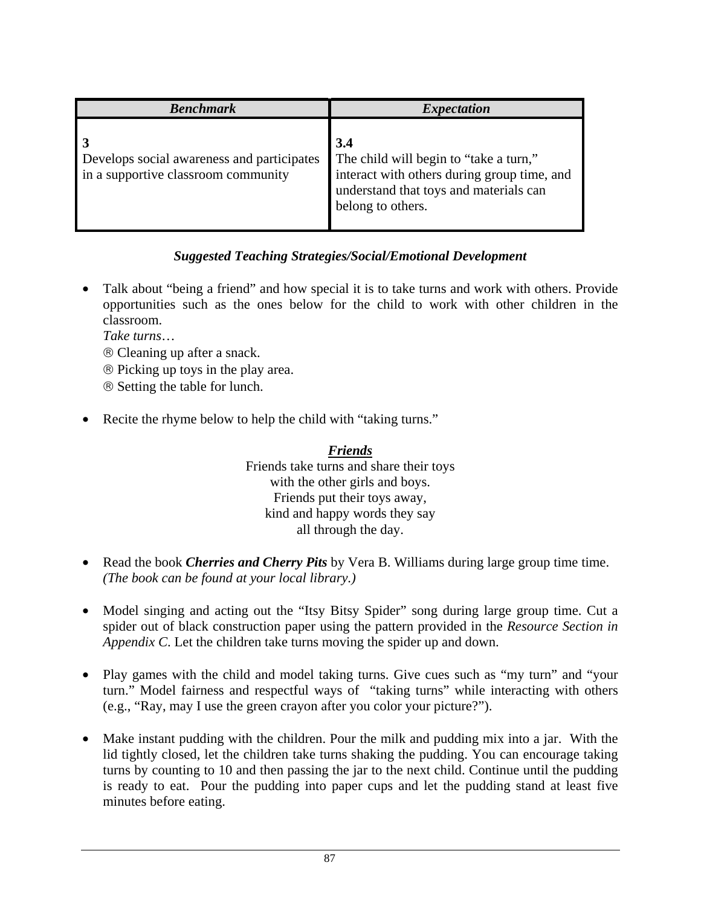| *Benchmark* | *Expectation* |
|---|---|
| **3**<br>Develops social awareness and participates in a supportive classroom community | **3.4**<br>The child will begin to "take a turn," interact with others during group time, and understand that toys and materials can belong to others. |

***Suggested Teaching Strategies/Social/Emotional Development***

- Talk about "being a friend" and how special it is to take turns and work with others. Provide opportunities such as the ones below for the child to work with other children in the classroom.
  *Take turns…*
  ® Cleaning up after a snack.
  ® Picking up toys in the play area.
  ® Setting the table for lunch.

- Recite the rhyme below to help the child with "taking turns."

***Friends***

Friends take turns and share their toys
with the other girls and boys.
Friends put their toys away,
kind and happy words they say
all through the day.

- Read the book ***Cherries and Cherry Pits*** by Vera B. Williams during large group time time. *(The book can be found at your local library.)*

- Model singing and acting out the "Itsy Bitsy Spider" song during large group time. Cut a spider out of black construction paper using the pattern provided in the *Resource Section in Appendix C*. Let the children take turns moving the spider up and down.

- Play games with the child and model taking turns. Give cues such as "my turn" and "your turn." Model fairness and respectful ways of "taking turns" while interacting with others (e.g., "Ray, may I use the green crayon after you color your picture?").

- Make instant pudding with the children. Pour the milk and pudding mix into a jar. With the lid tightly closed, let the children take turns shaking the pudding. You can encourage taking turns by counting to 10 and then passing the jar to the next child. Continue until the pudding is ready to eat. Pour the pudding into paper cups and let the pudding stand at least five minutes before eating.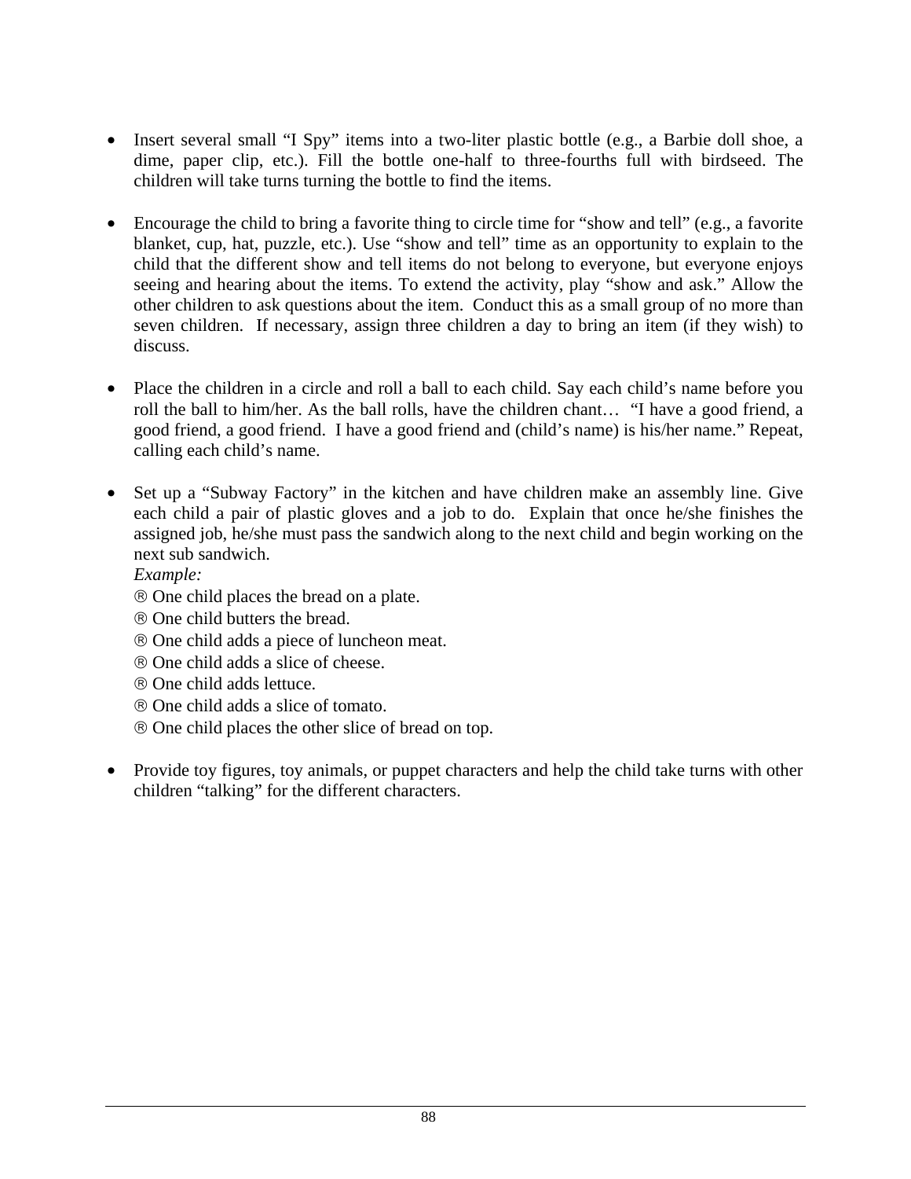- Insert several small “I Spy” items into a two-liter plastic bottle (e.g., a Barbie doll shoe, a dime, paper clip, etc.). Fill the bottle one-half to three-fourths full with birdseed. The children will take turns turning the bottle to find the items.

- Encourage the child to bring a favorite thing to circle time for “show and tell” (e.g., a favorite blanket, cup, hat, puzzle, etc.). Use “show and tell” time as an opportunity to explain to the child that the different show and tell items do not belong to everyone, but everyone enjoys seeing and hearing about the items. To extend the activity, play “show and ask.” Allow the other children to ask questions about the item. Conduct this as a small group of no more than seven children. If necessary, assign three children a day to bring an item (if they wish) to discuss.

- Place the children in a circle and roll a ball to each child. Say each child’s name before you roll the ball to him/her. As the ball rolls, have the children chant… “I have a good friend, a good friend, a good friend. I have a good friend and (child’s name) is his/her name.” Repeat, calling each child’s name.

- Set up a “Subway Factory” in the kitchen and have children make an assembly line. Give each child a pair of plastic gloves and a job to do. Explain that once he/she finishes the assigned job, he/she must pass the sandwich along to the next child and begin working on the next sub sandwich.
  *Example:*
  ® One child places the bread on a plate.
  ® One child butters the bread.
  ® One child adds a piece of luncheon meat.
  ® One child adds a slice of cheese.
  ® One child adds lettuce.
  ® One child adds a slice of tomato.
  ® One child places the other slice of bread on top.

- Provide toy figures, toy animals, or puppet characters and help the child take turns with other children “talking” for the different characters.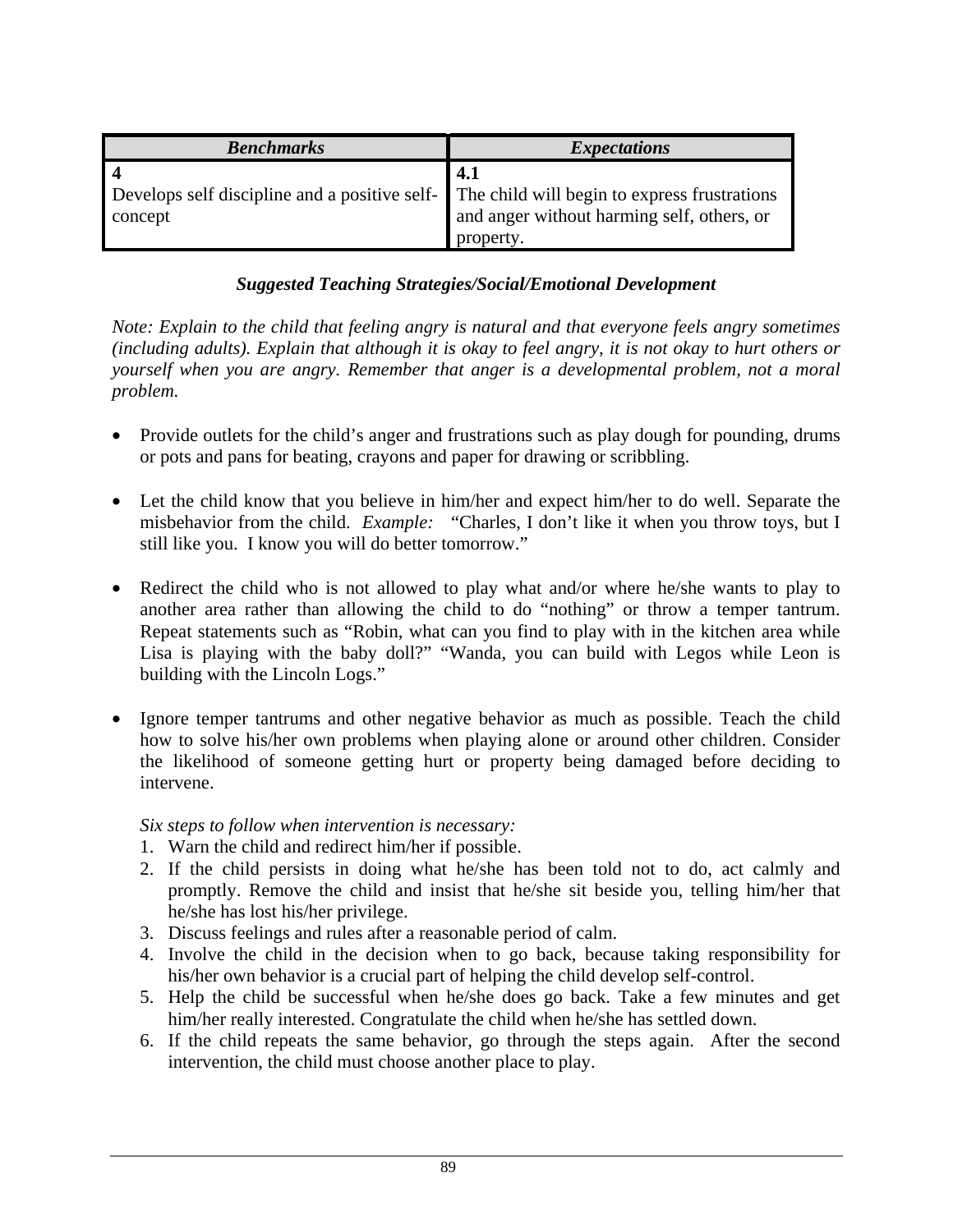| ***Benchmarks*** | ***Expectations*** |
| --- | --- |
| **4**<br>Develops self discipline and a positive self-concept | **4.1**<br>The child will begin to express frustrations and anger without harming self, others, or property. |

### ***Suggested Teaching Strategies/Social/Emotional Development***

*Note: Explain to the child that feeling angry is natural and that everyone feels angry sometimes (including adults). Explain that although it is okay to feel angry, it is not okay to hurt others or yourself when you are angry. Remember that anger is a developmental problem, not a moral problem.*

- Provide outlets for the child's anger and frustrations such as play dough for pounding, drums or pots and pans for beating, crayons and paper for drawing or scribbling.

- Let the child know that you believe in him/her and expect him/her to do well. Separate the misbehavior from the child. *Example:* "Charles, I don't like it when you throw toys, but I still like you. I know you will do better tomorrow."

- Redirect the child who is not allowed to play what and/or where he/she wants to play to another area rather than allowing the child to do "nothing" or throw a temper tantrum. Repeat statements such as "Robin, what can you find to play with in the kitchen area while Lisa is playing with the baby doll?" "Wanda, you can build with Legos while Leon is building with the Lincoln Logs."

- Ignore temper tantrums and other negative behavior as much as possible. Teach the child how to solve his/her own problems when playing alone or around other children. Consider the likelihood of someone getting hurt or property being damaged before deciding to intervene.

  *Six steps to follow when intervention is necessary:*
  1. Warn the child and redirect him/her if possible.
  2. If the child persists in doing what he/she has been told not to do, act calmly and promptly. Remove the child and insist that he/she sit beside you, telling him/her that he/she has lost his/her privilege.
  3. Discuss feelings and rules after a reasonable period of calm.
  4. Involve the child in the decision when to go back, because taking responsibility for his/her own behavior is a crucial part of helping the child develop self-control.
  5. Help the child be successful when he/she does go back. Take a few minutes and get him/her really interested. Congratulate the child when he/she has settled down.
  6. If the child repeats the same behavior, go through the steps again. After the second intervention, the child must choose another place to play.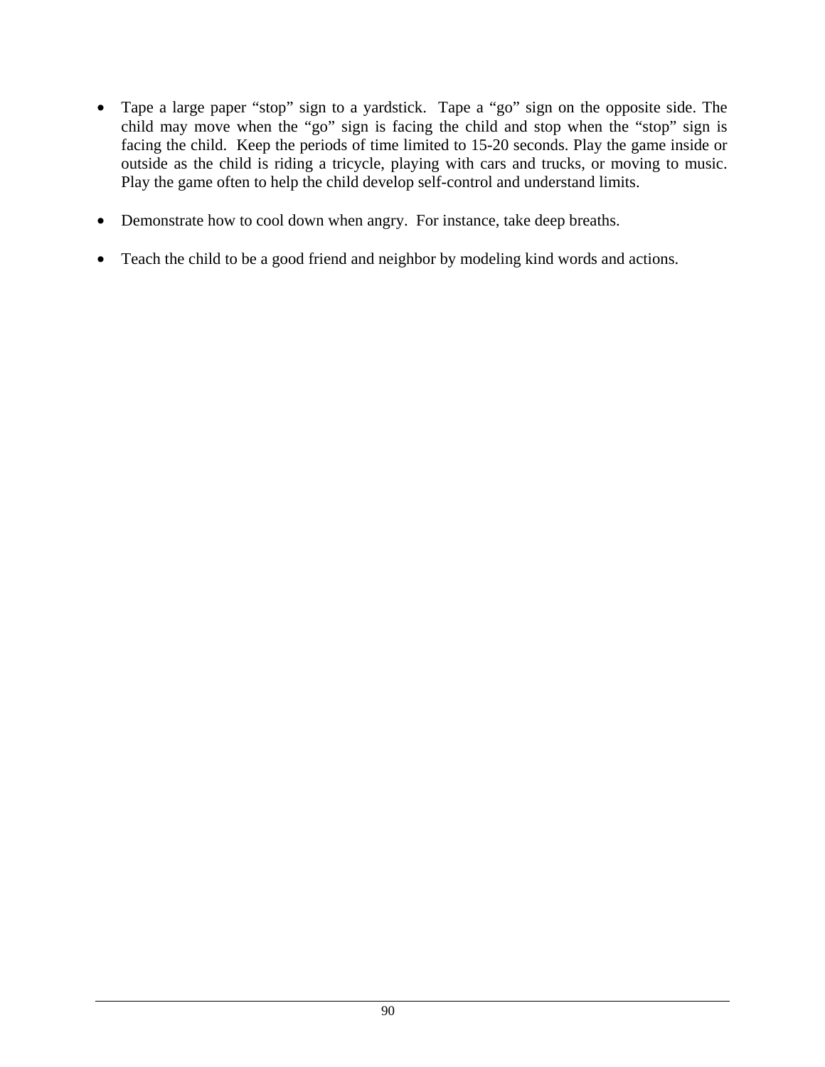- Tape a large paper “stop” sign to a yardstick. Tape a “go” sign on the opposite side. The child may move when the “go” sign is facing the child and stop when the “stop” sign is facing the child. Keep the periods of time limited to 15-20 seconds. Play the game inside or outside as the child is riding a tricycle, playing with cars and trucks, or moving to music. Play the game often to help the child develop self-control and understand limits.

- Demonstrate how to cool down when angry. For instance, take deep breaths.

- Teach the child to be a good friend and neighbor by modeling kind words and actions.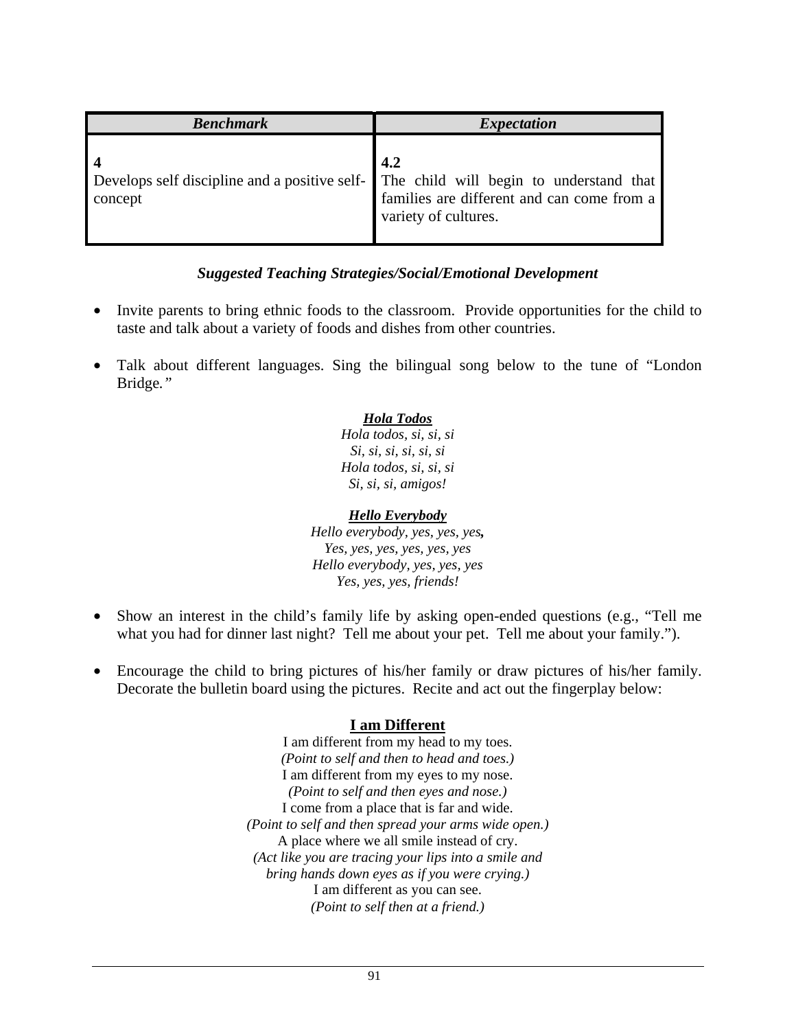| *Benchmark* | *Expectation* |
|---|---|
| **4** Develops self discipline and a positive self-concept | **4.2** The child will begin to understand that families are different and can come from a variety of cultures. |

***Suggested Teaching Strategies/Social/Emotional Development***

- Invite parents to bring ethnic foods to the classroom. Provide opportunities for the child to taste and talk about a variety of foods and dishes from other countries.

- Talk about different languages. Sing the bilingual song below to the tune of "London Bridge*.*"

***Hola Todos***
*Hola todos, si, si, si*
*Si, si, si, si, si, si*
*Hola todos, si, si, si*
*Si, si, si, amigos!*

***Hello Everybody***
*Hello everybody, yes, yes, yes,*
*Yes, yes, yes, yes, yes, yes*
*Hello everybody, yes, yes, yes*
*Yes, yes, yes, friends!*

- Show an interest in the child's family life by asking open-ended questions (e.g., "Tell me what you had for dinner last night? Tell me about your pet. Tell me about your family.").

- Encourage the child to bring pictures of his/her family or draw pictures of his/her family. Decorate the bulletin board using the pictures. Recite and act out the fingerplay below:

**I am Different**
I am different from my head to my toes.
*(Point to self and then to head and toes.)*
I am different from my eyes to my nose.
*(Point to self and then eyes and nose.)*
I come from a place that is far and wide.
*(Point to self and then spread your arms wide open.)*
A place where we all smile instead of cry.
*(Act like you are tracing your lips into a smile and bring hands down eyes as if you were crying.)*
I am different as you can see.
*(Point to self then at a friend.)*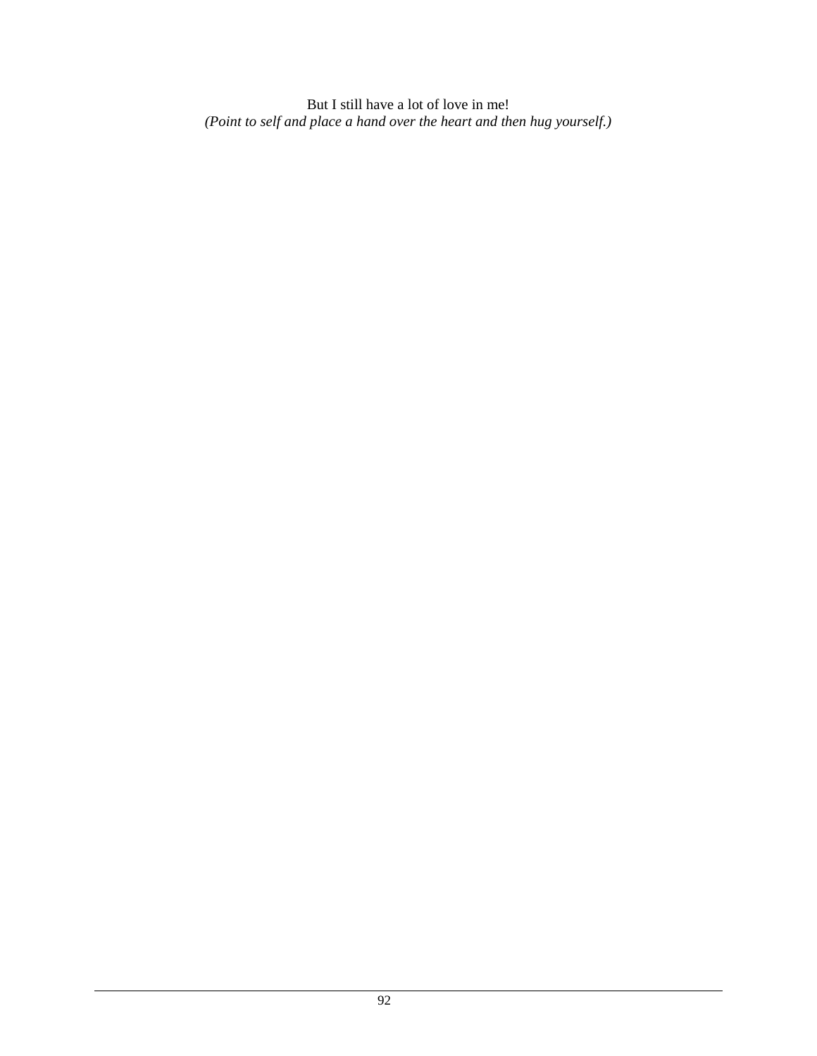But I still have a lot of love in me!
*(Point to self and place a hand over the heart and then hug yourself.)*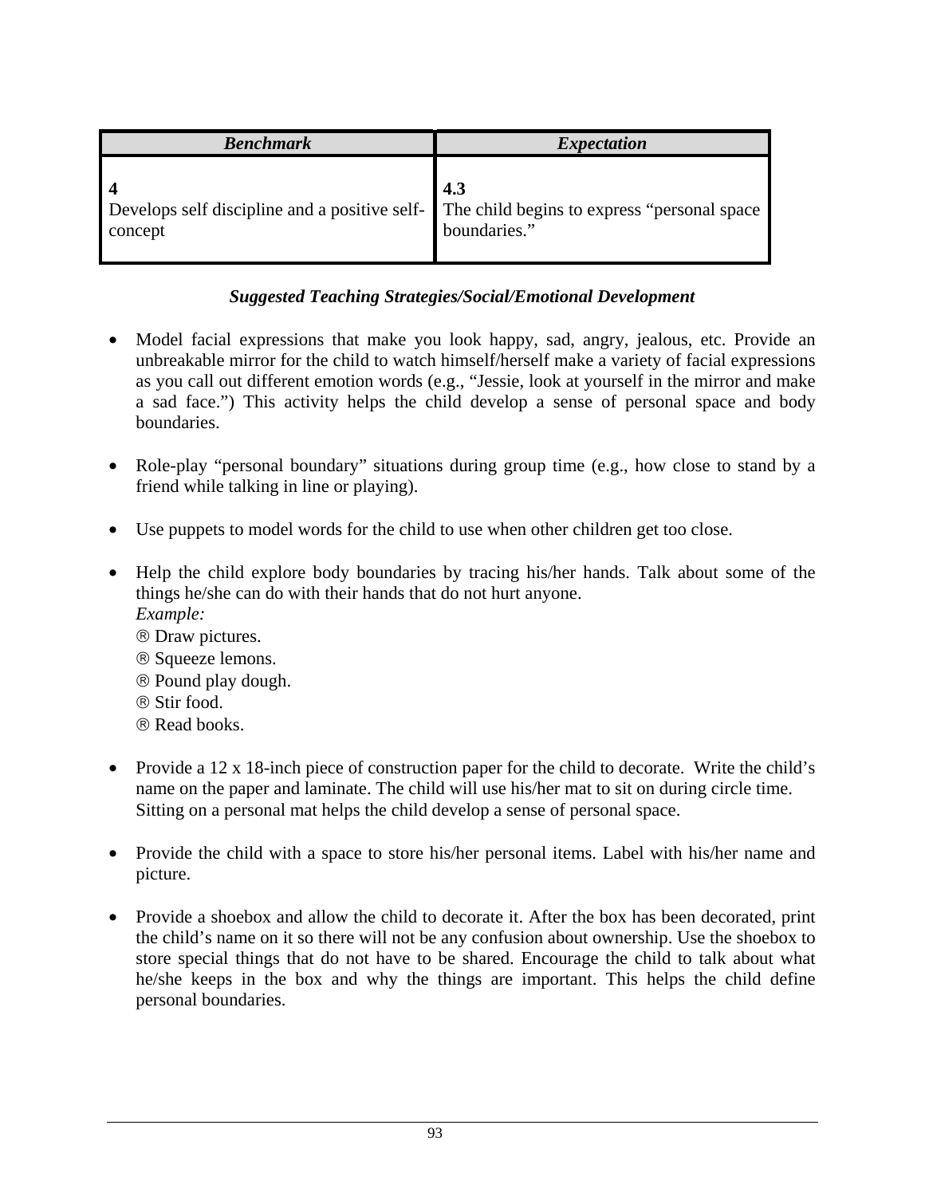| Benchmark | Expectation |
| --- | --- |
| **4**<br>Develops self discipline and a positive self-concept | **4.3**<br>The child begins to express "personal space boundaries." |

***Suggested Teaching Strategies/Social/Emotional Development***

- Model facial expressions that make you look happy, sad, angry, jealous, etc. Provide an unbreakable mirror for the child to watch himself/herself make a variety of facial expressions as you call out different emotion words (e.g., "Jessie, look at yourself in the mirror and make a sad face.") This activity helps the child develop a sense of personal space and body boundaries.

- Role-play "personal boundary" situations during group time (e.g., how close to stand by a friend while talking in line or playing).

- Use puppets to model words for the child to use when other children get too close.

- Help the child explore body boundaries by tracing his/her hands. Talk about some of the things he/she can do with their hands that do not hurt anyone.
  *Example:*
  ® Draw pictures.
  ® Squeeze lemons.
  ® Pound play dough.
  ® Stir food.
  ® Read books.

- Provide a 12 x 18-inch piece of construction paper for the child to decorate. Write the child's name on the paper and laminate. The child will use his/her mat to sit on during circle time. Sitting on a personal mat helps the child develop a sense of personal space.

- Provide the child with a space to store his/her personal items. Label with his/her name and picture.

- Provide a shoebox and allow the child to decorate it. After the box has been decorated, print the child's name on it so there will not be any confusion about ownership. Use the shoebox to store special things that do not have to be shared. Encourage the child to talk about what he/she keeps in the box and why the things are important. This helps the child define personal boundaries.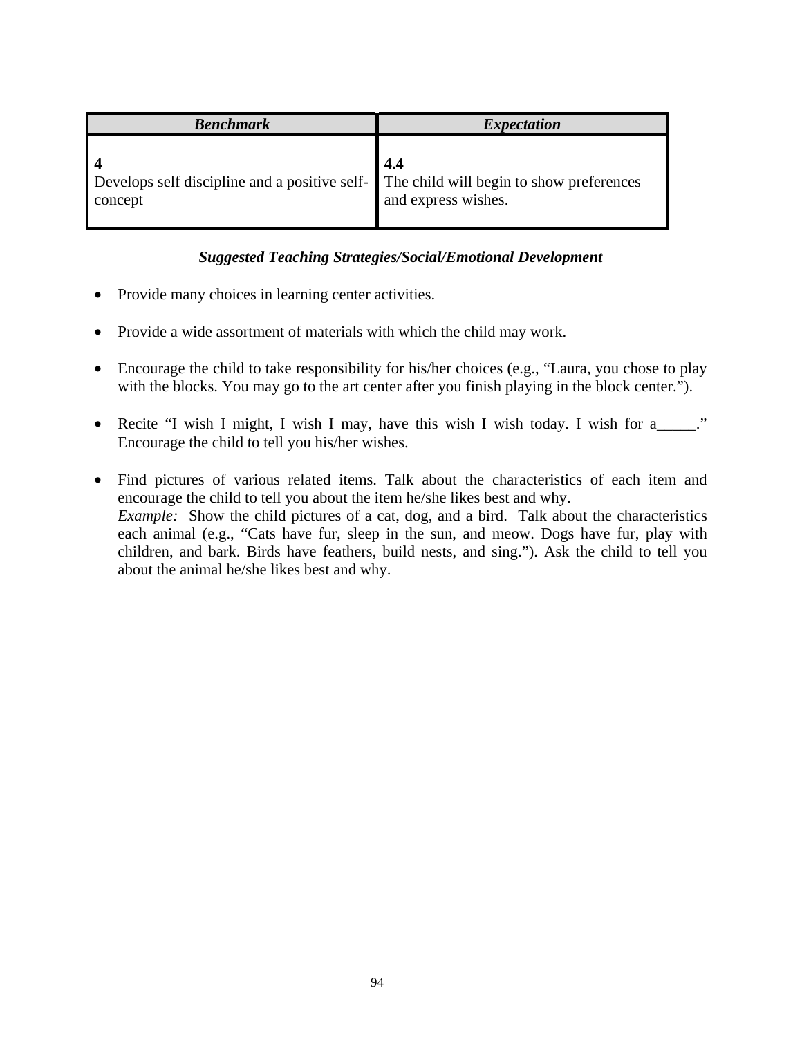| *Benchmark* | *Expectation* |
|---|---|
| **4**<br>Develops self discipline and a positive self-concept | **4.4**<br>The child will begin to show preferences and express wishes. |

***Suggested Teaching Strategies/Social/Emotional Development***

- Provide many choices in learning center activities.
- Provide a wide assortment of materials with which the child may work.
- Encourage the child to take responsibility for his/her choices (e.g., "Laura, you chose to play with the blocks. You may go to the art center after you finish playing in the block center.").
- Recite "I wish I might, I wish I may, have this wish I wish today. I wish for a_____." Encourage the child to tell you his/her wishes.
- Find pictures of various related items. Talk about the characteristics of each item and encourage the child to tell you about the item he/she likes best and why.
  *Example:* Show the child pictures of a cat, dog, and a bird. Talk about the characteristics each animal (e.g., "Cats have fur, sleep in the sun, and meow. Dogs have fur, play with children, and bark. Birds have feathers, build nests, and sing."). Ask the child to tell you about the animal he/she likes best and why.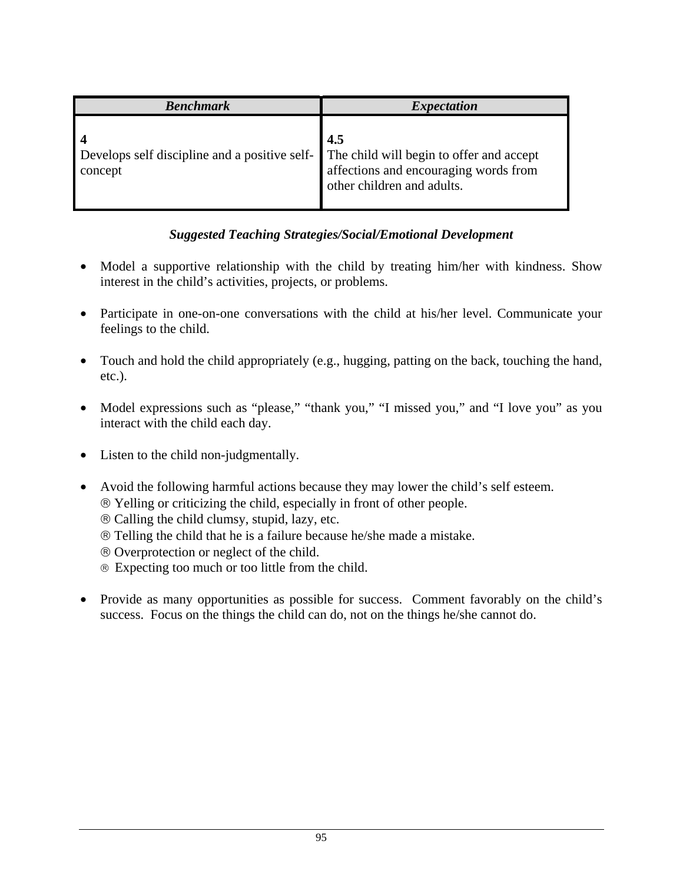| ***Benchmark*** | ***Expectation*** |
|---|---|
| **4**<br>Develops self discipline and a positive self-concept | **4.5**<br>The child will begin to offer and accept affections and encouraging words from other children and adults. |

***Suggested Teaching Strategies/Social/Emotional Development***

- Model a supportive relationship with the child by treating him/her with kindness. Show interest in the child's activities, projects, or problems.

- Participate in one-on-one conversations with the child at his/her level. Communicate your feelings to the child.

- Touch and hold the child appropriately (e.g., hugging, patting on the back, touching the hand, etc.).

- Model expressions such as "please," "thank you," "I missed you," and "I love you" as you interact with the child each day.

- Listen to the child non-judgmentally.

- Avoid the following harmful actions because they may lower the child's self esteem.
  ® Yelling or criticizing the child, especially in front of other people.
  ® Calling the child clumsy, stupid, lazy, etc.
  ® Telling the child that he is a failure because he/she made a mistake.
  ® Overprotection or neglect of the child.
  ® Expecting too much or too little from the child.

- Provide as many opportunities as possible for success. Comment favorably on the child's success. Focus on the things the child can do, not on the things he/she cannot do.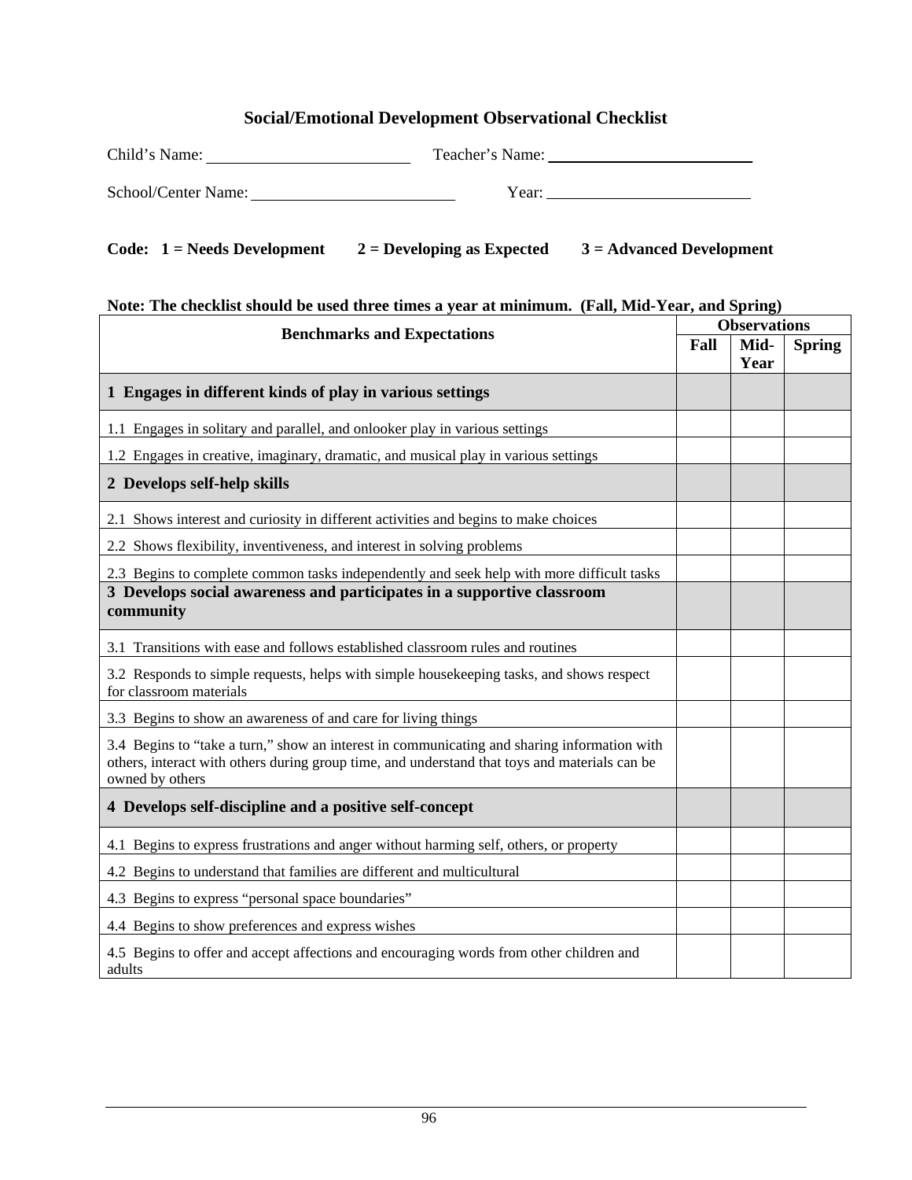# Social/Emotional Development Observational Checklist

Child's Name: ________________________ Teacher's Name: ________________________

School/Center Name: ________________________ Year: ________________________

**Code: 1 = Needs Development 2 = Developing as Expected 3 = Advanced Development**

**Note: The checklist should be used three times a year at minimum. (Fall, Mid-Year, and Spring)**

| Benchmarks and Expectations | Observations | | |
|---|---|---|---|
| | **Fall** | **Mid-Year** | **Spring** |
| **1 Engages in different kinds of play in various settings** | | | |
| 1.1 Engages in solitary and parallel, and onlooker play in various settings | | | |
| 1.2 Engages in creative, imaginary, dramatic, and musical play in various settings | | | |
| **2 Develops self-help skills** | | | |
| 2.1 Shows interest and curiosity in different activities and begins to make choices | | | |
| 2.2 Shows flexibility, inventiveness, and interest in solving problems | | | |
| 2.3 Begins to complete common tasks independently and seek help with more difficult tasks | | | |
| **3 Develops social awareness and participates in a supportive classroom community** | | | |
| 3.1 Transitions with ease and follows established classroom rules and routines | | | |
| 3.2 Responds to simple requests, helps with simple housekeeping tasks, and shows respect for classroom materials | | | |
| 3.3 Begins to show an awareness of and care for living things | | | |
| 3.4 Begins to "take a turn," show an interest in communicating and sharing information with others, interact with others during group time, and understand that toys and materials can be owned by others | | | |
| **4 Develops self-discipline and a positive self-concept** | | | |
| 4.1 Begins to express frustrations and anger without harming self, others, or property | | | |
| 4.2 Begins to understand that families are different and multicultural | | | |
| 4.3 Begins to express "personal space boundaries" | | | |
| 4.4 Begins to show preferences and express wishes | | | |
| 4.5 Begins to offer and accept affections and encouraging words from other children and adults | | | |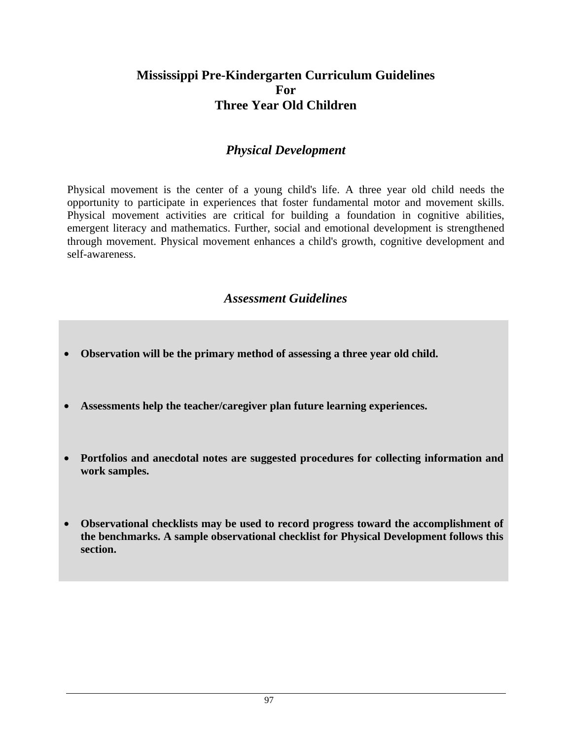# Mississippi Pre-Kindergarten Curriculum Guidelines
# For
# Three Year Old Children

## *Physical Development*

Physical movement is the center of a young child's life. A three year old child needs the opportunity to participate in experiences that foster fundamental motor and movement skills. Physical movement activities are critical for building a foundation in cognitive abilities, emergent literacy and mathematics. Further, social and emotional development is strengthened through movement. Physical movement enhances a child's growth, cognitive development and self-awareness.

## *Assessment Guidelines*

- **Observation will be the primary method of assessing a three year old child.**

- **Assessments help the teacher/caregiver plan future learning experiences.**

- **Portfolios and anecdotal notes are suggested procedures for collecting information and work samples.**

- **Observational checklists may be used to record progress toward the accomplishment of the benchmarks. A sample observational checklist for Physical Development follows this section.**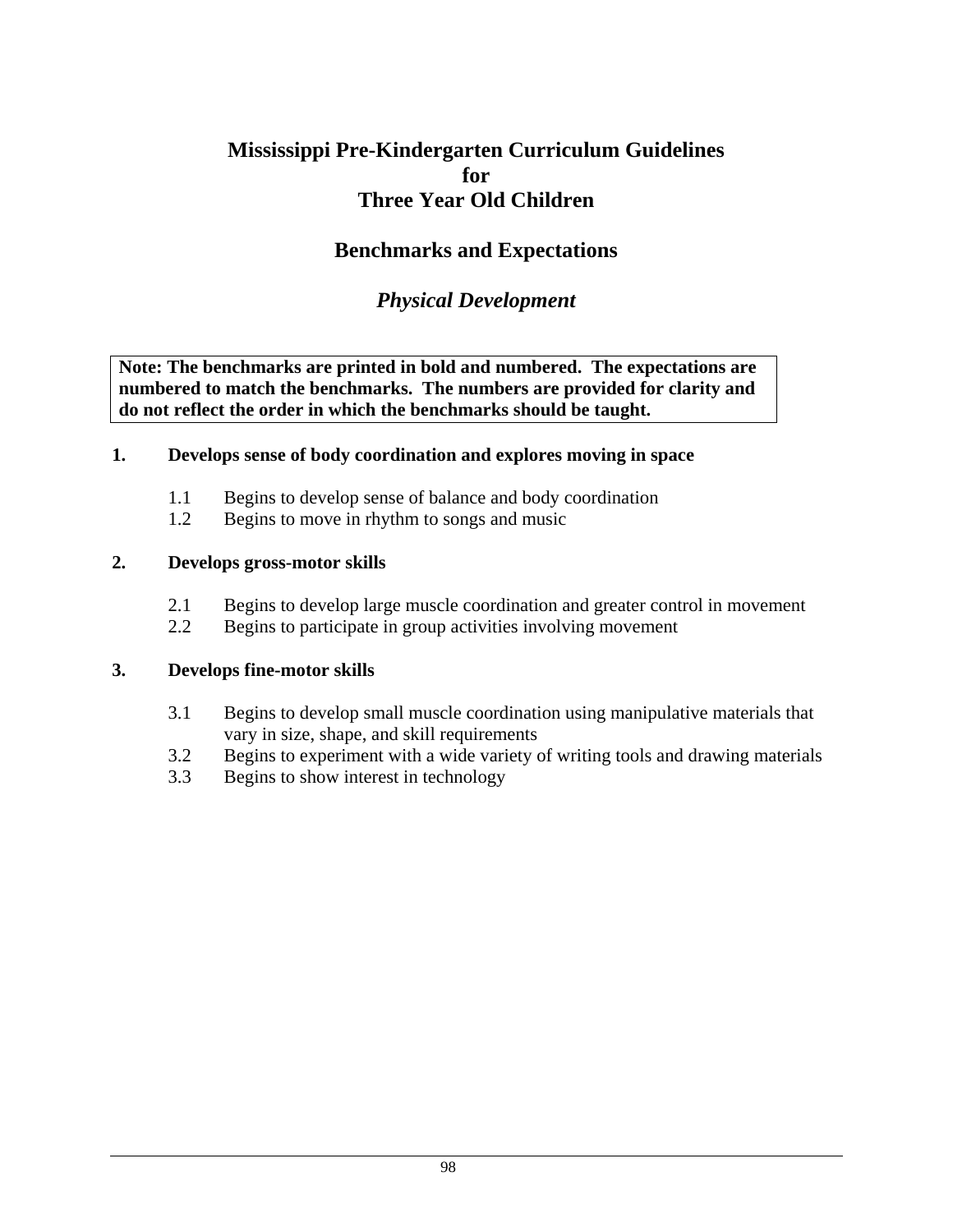# Mississippi Pre-Kindergarten Curriculum Guidelines for Three Year Old Children

## Benchmarks and Expectations

### *Physical Development*

**Note: The benchmarks are printed in bold and numbered. The expectations are numbered to match the benchmarks. The numbers are provided for clarity and do not reflect the order in which the benchmarks should be taught.**

**1. Develops sense of body coordination and explores moving in space**

- 1.1 Begins to develop sense of balance and body coordination
- 1.2 Begins to move in rhythm to songs and music

**2. Develops gross-motor skills**

- 2.1 Begins to develop large muscle coordination and greater control in movement
- 2.2 Begins to participate in group activities involving movement

**3. Develops fine-motor skills**

- 3.1 Begins to develop small muscle coordination using manipulative materials that vary in size, shape, and skill requirements
- 3.2 Begins to experiment with a wide variety of writing tools and drawing materials
- 3.3 Begins to show interest in technology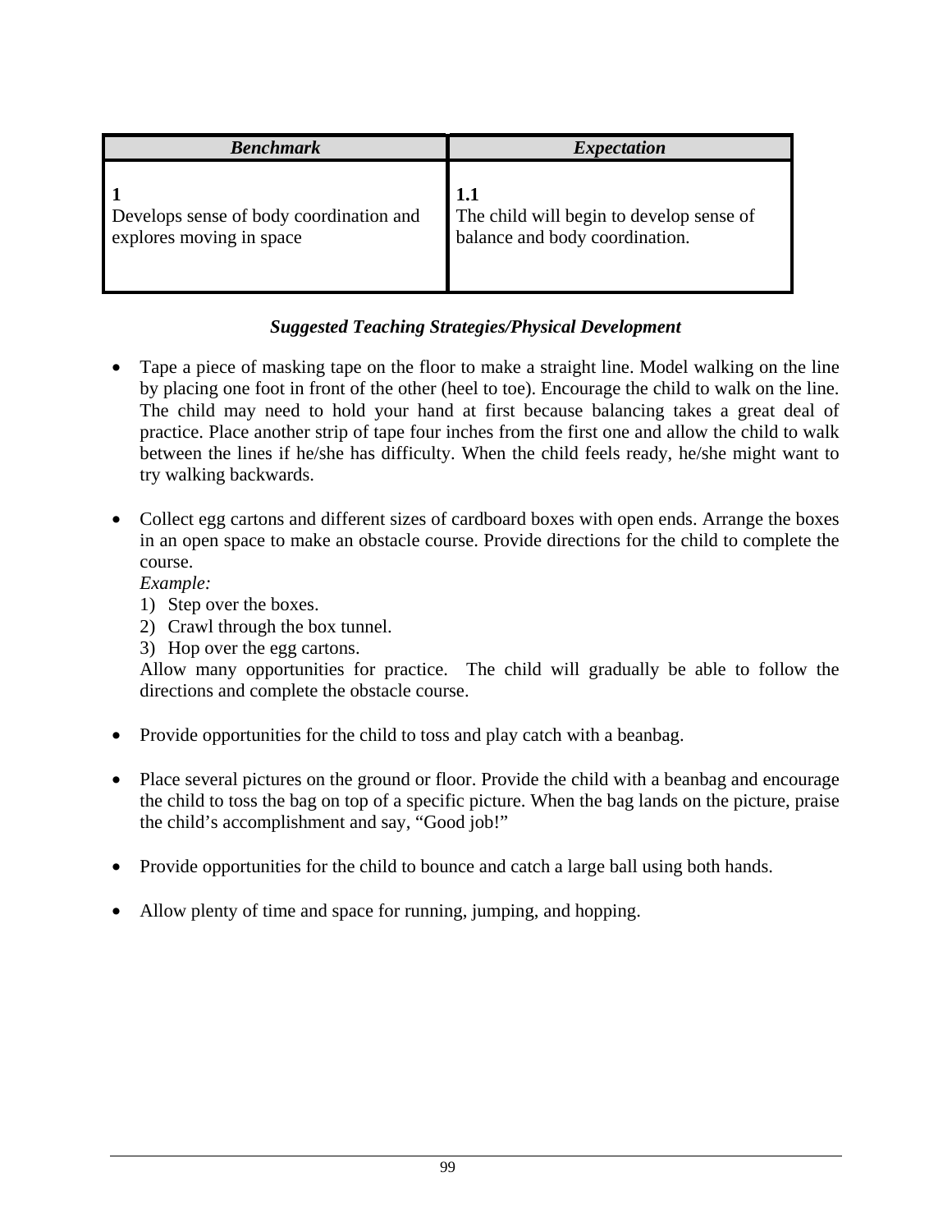| ***Benchmark*** | ***Expectation*** |
|---|---|
| **1**<br>Develops sense of body coordination and explores moving in space | **1.1**<br>The child will begin to develop sense of balance and body coordination. |

***Suggested Teaching Strategies/Physical Development***

- Tape a piece of masking tape on the floor to make a straight line. Model walking on the line by placing one foot in front of the other (heel to toe). Encourage the child to walk on the line. The child may need to hold your hand at first because balancing takes a great deal of practice. Place another strip of tape four inches from the first one and allow the child to walk between the lines if he/she has difficulty. When the child feels ready, he/she might want to try walking backwards.

- Collect egg cartons and different sizes of cardboard boxes with open ends. Arrange the boxes in an open space to make an obstacle course. Provide directions for the child to complete the course.
  *Example:*
  1) Step over the boxes.
  2) Crawl through the box tunnel.
  3) Hop over the egg cartons.

  Allow many opportunities for practice. The child will gradually be able to follow the directions and complete the obstacle course.

- Provide opportunities for the child to toss and play catch with a beanbag.

- Place several pictures on the ground or floor. Provide the child with a beanbag and encourage the child to toss the bag on top of a specific picture. When the bag lands on the picture, praise the child's accomplishment and say, "Good job!"

- Provide opportunities for the child to bounce and catch a large ball using both hands.

- Allow plenty of time and space for running, jumping, and hopping.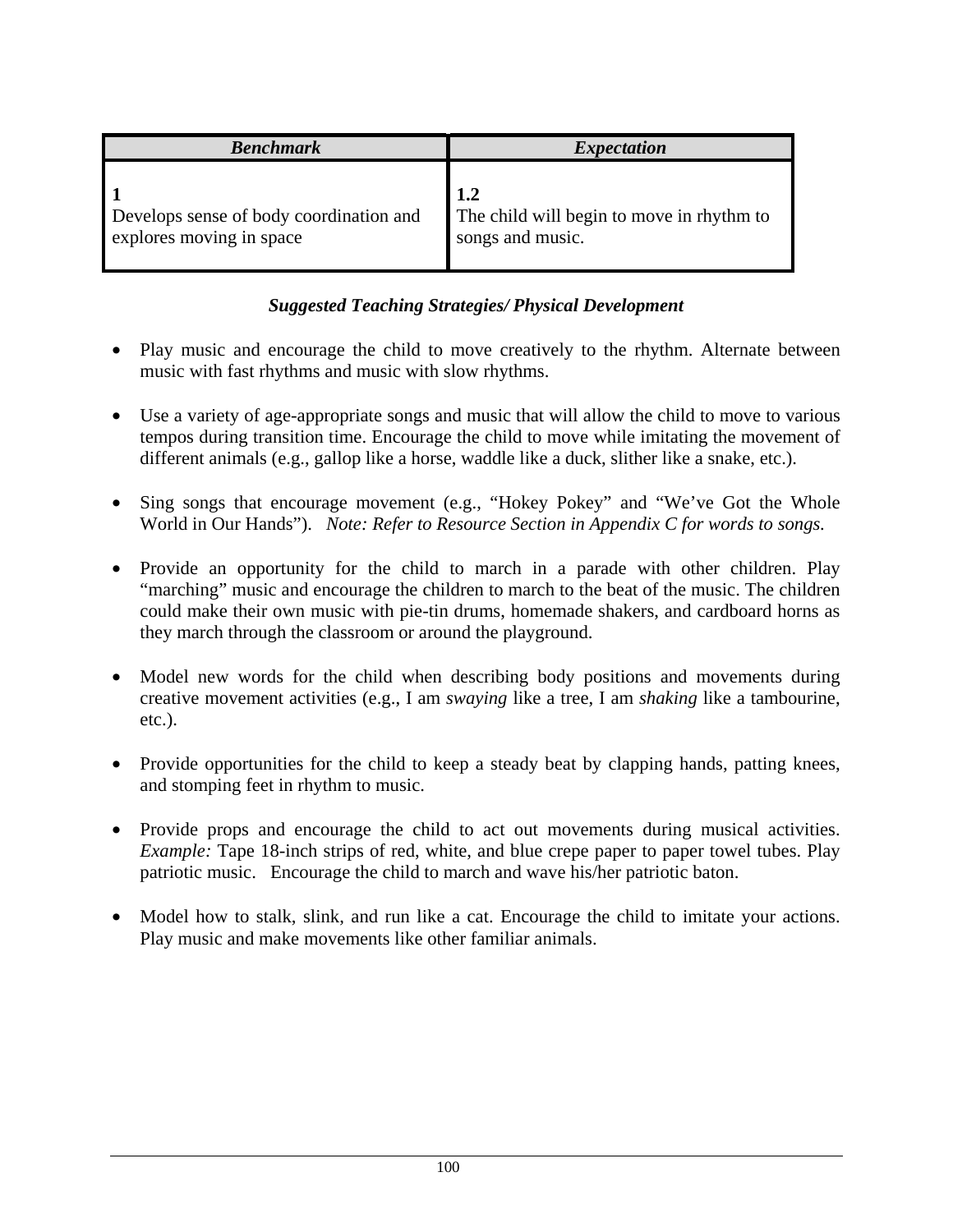| ***Benchmark*** | ***Expectation*** |
|---|---|
| **1**<br>Develops sense of body coordination and explores moving in space | **1.2**<br>The child will begin to move in rhythm to songs and music. |

***Suggested Teaching Strategies/ Physical Development***

- Play music and encourage the child to move creatively to the rhythm. Alternate between music with fast rhythms and music with slow rhythms.
- Use a variety of age-appropriate songs and music that will allow the child to move to various tempos during transition time. Encourage the child to move while imitating the movement of different animals (e.g., gallop like a horse, waddle like a duck, slither like a snake, etc.).
- Sing songs that encourage movement (e.g., "Hokey Pokey" and "We've Got the Whole World in Our Hands"). *Note: Refer to Resource Section in Appendix C for words to songs.*
- Provide an opportunity for the child to march in a parade with other children. Play "marching" music and encourage the children to march to the beat of the music. The children could make their own music with pie-tin drums, homemade shakers, and cardboard horns as they march through the classroom or around the playground.
- Model new words for the child when describing body positions and movements during creative movement activities (e.g., I am *swaying* like a tree, I am *shaking* like a tambourine, etc.).
- Provide opportunities for the child to keep a steady beat by clapping hands, patting knees, and stomping feet in rhythm to music.
- Provide props and encourage the child to act out movements during musical activities. *Example:* Tape 18-inch strips of red, white, and blue crepe paper to paper towel tubes. Play patriotic music. Encourage the child to march and wave his/her patriotic baton.
- Model how to stalk, slink, and run like a cat. Encourage the child to imitate your actions. Play music and make movements like other familiar animals.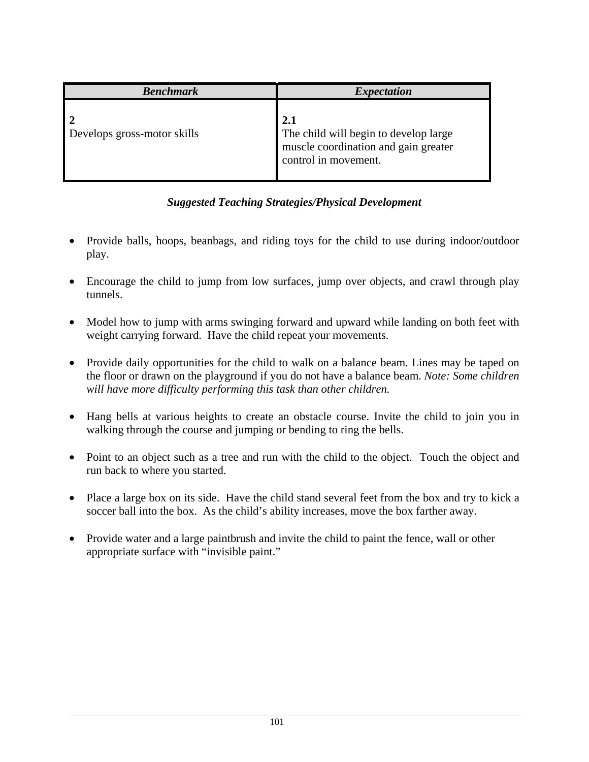| ***Benchmark*** | ***Expectation*** |
|---|---|
| **2**<br>Develops gross-motor skills | **2.1**<br>The child will begin to develop large muscle coordination and gain greater control in movement. |

***Suggested Teaching Strategies/Physical Development***

- Provide balls, hoops, beanbags, and riding toys for the child to use during indoor/outdoor play.

- Encourage the child to jump from low surfaces, jump over objects, and crawl through play tunnels.

- Model how to jump with arms swinging forward and upward while landing on both feet with weight carrying forward. Have the child repeat your movements.

- Provide daily opportunities for the child to walk on a balance beam. Lines may be taped on the floor or drawn on the playground if you do not have a balance beam. *Note: Some children will have more difficulty performing this task than other children.*

- Hang bells at various heights to create an obstacle course. Invite the child to join you in walking through the course and jumping or bending to ring the bells.

- Point to an object such as a tree and run with the child to the object. Touch the object and run back to where you started.

- Place a large box on its side. Have the child stand several feet from the box and try to kick a soccer ball into the box. As the child's ability increases, move the box farther away.

- Provide water and a large paintbrush and invite the child to paint the fence, wall or other appropriate surface with "invisible paint."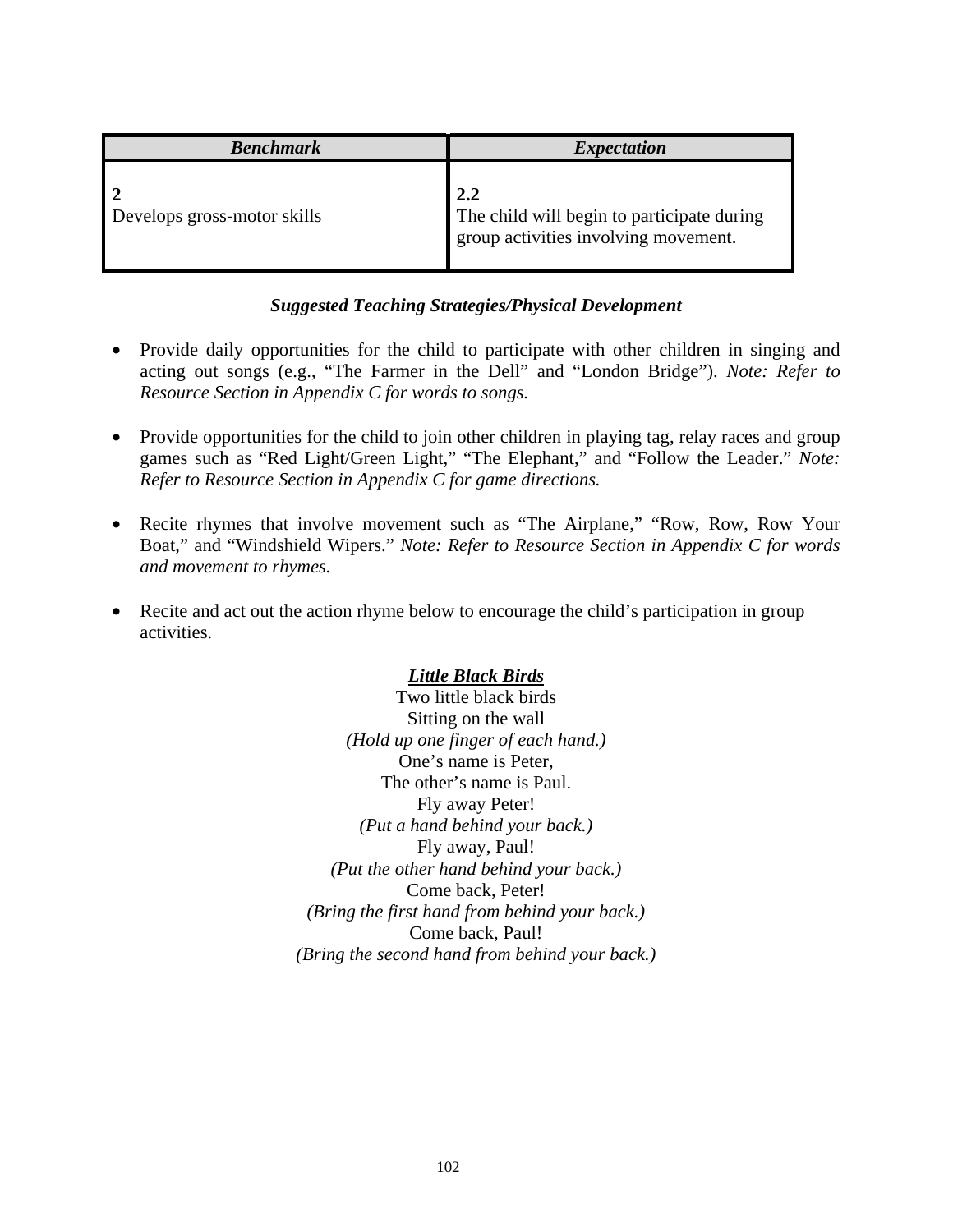| *Benchmark* | *Expectation* |
|---|---|
| **2**<br>Develops gross-motor skills | **2.2**<br>The child will begin to participate during group activities involving movement. |

***Suggested Teaching Strategies/Physical Development***

- Provide daily opportunities for the child to participate with other children in singing and acting out songs (e.g., "The Farmer in the Dell" and "London Bridge"). *Note: Refer to Resource Section in Appendix C for words to songs.*

- Provide opportunities for the child to join other children in playing tag, relay races and group games such as "Red Light/Green Light," "The Elephant," and "Follow the Leader." *Note: Refer to Resource Section in Appendix C for game directions.*

- Recite rhymes that involve movement such as "The Airplane," "Row, Row, Row Your Boat," and "Windshield Wipers." *Note: Refer to Resource Section in Appendix C for words and movement to rhymes.*

- Recite and act out the action rhyme below to encourage the child's participation in group activities.

***Little Black Birds***

Two little black birds
Sitting on the wall
*(Hold up one finger of each hand.)*
One's name is Peter,
The other's name is Paul.
Fly away Peter!
*(Put a hand behind your back.)*
Fly away, Paul!
*(Put the other hand behind your back.)*
Come back, Peter!
*(Bring the first hand from behind your back.)*
Come back, Paul!
*(Bring the second hand from behind your back.)*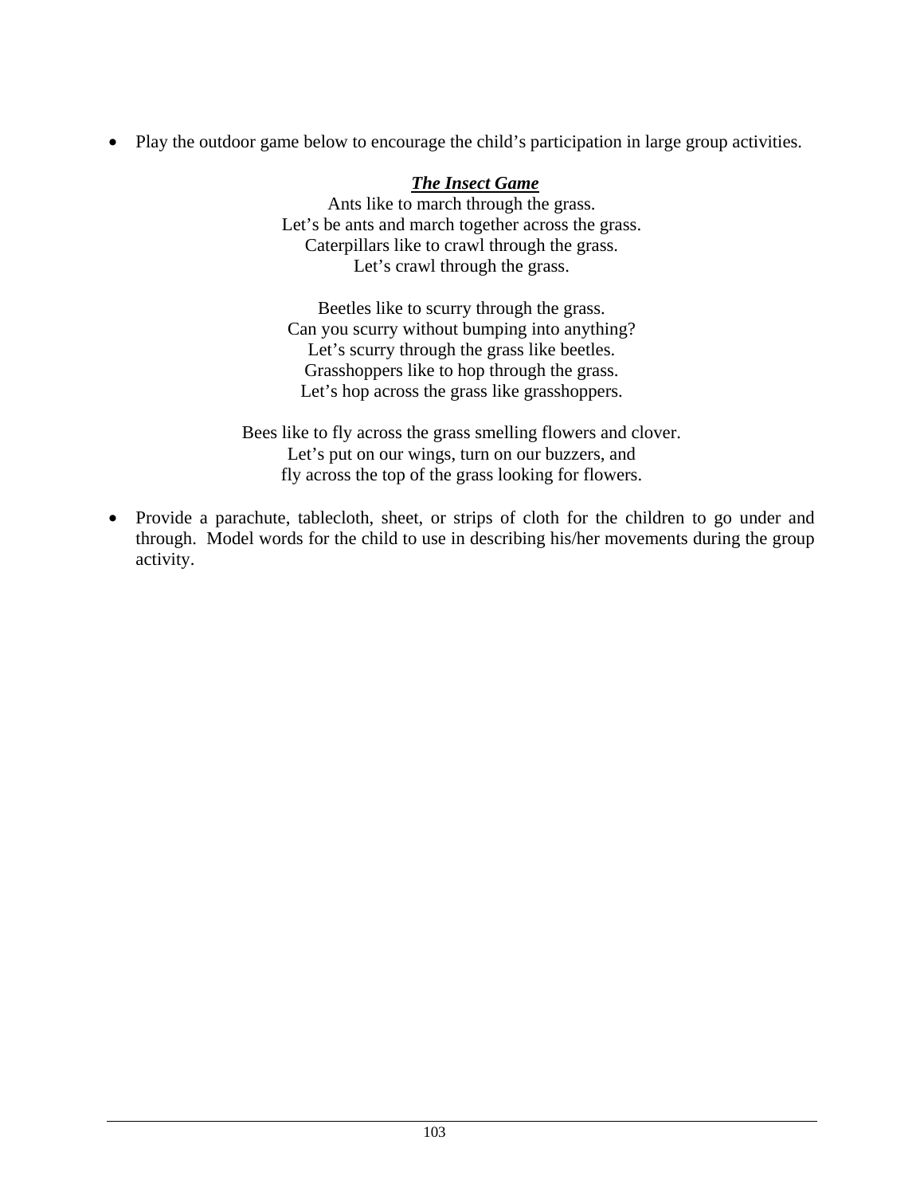- Play the outdoor game below to encourage the child's participation in large group activities.

***The Insect Game***

Ants like to march through the grass.
Let's be ants and march together across the grass.
Caterpillars like to crawl through the grass.
Let's crawl through the grass.

Beetles like to scurry through the grass.
Can you scurry without bumping into anything?
Let's scurry through the grass like beetles.
Grasshoppers like to hop through the grass.
Let's hop across the grass like grasshoppers.

Bees like to fly across the grass smelling flowers and clover.
Let's put on our wings, turn on our buzzers, and
fly across the top of the grass looking for flowers.

- Provide a parachute, tablecloth, sheet, or strips of cloth for the children to go under and through. Model words for the child to use in describing his/her movements during the group activity.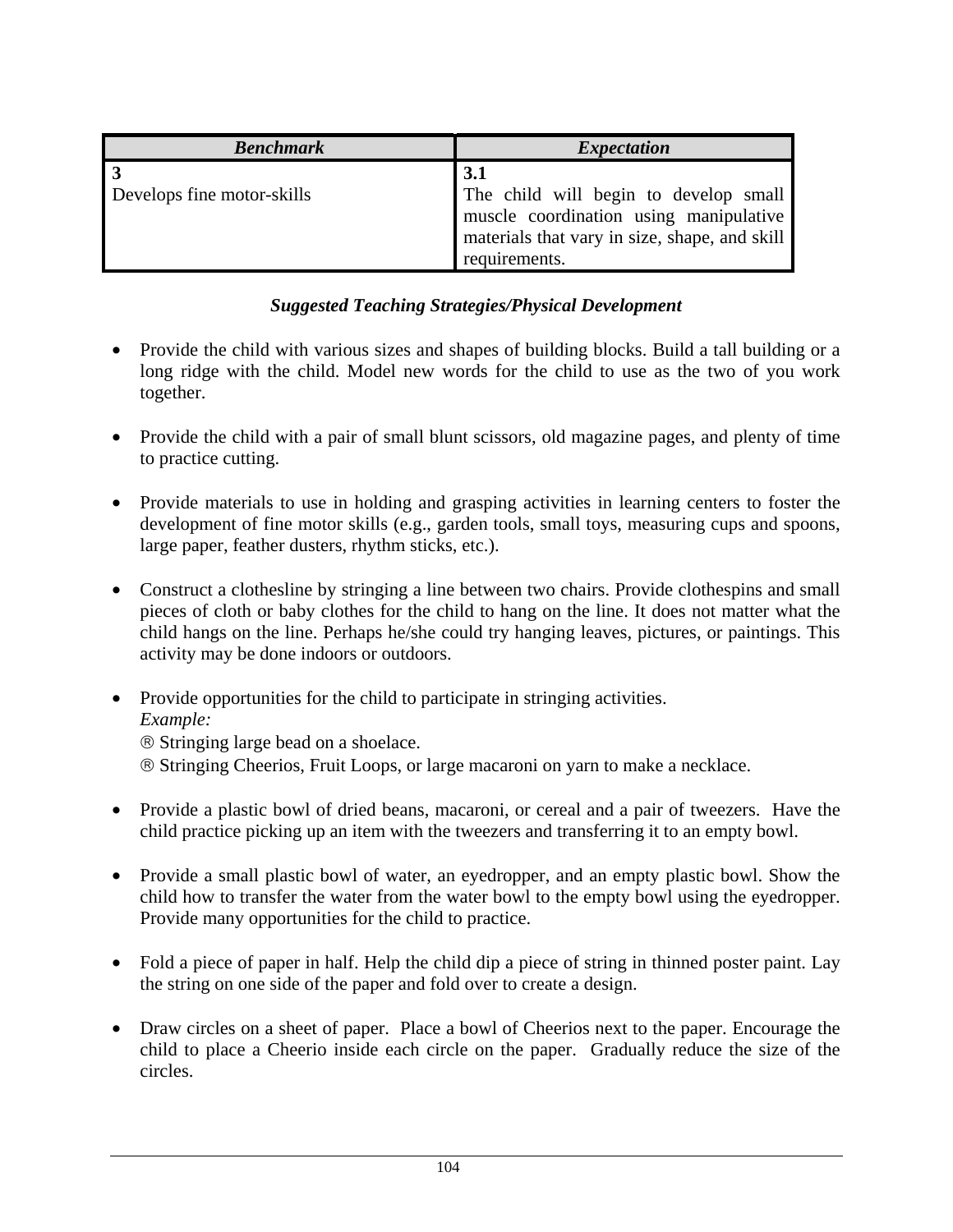| Benchmark | Expectation |
|---|---|
| **3**<br>Develops fine motor-skills | **3.1**<br>The child will begin to develop small muscle coordination using manipulative materials that vary in size, shape, and skill requirements. |

***Suggested Teaching Strategies/Physical Development***

- Provide the child with various sizes and shapes of building blocks. Build a tall building or a long ridge with the child. Model new words for the child to use as the two of you work together.

- Provide the child with a pair of small blunt scissors, old magazine pages, and plenty of time to practice cutting.

- Provide materials to use in holding and grasping activities in learning centers to foster the development of fine motor skills (e.g., garden tools, small toys, measuring cups and spoons, large paper, feather dusters, rhythm sticks, etc.).

- Construct a clothesline by stringing a line between two chairs. Provide clothespins and small pieces of cloth or baby clothes for the child to hang on the line. It does not matter what the child hangs on the line. Perhaps he/she could try hanging leaves, pictures, or paintings. This activity may be done indoors or outdoors.

- Provide opportunities for the child to participate in stringing activities.
  *Example:*
  ® Stringing large bead on a shoelace.
  ® Stringing Cheerios, Fruit Loops, or large macaroni on yarn to make a necklace.

- Provide a plastic bowl of dried beans, macaroni, or cereal and a pair of tweezers. Have the child practice picking up an item with the tweezers and transferring it to an empty bowl.

- Provide a small plastic bowl of water, an eyedropper, and an empty plastic bowl. Show the child how to transfer the water from the water bowl to the empty bowl using the eyedropper. Provide many opportunities for the child to practice.

- Fold a piece of paper in half. Help the child dip a piece of string in thinned poster paint. Lay the string on one side of the paper and fold over to create a design.

- Draw circles on a sheet of paper. Place a bowl of Cheerios next to the paper. Encourage the child to place a Cheerio inside each circle on the paper. Gradually reduce the size of the circles.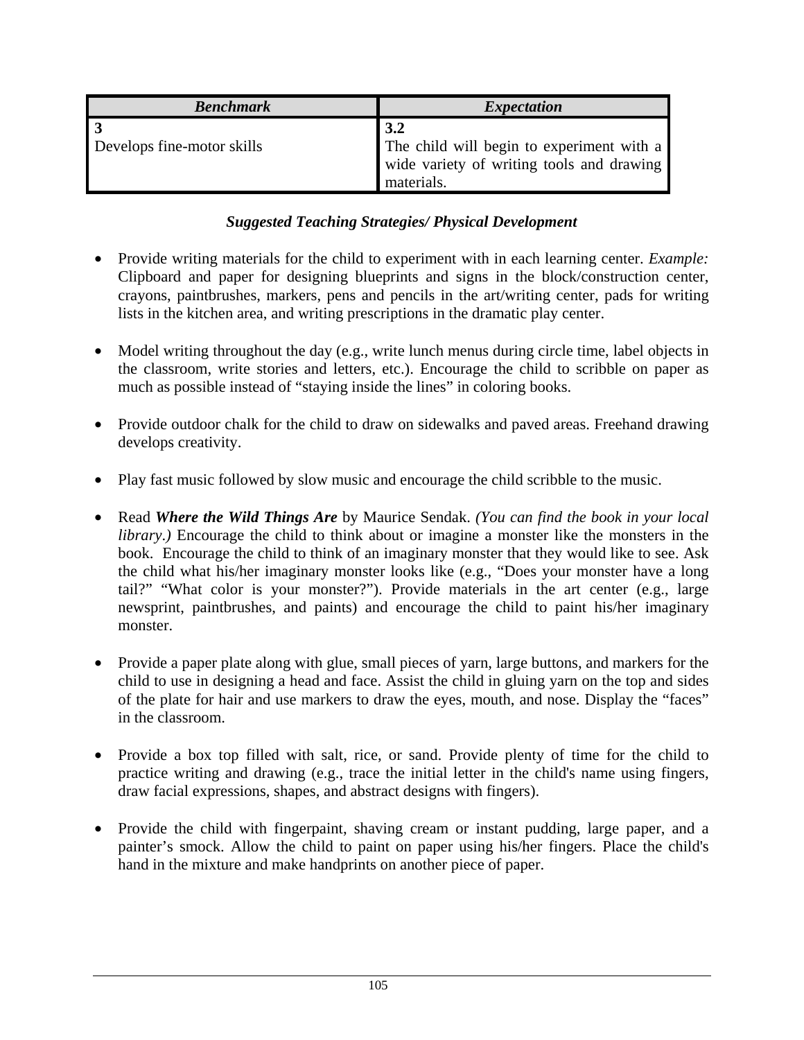| *Benchmark* | *Expectation* |
|---|---|
| **3**<br>Develops fine-motor skills | **3.2**<br>The child will begin to experiment with a wide variety of writing tools and drawing materials. |

***Suggested Teaching Strategies/ Physical Development***

- Provide writing materials for the child to experiment with in each learning center. *Example:* Clipboard and paper for designing blueprints and signs in the block/construction center, crayons, paintbrushes, markers, pens and pencils in the art/writing center, pads for writing lists in the kitchen area, and writing prescriptions in the dramatic play center.

- Model writing throughout the day (e.g., write lunch menus during circle time, label objects in the classroom, write stories and letters, etc.). Encourage the child to scribble on paper as much as possible instead of "staying inside the lines" in coloring books.

- Provide outdoor chalk for the child to draw on sidewalks and paved areas. Freehand drawing develops creativity.

- Play fast music followed by slow music and encourage the child scribble to the music.

- Read ***Where the Wild Things Are*** by Maurice Sendak. *(You can find the book in your local library.)* Encourage the child to think about or imagine a monster like the monsters in the book. Encourage the child to think of an imaginary monster that they would like to see. Ask the child what his/her imaginary monster looks like (e.g., "Does your monster have a long tail?" "What color is your monster?"). Provide materials in the art center (e.g., large newsprint, paintbrushes, and paints) and encourage the child to paint his/her imaginary monster.

- Provide a paper plate along with glue, small pieces of yarn, large buttons, and markers for the child to use in designing a head and face. Assist the child in gluing yarn on the top and sides of the plate for hair and use markers to draw the eyes, mouth, and nose. Display the "faces" in the classroom.

- Provide a box top filled with salt, rice, or sand. Provide plenty of time for the child to practice writing and drawing (e.g., trace the initial letter in the child's name using fingers, draw facial expressions, shapes, and abstract designs with fingers).

- Provide the child with fingerpaint, shaving cream or instant pudding, large paper, and a painter's smock. Allow the child to paint on paper using his/her fingers. Place the child's hand in the mixture and make handprints on another piece of paper.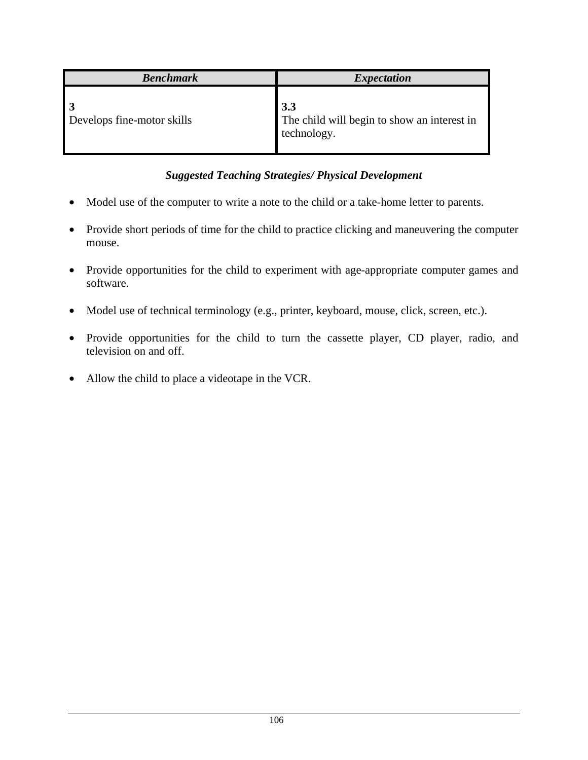| *Benchmark* | *Expectation* |
|---|---|
| **3** Develops fine-motor skills | **3.3** The child will begin to show an interest in technology. |

***Suggested Teaching Strategies/ Physical Development***

- Model use of the computer to write a note to the child or a take-home letter to parents.
- Provide short periods of time for the child to practice clicking and maneuvering the computer mouse.
- Provide opportunities for the child to experiment with age-appropriate computer games and software.
- Model use of technical terminology (e.g., printer, keyboard, mouse, click, screen, etc.).
- Provide opportunities for the child to turn the cassette player, CD player, radio, and television on and off.
- Allow the child to place a videotape in the VCR.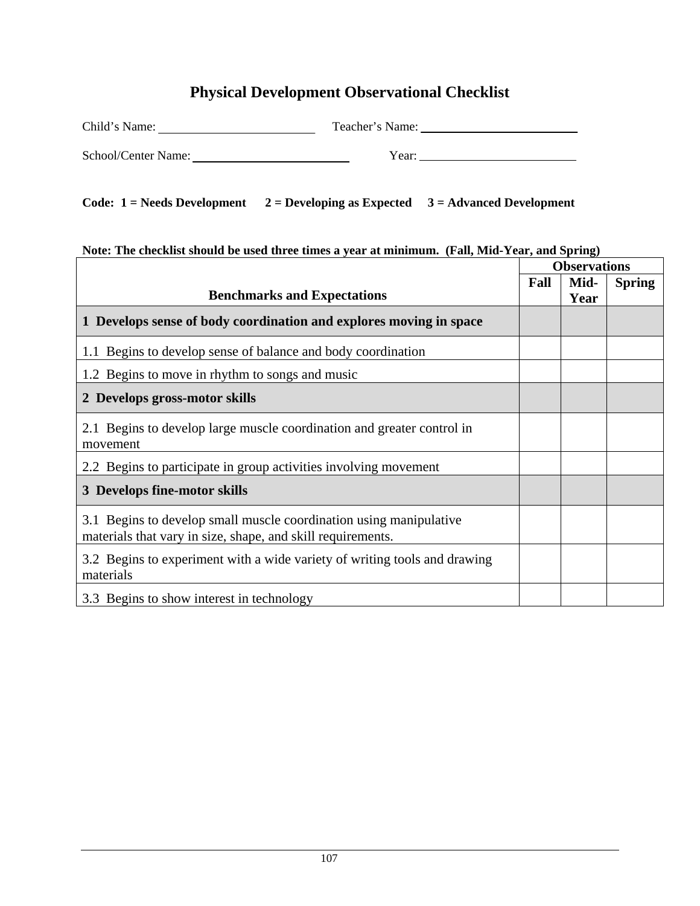# Physical Development Observational Checklist

Child's Name: ________________________ Teacher's Name: ________________________

School/Center Name: ________________________ Year: ________________________

**Code: 1 = Needs Development 2 = Developing as Expected 3 = Advanced Development**

**Note: The checklist should be used three times a year at minimum. (Fall, Mid-Year, and Spring)**

| | **Observations** | | |
|---|---|---|---|
| **Benchmarks and Expectations** | **Fall** | **Mid-Year** | **Spring** |
| **1 Develops sense of body coordination and explores moving in space** | | | |
| 1.1 Begins to develop sense of balance and body coordination | | | |
| 1.2 Begins to move in rhythm to songs and music | | | |
| **2 Develops gross-motor skills** | | | |
| 2.1 Begins to develop large muscle coordination and greater control in movement | | | |
| 2.2 Begins to participate in group activities involving movement | | | |
| **3 Develops fine-motor skills** | | | |
| 3.1 Begins to develop small muscle coordination using manipulative materials that vary in size, shape, and skill requirements. | | | |
| 3.2 Begins to experiment with a wide variety of writing tools and drawing materials | | | |
| 3.3 Begins to show interest in technology | | | |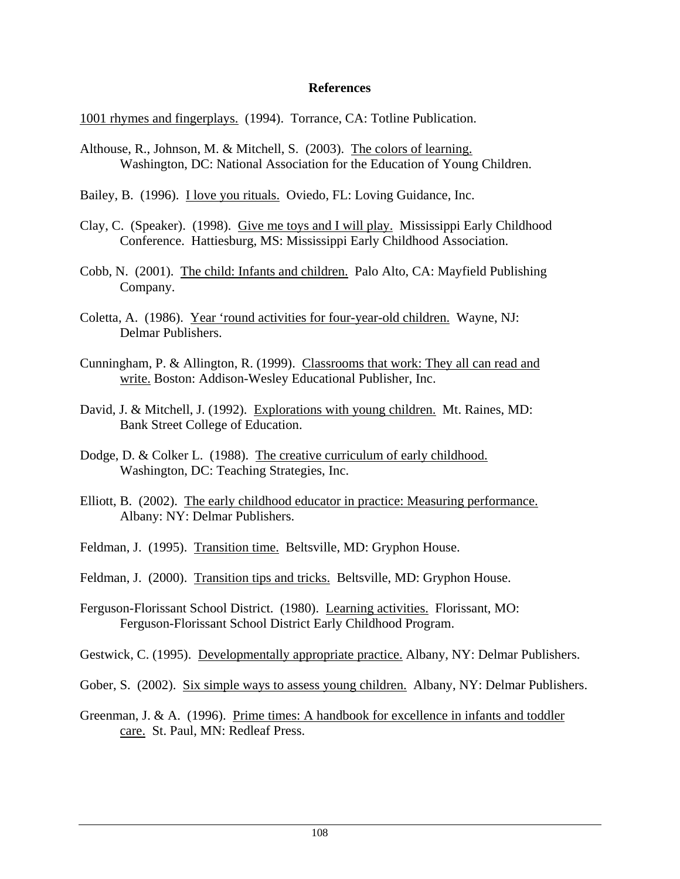# References

1001 rhymes and fingerplays. (1994). Torrance, CA: Totline Publication.

Althouse, R., Johnson, M. & Mitchell, S. (2003). The colors of learning. Washington, DC: National Association for the Education of Young Children.

Bailey, B. (1996). I love you rituals. Oviedo, FL: Loving Guidance, Inc.

Clay, C. (Speaker). (1998). Give me toys and I will play. Mississippi Early Childhood Conference. Hattiesburg, MS: Mississippi Early Childhood Association.

Cobb, N. (2001). The child: Infants and children. Palo Alto, CA: Mayfield Publishing Company.

Coletta, A. (1986). Year 'round activities for four-year-old children. Wayne, NJ: Delmar Publishers.

Cunningham, P. & Allington, R. (1999). Classrooms that work: They all can read and write. Boston: Addison-Wesley Educational Publisher, Inc.

David, J. & Mitchell, J. (1992). Explorations with young children. Mt. Raines, MD: Bank Street College of Education.

Dodge, D. & Colker L. (1988). The creative curriculum of early childhood. Washington, DC: Teaching Strategies, Inc.

Elliott, B. (2002). The early childhood educator in practice: Measuring performance. Albany: NY: Delmar Publishers.

Feldman, J. (1995). Transition time. Beltsville, MD: Gryphon House.

Feldman, J. (2000). Transition tips and tricks. Beltsville, MD: Gryphon House.

Ferguson-Florissant School District. (1980). Learning activities. Florissant, MO: Ferguson-Florissant School District Early Childhood Program.

Gestwick, C. (1995). Developmentally appropriate practice. Albany, NY: Delmar Publishers.

Gober, S. (2002). Six simple ways to assess young children. Albany, NY: Delmar Publishers.

Greenman, J. & A. (1996). Prime times: A handbook for excellence in infants and toddler care. St. Paul, MN: Redleaf Press.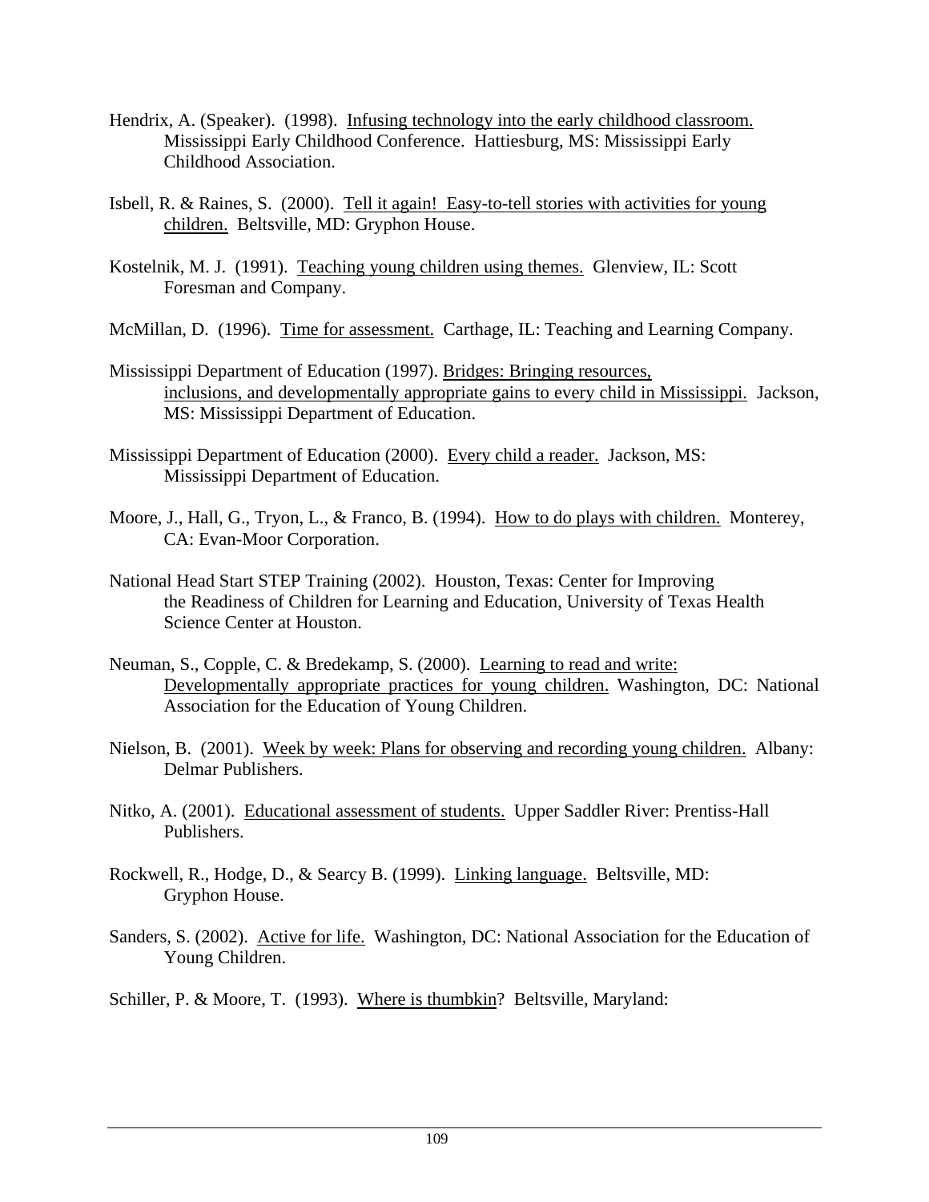Hendrix, A. (Speaker). (1998). Infusing technology into the early childhood classroom. Mississippi Early Childhood Conference. Hattiesburg, MS: Mississippi Early Childhood Association.

Isbell, R. & Raines, S. (2000). Tell it again! Easy-to-tell stories with activities for young children. Beltsville, MD: Gryphon House.

Kostelnik, M. J. (1991). Teaching young children using themes. Glenview, IL: Scott Foresman and Company.

McMillan, D. (1996). Time for assessment. Carthage, IL: Teaching and Learning Company.

Mississippi Department of Education (1997). Bridges: Bringing resources, inclusions, and developmentally appropriate gains to every child in Mississippi. Jackson, MS: Mississippi Department of Education.

Mississippi Department of Education (2000). Every child a reader. Jackson, MS: Mississippi Department of Education.

Moore, J., Hall, G., Tryon, L., & Franco, B. (1994). How to do plays with children. Monterey, CA: Evan-Moor Corporation.

National Head Start STEP Training (2002). Houston, Texas: Center for Improving the Readiness of Children for Learning and Education, University of Texas Health Science Center at Houston.

Neuman, S., Copple, C. & Bredekamp, S. (2000). Learning to read and write: Developmentally appropriate practices for young children. Washington, DC: National Association for the Education of Young Children.

Nielson, B. (2001). Week by week: Plans for observing and recording young children. Albany: Delmar Publishers.

Nitko, A. (2001). Educational assessment of students. Upper Saddler River: Prentiss-Hall Publishers.

Rockwell, R., Hodge, D., & Searcy B. (1999). Linking language. Beltsville, MD: Gryphon House.

Sanders, S. (2002). Active for life. Washington, DC: National Association for the Education of Young Children.

Schiller, P. & Moore, T. (1993). Where is thumbkin? Beltsville, Maryland: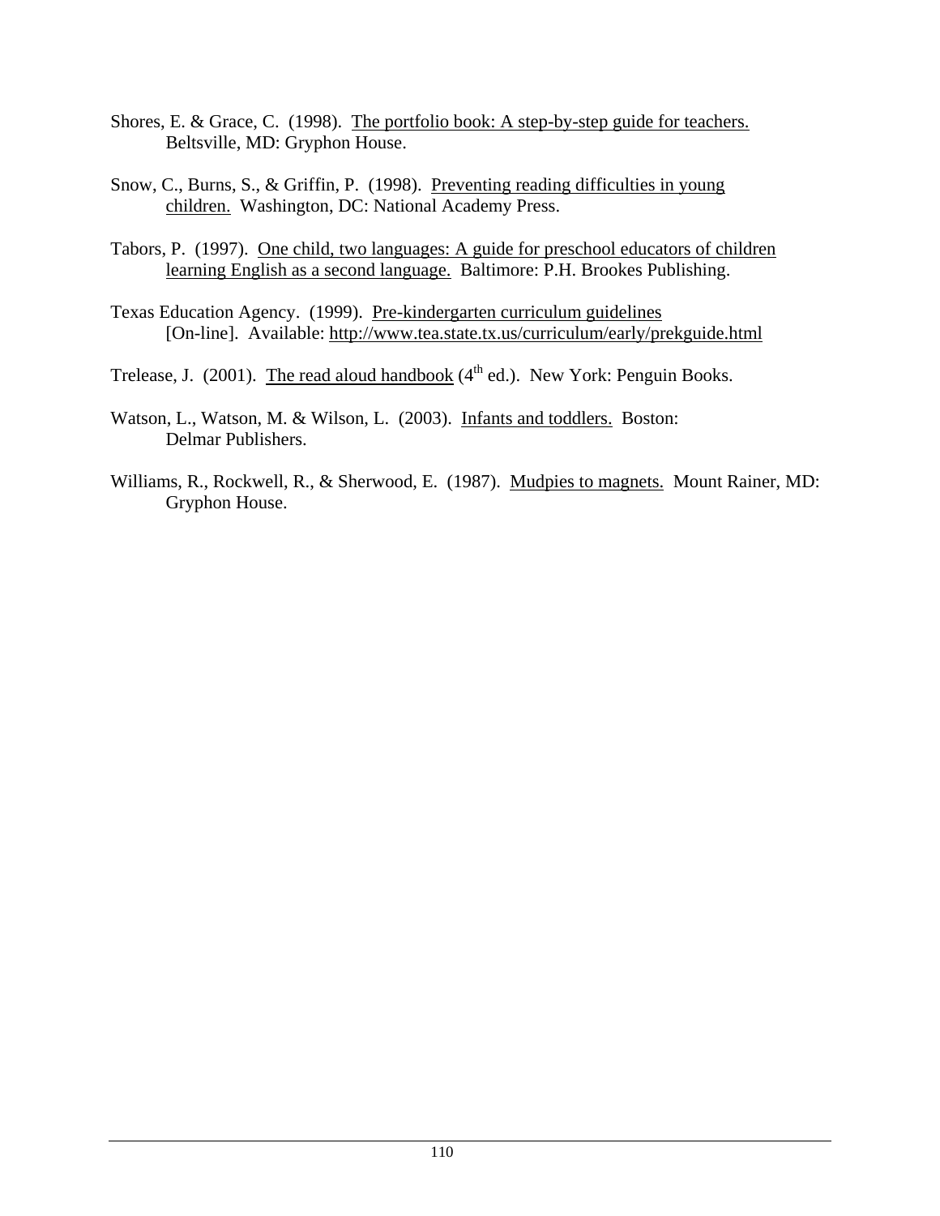Shores, E. & Grace, C. (1998). The portfolio book: A step-by-step guide for teachers. Beltsville, MD: Gryphon House.

Snow, C., Burns, S., & Griffin, P. (1998). Preventing reading difficulties in young children. Washington, DC: National Academy Press.

Tabors, P. (1997). One child, two languages: A guide for preschool educators of children learning English as a second language. Baltimore: P.H. Brookes Publishing.

Texas Education Agency. (1999). Pre-kindergarten curriculum guidelines [On-line]. Available: http://www.tea.state.tx.us/curriculum/early/prekguide.html

Trelease, J. (2001). The read aloud handbook (4th ed.). New York: Penguin Books.

Watson, L., Watson, M. & Wilson, L. (2003). Infants and toddlers. Boston: Delmar Publishers.

Williams, R., Rockwell, R., & Sherwood, E. (1987). Mudpies to magnets. Mount Rainer, MD: Gryphon House.